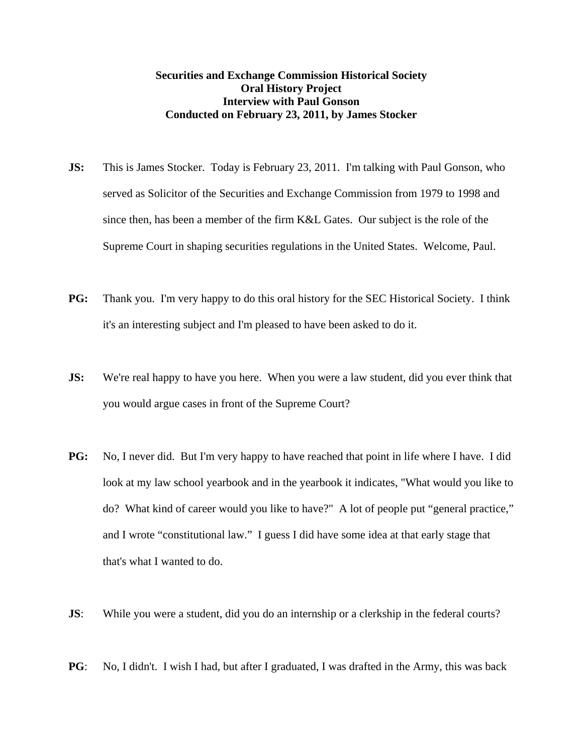**Securities and Exchange Commission Historical Society**
**Oral History Project**
**Interview with Paul Gonson**
**Conducted on February 23, 2011, by James Stocker**

**JS:** This is James Stocker. Today is February 23, 2011. I'm talking with Paul Gonson, who served as Solicitor of the Securities and Exchange Commission from 1979 to 1998 and since then, has been a member of the firm K&L Gates. Our subject is the role of the Supreme Court in shaping securities regulations in the United States. Welcome, Paul.

**PG:** Thank you. I'm very happy to do this oral history for the SEC Historical Society. I think it's an interesting subject and I'm pleased to have been asked to do it.

**JS:** We're real happy to have you here. When you were a law student, did you ever think that you would argue cases in front of the Supreme Court?

**PG:** No, I never did. But I'm very happy to have reached that point in life where I have. I did look at my law school yearbook and in the yearbook it indicates, "What would you like to do? What kind of career would you like to have?" A lot of people put "general practice," and I wrote "constitutional law." I guess I did have some idea at that early stage that that's what I wanted to do.

**JS**: While you were a student, did you do an internship or a clerkship in the federal courts?

**PG**: No, I didn't. I wish I had, but after I graduated, I was drafted in the Army, this was back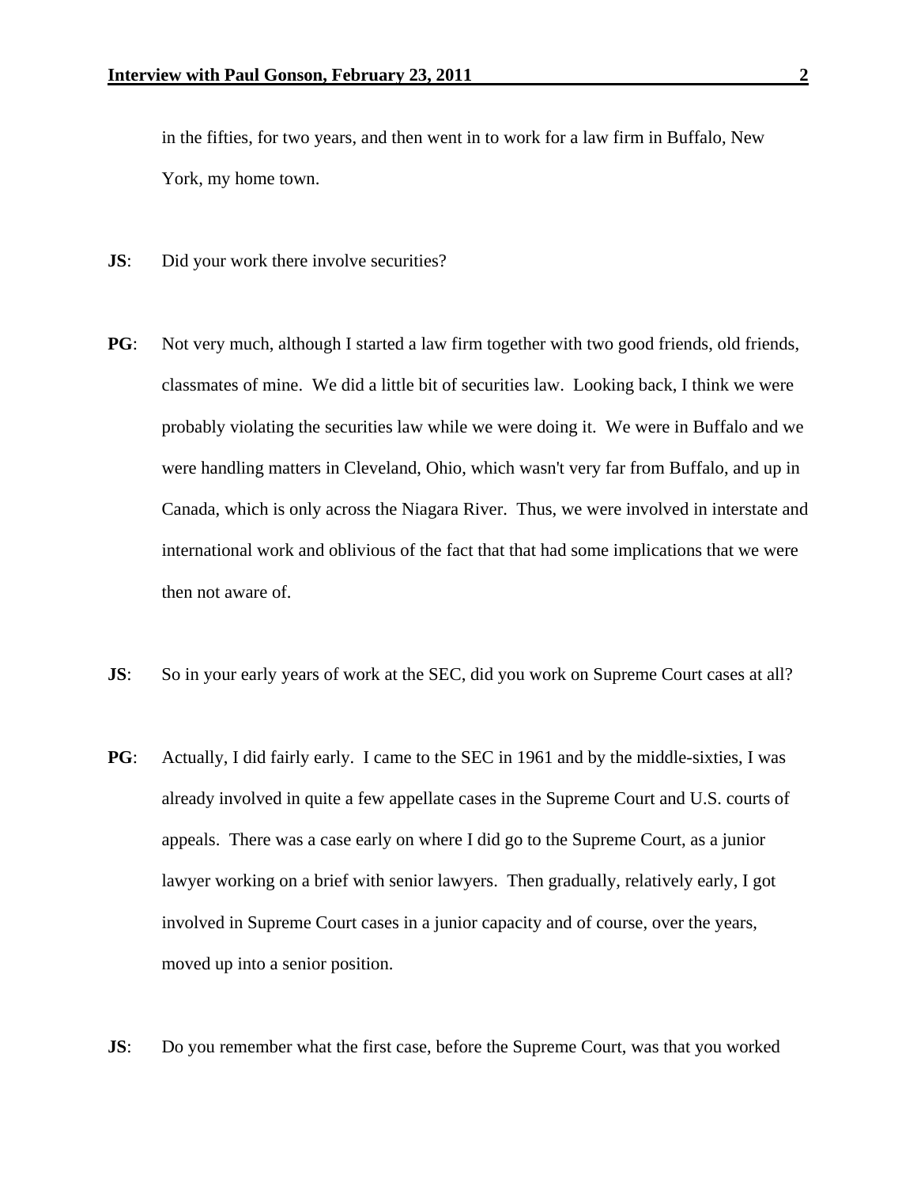in the fifties, for two years, and then went in to work for a law firm in Buffalo, New York, my home town.

**JS**: Did your work there involve securities?

**PG**: Not very much, although I started a law firm together with two good friends, old friends, classmates of mine. We did a little bit of securities law. Looking back, I think we were probably violating the securities law while we were doing it. We were in Buffalo and we were handling matters in Cleveland, Ohio, which wasn't very far from Buffalo, and up in Canada, which is only across the Niagara River. Thus, we were involved in interstate and international work and oblivious of the fact that that had some implications that we were then not aware of.

**JS**: So in your early years of work at the SEC, did you work on Supreme Court cases at all?

**PG**: Actually, I did fairly early. I came to the SEC in 1961 and by the middle-sixties, I was already involved in quite a few appellate cases in the Supreme Court and U.S. courts of appeals. There was a case early on where I did go to the Supreme Court, as a junior lawyer working on a brief with senior lawyers. Then gradually, relatively early, I got involved in Supreme Court cases in a junior capacity and of course, over the years, moved up into a senior position.

**JS**: Do you remember what the first case, before the Supreme Court, was that you worked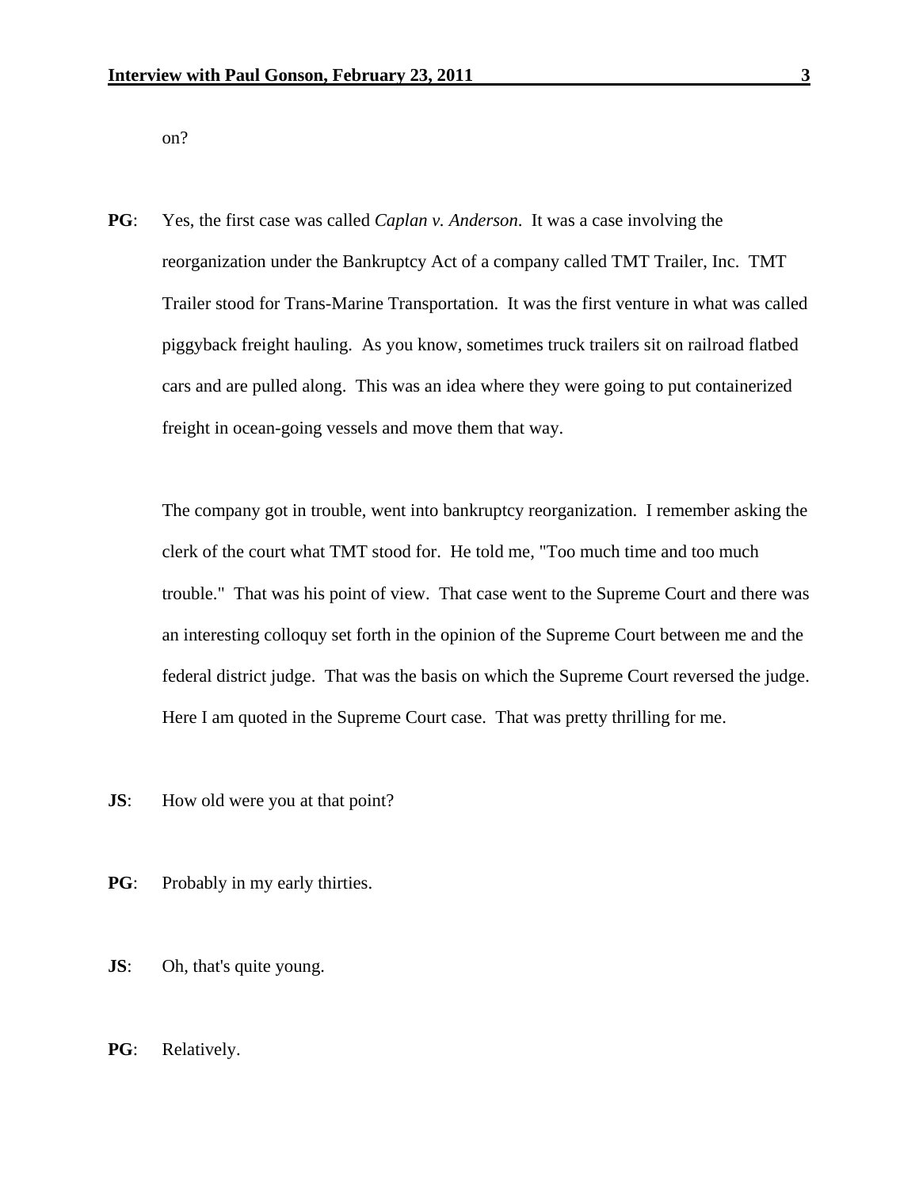on?

**PG**: Yes, the first case was called *Caplan v. Anderson*. It was a case involving the reorganization under the Bankruptcy Act of a company called TMT Trailer, Inc. TMT Trailer stood for Trans-Marine Transportation. It was the first venture in what was called piggyback freight hauling. As you know, sometimes truck trailers sit on railroad flatbed cars and are pulled along. This was an idea where they were going to put containerized freight in ocean-going vessels and move them that way.

The company got in trouble, went into bankruptcy reorganization. I remember asking the clerk of the court what TMT stood for. He told me, "Too much time and too much trouble." That was his point of view. That case went to the Supreme Court and there was an interesting colloquy set forth in the opinion of the Supreme Court between me and the federal district judge. That was the basis on which the Supreme Court reversed the judge. Here I am quoted in the Supreme Court case. That was pretty thrilling for me.

**JS**: How old were you at that point?

**PG**: Probably in my early thirties.

**JS**: Oh, that's quite young.

**PG**: Relatively.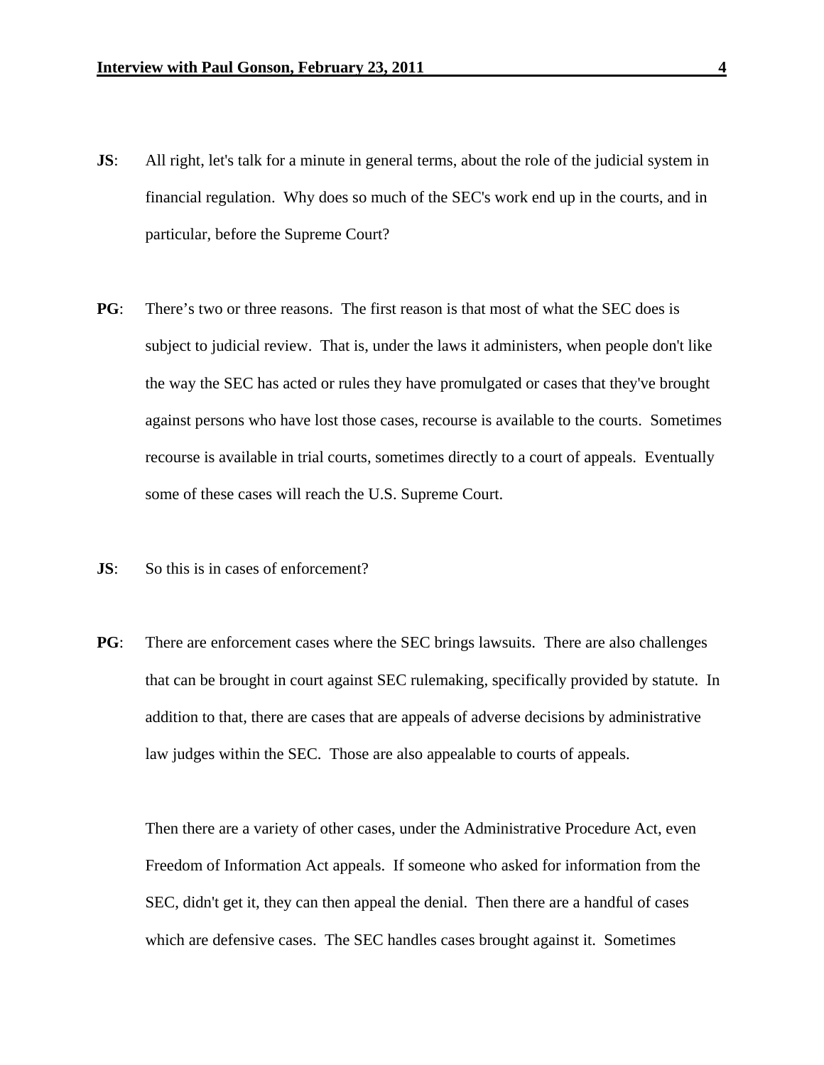**JS**: All right, let's talk for a minute in general terms, about the role of the judicial system in financial regulation. Why does so much of the SEC's work end up in the courts, and in particular, before the Supreme Court?

**PG**: There's two or three reasons. The first reason is that most of what the SEC does is subject to judicial review. That is, under the laws it administers, when people don't like the way the SEC has acted or rules they have promulgated or cases that they've brought against persons who have lost those cases, recourse is available to the courts. Sometimes recourse is available in trial courts, sometimes directly to a court of appeals. Eventually some of these cases will reach the U.S. Supreme Court.

**JS**: So this is in cases of enforcement?

**PG**: There are enforcement cases where the SEC brings lawsuits. There are also challenges that can be brought in court against SEC rulemaking, specifically provided by statute. In addition to that, there are cases that are appeals of adverse decisions by administrative law judges within the SEC. Those are also appealable to courts of appeals.

Then there are a variety of other cases, under the Administrative Procedure Act, even Freedom of Information Act appeals. If someone who asked for information from the SEC, didn't get it, they can then appeal the denial. Then there are a handful of cases which are defensive cases. The SEC handles cases brought against it. Sometimes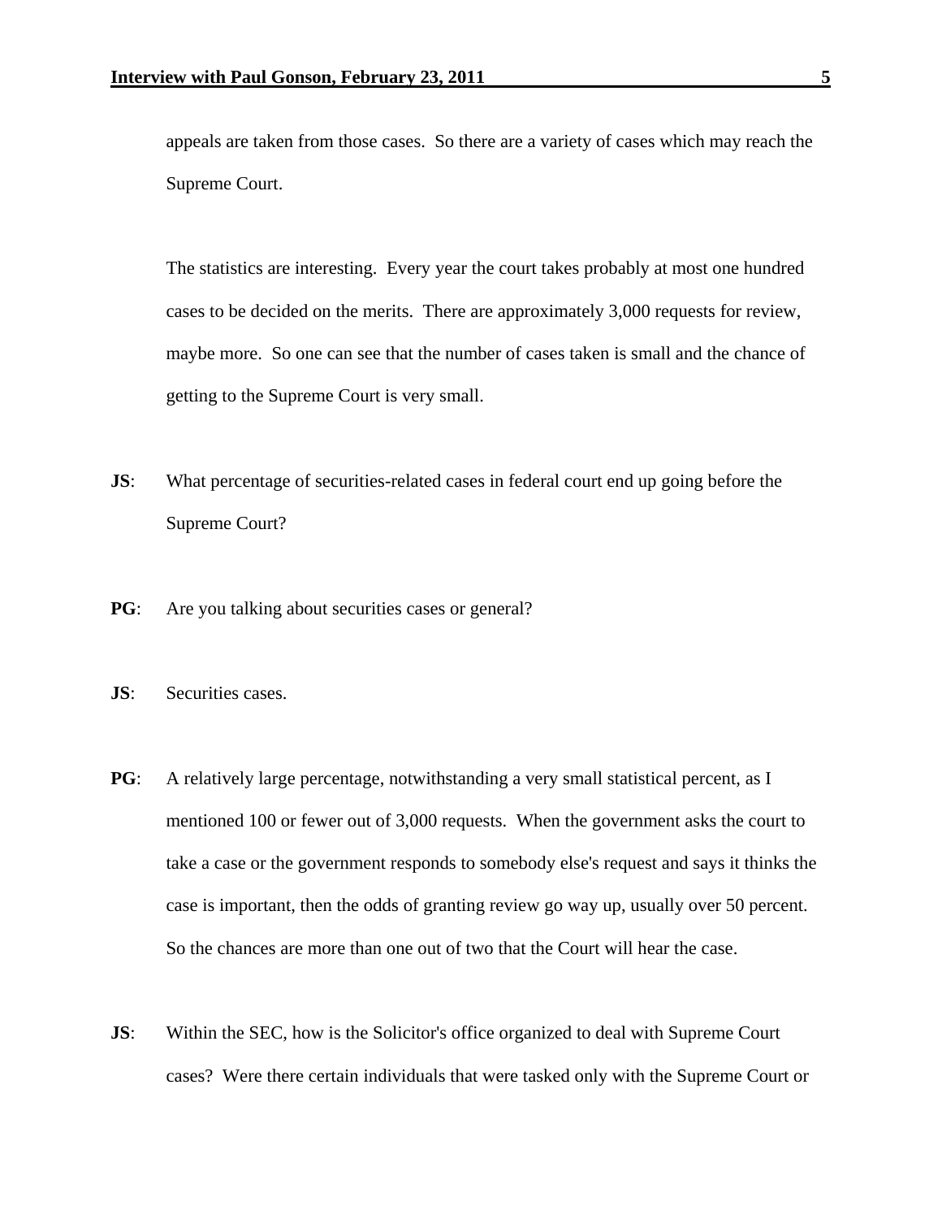appeals are taken from those cases. So there are a variety of cases which may reach the Supreme Court.

The statistics are interesting. Every year the court takes probably at most one hundred cases to be decided on the merits. There are approximately 3,000 requests for review, maybe more. So one can see that the number of cases taken is small and the chance of getting to the Supreme Court is very small.

**JS**: What percentage of securities-related cases in federal court end up going before the Supreme Court?

**PG**: Are you talking about securities cases or general?

**JS**: Securities cases.

**PG**: A relatively large percentage, notwithstanding a very small statistical percent, as I mentioned 100 or fewer out of 3,000 requests. When the government asks the court to take a case or the government responds to somebody else's request and says it thinks the case is important, then the odds of granting review go way up, usually over 50 percent. So the chances are more than one out of two that the Court will hear the case.

**JS**: Within the SEC, how is the Solicitor's office organized to deal with Supreme Court cases? Were there certain individuals that were tasked only with the Supreme Court or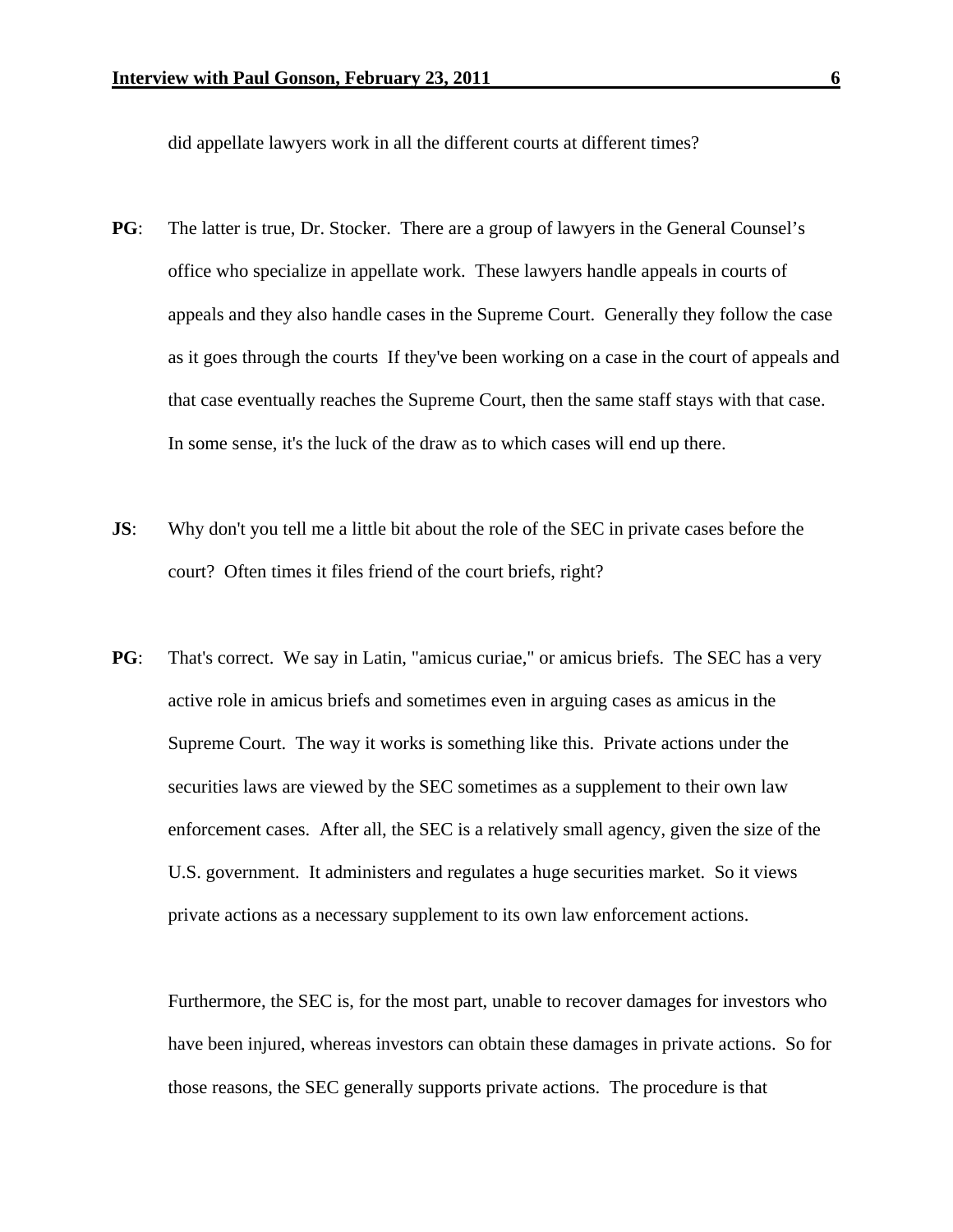did appellate lawyers work in all the different courts at different times?

**PG**: The latter is true, Dr. Stocker. There are a group of lawyers in the General Counsel's office who specialize in appellate work. These lawyers handle appeals in courts of appeals and they also handle cases in the Supreme Court. Generally they follow the case as it goes through the courts If they've been working on a case in the court of appeals and that case eventually reaches the Supreme Court, then the same staff stays with that case. In some sense, it's the luck of the draw as to which cases will end up there.

**JS**: Why don't you tell me a little bit about the role of the SEC in private cases before the court? Often times it files friend of the court briefs, right?

**PG**: That's correct. We say in Latin, "amicus curiae," or amicus briefs. The SEC has a very active role in amicus briefs and sometimes even in arguing cases as amicus in the Supreme Court. The way it works is something like this. Private actions under the securities laws are viewed by the SEC sometimes as a supplement to their own law enforcement cases. After all, the SEC is a relatively small agency, given the size of the U.S. government. It administers and regulates a huge securities market. So it views private actions as a necessary supplement to its own law enforcement actions.

Furthermore, the SEC is, for the most part, unable to recover damages for investors who have been injured, whereas investors can obtain these damages in private actions. So for those reasons, the SEC generally supports private actions. The procedure is that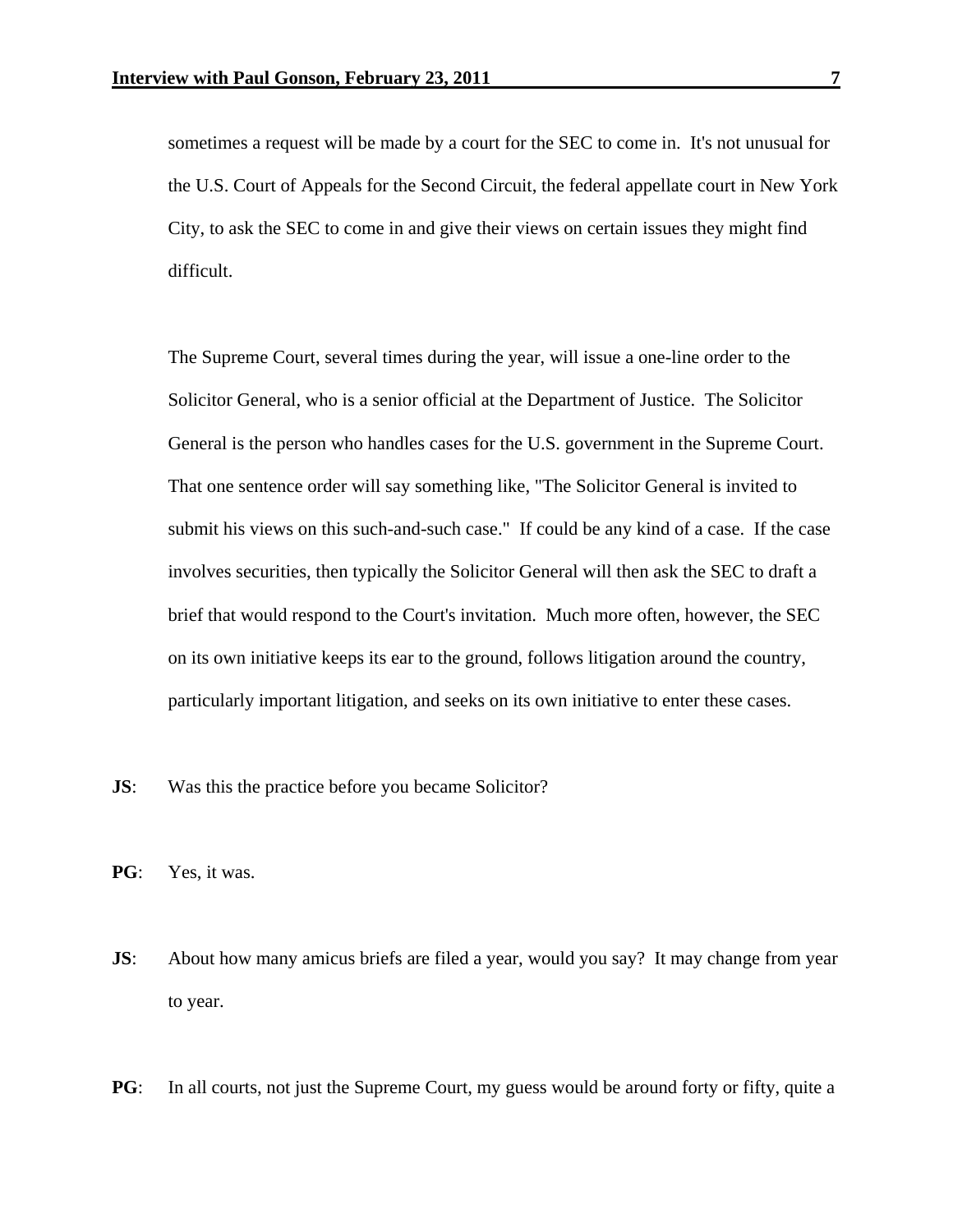sometimes a request will be made by a court for the SEC to come in. It's not unusual for the U.S. Court of Appeals for the Second Circuit, the federal appellate court in New York City, to ask the SEC to come in and give their views on certain issues they might find difficult.

The Supreme Court, several times during the year, will issue a one-line order to the Solicitor General, who is a senior official at the Department of Justice. The Solicitor General is the person who handles cases for the U.S. government in the Supreme Court. That one sentence order will say something like, "The Solicitor General is invited to submit his views on this such-and-such case." If could be any kind of a case. If the case involves securities, then typically the Solicitor General will then ask the SEC to draft a brief that would respond to the Court's invitation. Much more often, however, the SEC on its own initiative keeps its ear to the ground, follows litigation around the country, particularly important litigation, and seeks on its own initiative to enter these cases.

**JS**: Was this the practice before you became Solicitor?

**PG**: Yes, it was.

**JS**: About how many amicus briefs are filed a year, would you say? It may change from year to year.

**PG**: In all courts, not just the Supreme Court, my guess would be around forty or fifty, quite a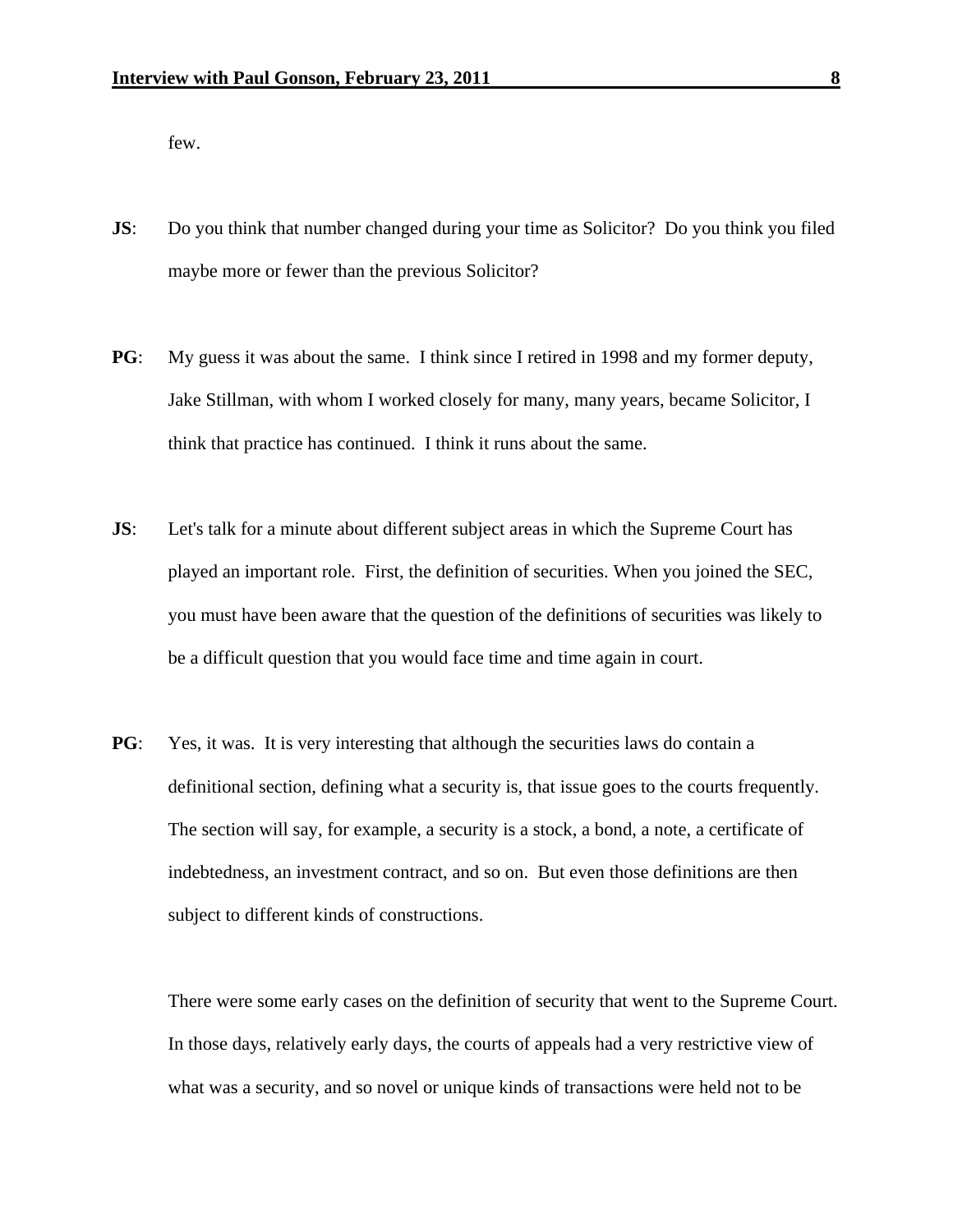few.

**JS**: Do you think that number changed during your time as Solicitor? Do you think you filed maybe more or fewer than the previous Solicitor?

**PG**: My guess it was about the same. I think since I retired in 1998 and my former deputy, Jake Stillman, with whom I worked closely for many, many years, became Solicitor, I think that practice has continued. I think it runs about the same.

**JS**: Let's talk for a minute about different subject areas in which the Supreme Court has played an important role. First, the definition of securities. When you joined the SEC, you must have been aware that the question of the definitions of securities was likely to be a difficult question that you would face time and time again in court.

**PG**: Yes, it was. It is very interesting that although the securities laws do contain a definitional section, defining what a security is, that issue goes to the courts frequently. The section will say, for example, a security is a stock, a bond, a note, a certificate of indebtedness, an investment contract, and so on. But even those definitions are then subject to different kinds of constructions.

There were some early cases on the definition of security that went to the Supreme Court. In those days, relatively early days, the courts of appeals had a very restrictive view of what was a security, and so novel or unique kinds of transactions were held not to be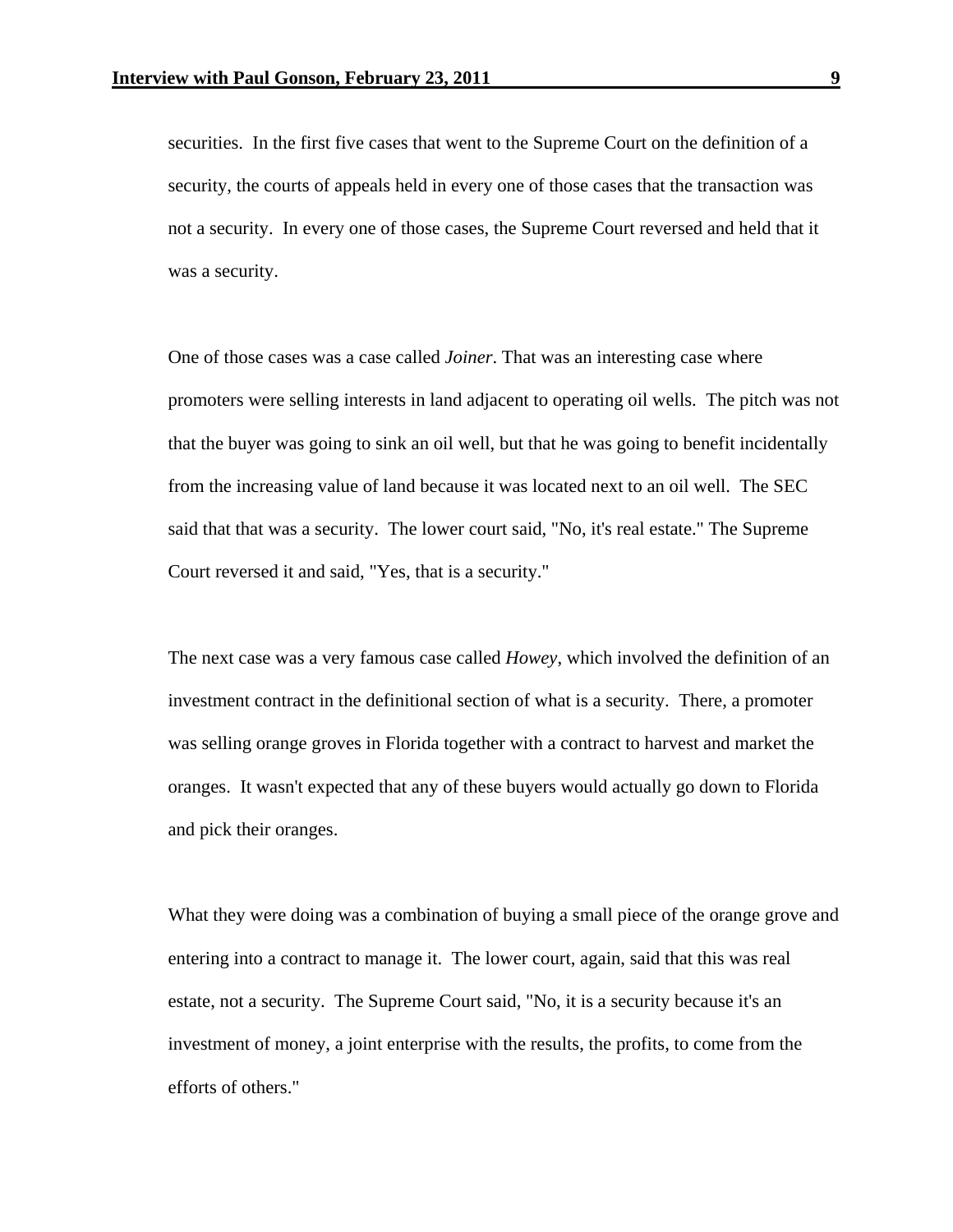securities. In the first five cases that went to the Supreme Court on the definition of a security, the courts of appeals held in every one of those cases that the transaction was not a security. In every one of those cases, the Supreme Court reversed and held that it was a security.

One of those cases was a case called *Joiner*. That was an interesting case where promoters were selling interests in land adjacent to operating oil wells. The pitch was not that the buyer was going to sink an oil well, but that he was going to benefit incidentally from the increasing value of land because it was located next to an oil well. The SEC said that that was a security. The lower court said, "No, it's real estate." The Supreme Court reversed it and said, "Yes, that is a security."

The next case was a very famous case called *Howey*, which involved the definition of an investment contract in the definitional section of what is a security. There, a promoter was selling orange groves in Florida together with a contract to harvest and market the oranges. It wasn't expected that any of these buyers would actually go down to Florida and pick their oranges.

What they were doing was a combination of buying a small piece of the orange grove and entering into a contract to manage it. The lower court, again, said that this was real estate, not a security. The Supreme Court said, "No, it is a security because it's an investment of money, a joint enterprise with the results, the profits, to come from the efforts of others."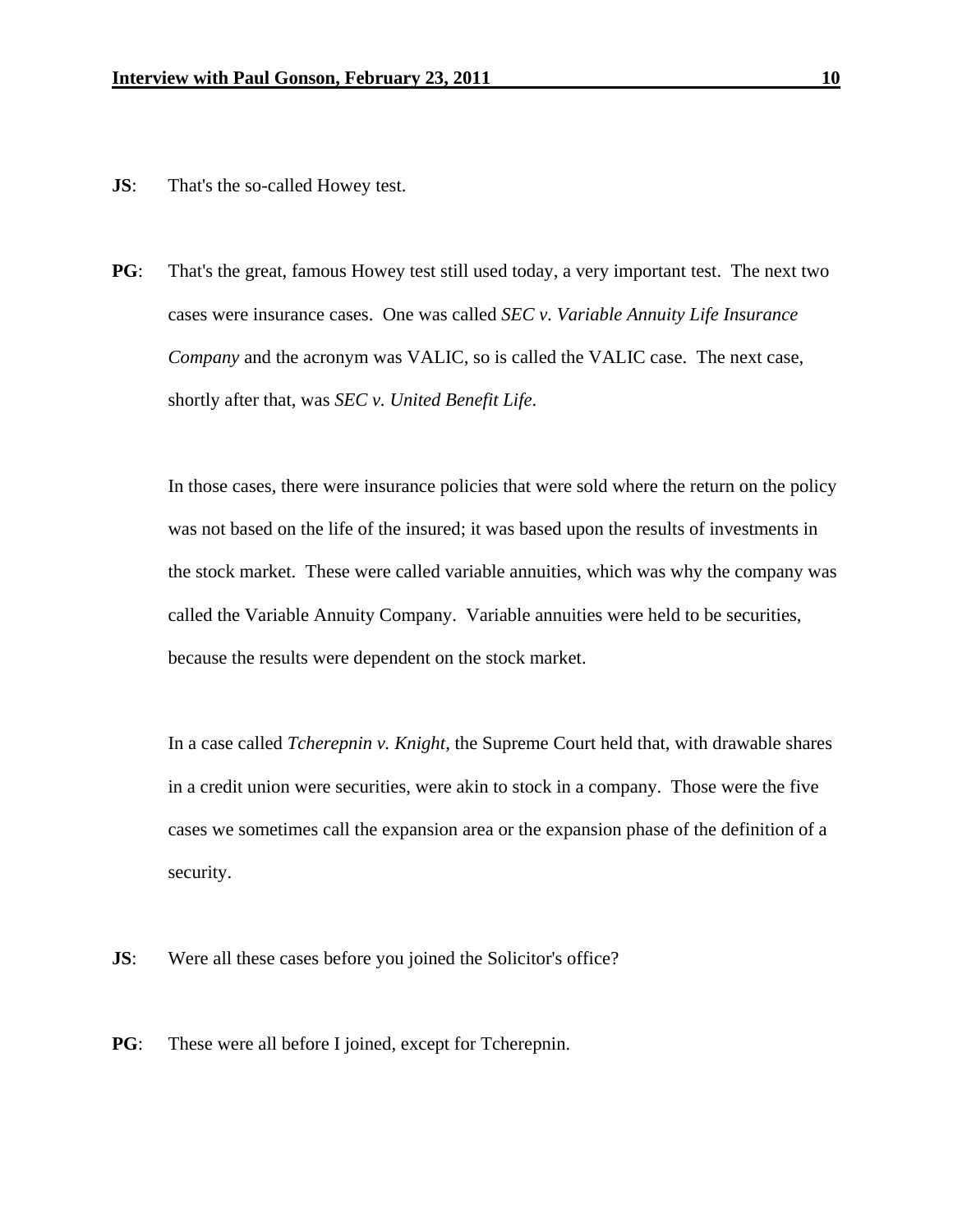**JS**: That's the so-called Howey test.

**PG**: That's the great, famous Howey test still used today, a very important test. The next two cases were insurance cases. One was called *SEC v. Variable Annuity Life Insurance Company* and the acronym was VALIC, so is called the VALIC case. The next case, shortly after that, was *SEC v. United Benefit Life*.

In those cases, there were insurance policies that were sold where the return on the policy was not based on the life of the insured; it was based upon the results of investments in the stock market. These were called variable annuities, which was why the company was called the Variable Annuity Company. Variable annuities were held to be securities, because the results were dependent on the stock market.

In a case called *Tcherepnin v. Knight*, the Supreme Court held that, with drawable shares in a credit union were securities, were akin to stock in a company. Those were the five cases we sometimes call the expansion area or the expansion phase of the definition of a security.

**JS**: Were all these cases before you joined the Solicitor's office?

**PG**: These were all before I joined, except for Tcherepnin.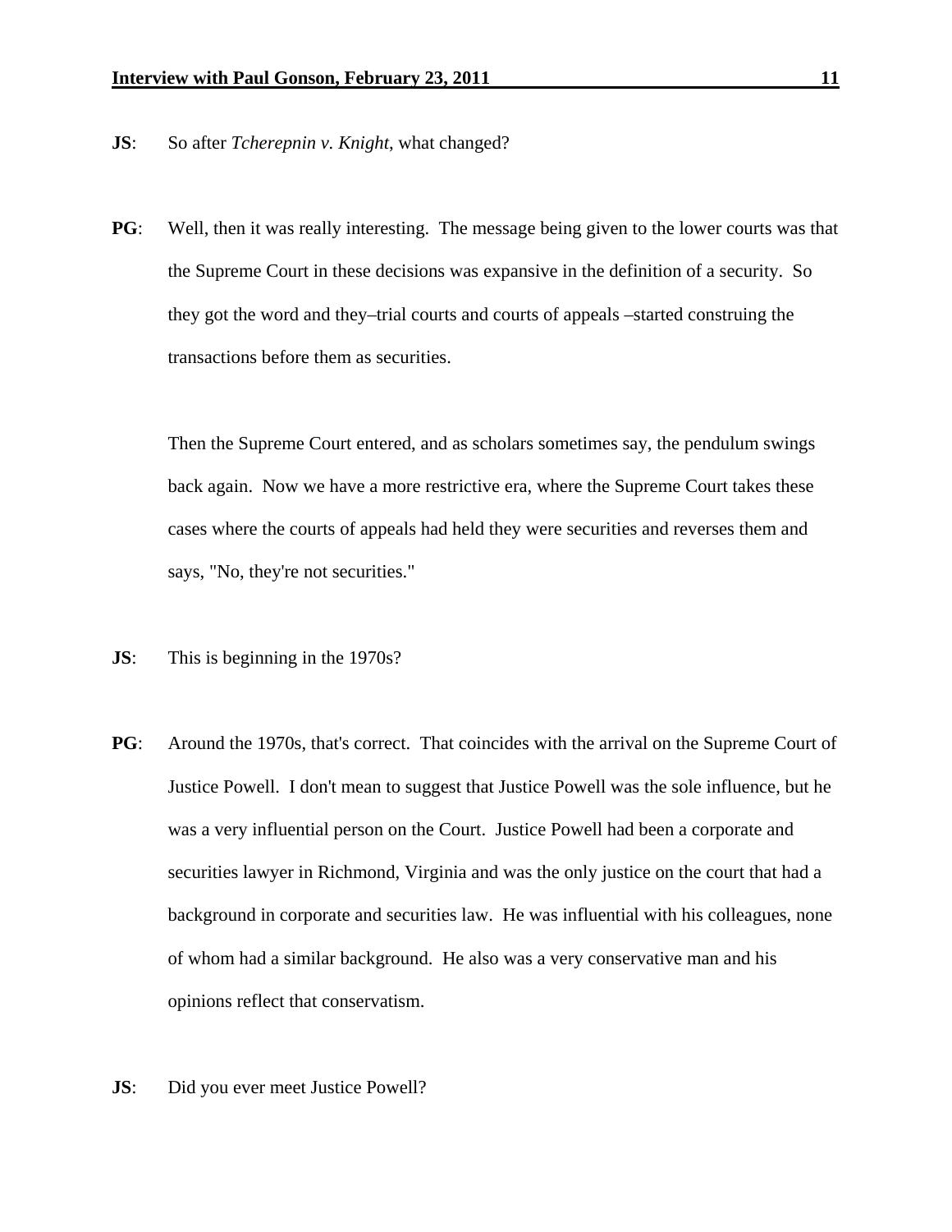**JS**: So after *Tcherepnin v. Knight*, what changed?

**PG**: Well, then it was really interesting. The message being given to the lower courts was that the Supreme Court in these decisions was expansive in the definition of a security. So they got the word and they–trial courts and courts of appeals –started construing the transactions before them as securities.

Then the Supreme Court entered, and as scholars sometimes say, the pendulum swings back again. Now we have a more restrictive era, where the Supreme Court takes these cases where the courts of appeals had held they were securities and reverses them and says, "No, they're not securities."

**JS**: This is beginning in the 1970s?

**PG**: Around the 1970s, that's correct. That coincides with the arrival on the Supreme Court of Justice Powell. I don't mean to suggest that Justice Powell was the sole influence, but he was a very influential person on the Court. Justice Powell had been a corporate and securities lawyer in Richmond, Virginia and was the only justice on the court that had a background in corporate and securities law. He was influential with his colleagues, none of whom had a similar background. He also was a very conservative man and his opinions reflect that conservatism.

**JS**: Did you ever meet Justice Powell?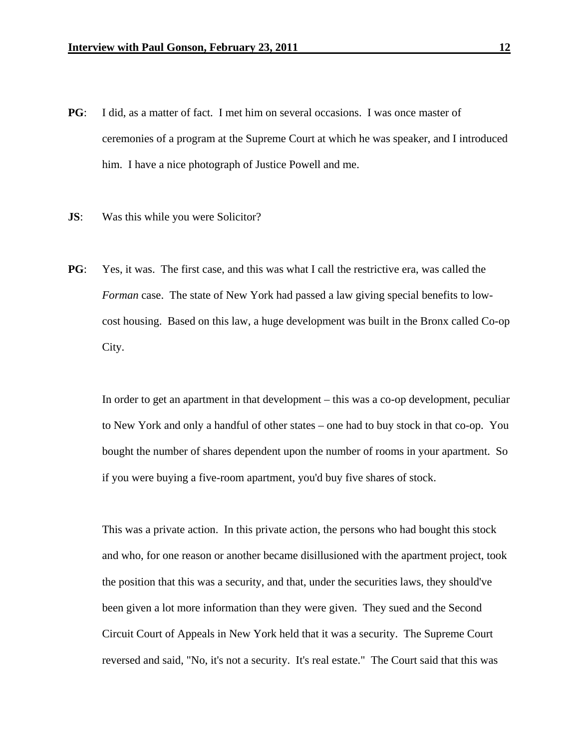**PG**: I did, as a matter of fact. I met him on several occasions. I was once master of ceremonies of a program at the Supreme Court at which he was speaker, and I introduced him. I have a nice photograph of Justice Powell and me.

**JS**: Was this while you were Solicitor?

**PG**: Yes, it was. The first case, and this was what I call the restrictive era, was called the *Forman* case. The state of New York had passed a law giving special benefits to low-cost housing. Based on this law, a huge development was built in the Bronx called Co-op City.

In order to get an apartment in that development – this was a co-op development, peculiar to New York and only a handful of other states – one had to buy stock in that co-op. You bought the number of shares dependent upon the number of rooms in your apartment. So if you were buying a five-room apartment, you'd buy five shares of stock.

This was a private action. In this private action, the persons who had bought this stock and who, for one reason or another became disillusioned with the apartment project, took the position that this was a security, and that, under the securities laws, they should've been given a lot more information than they were given. They sued and the Second Circuit Court of Appeals in New York held that it was a security. The Supreme Court reversed and said, "No, it's not a security. It's real estate." The Court said that this was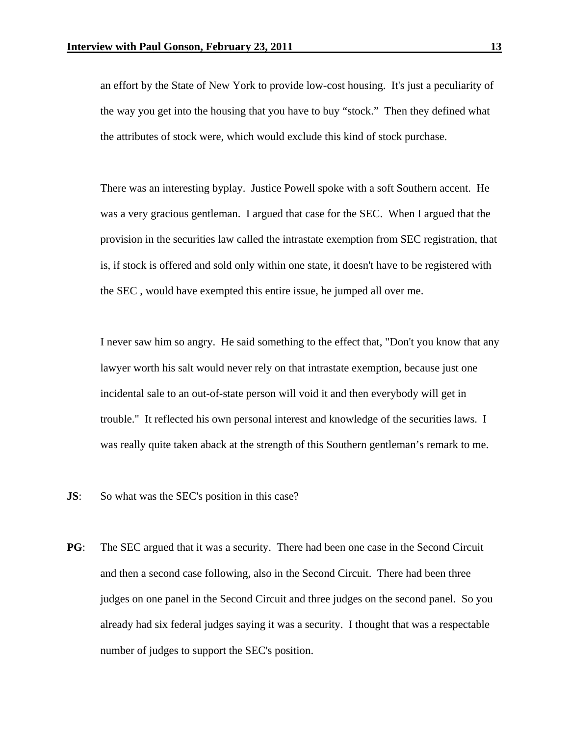an effort by the State of New York to provide low-cost housing. It's just a peculiarity of the way you get into the housing that you have to buy "stock." Then they defined what the attributes of stock were, which would exclude this kind of stock purchase.

There was an interesting byplay. Justice Powell spoke with a soft Southern accent. He was a very gracious gentleman. I argued that case for the SEC. When I argued that the provision in the securities law called the intrastate exemption from SEC registration, that is, if stock is offered and sold only within one state, it doesn't have to be registered with the SEC , would have exempted this entire issue, he jumped all over me.

I never saw him so angry. He said something to the effect that, "Don't you know that any lawyer worth his salt would never rely on that intrastate exemption, because just one incidental sale to an out-of-state person will void it and then everybody will get in trouble." It reflected his own personal interest and knowledge of the securities laws. I was really quite taken aback at the strength of this Southern gentleman's remark to me.

**JS**: So what was the SEC's position in this case?

**PG**: The SEC argued that it was a security. There had been one case in the Second Circuit and then a second case following, also in the Second Circuit. There had been three judges on one panel in the Second Circuit and three judges on the second panel. So you already had six federal judges saying it was a security. I thought that was a respectable number of judges to support the SEC's position.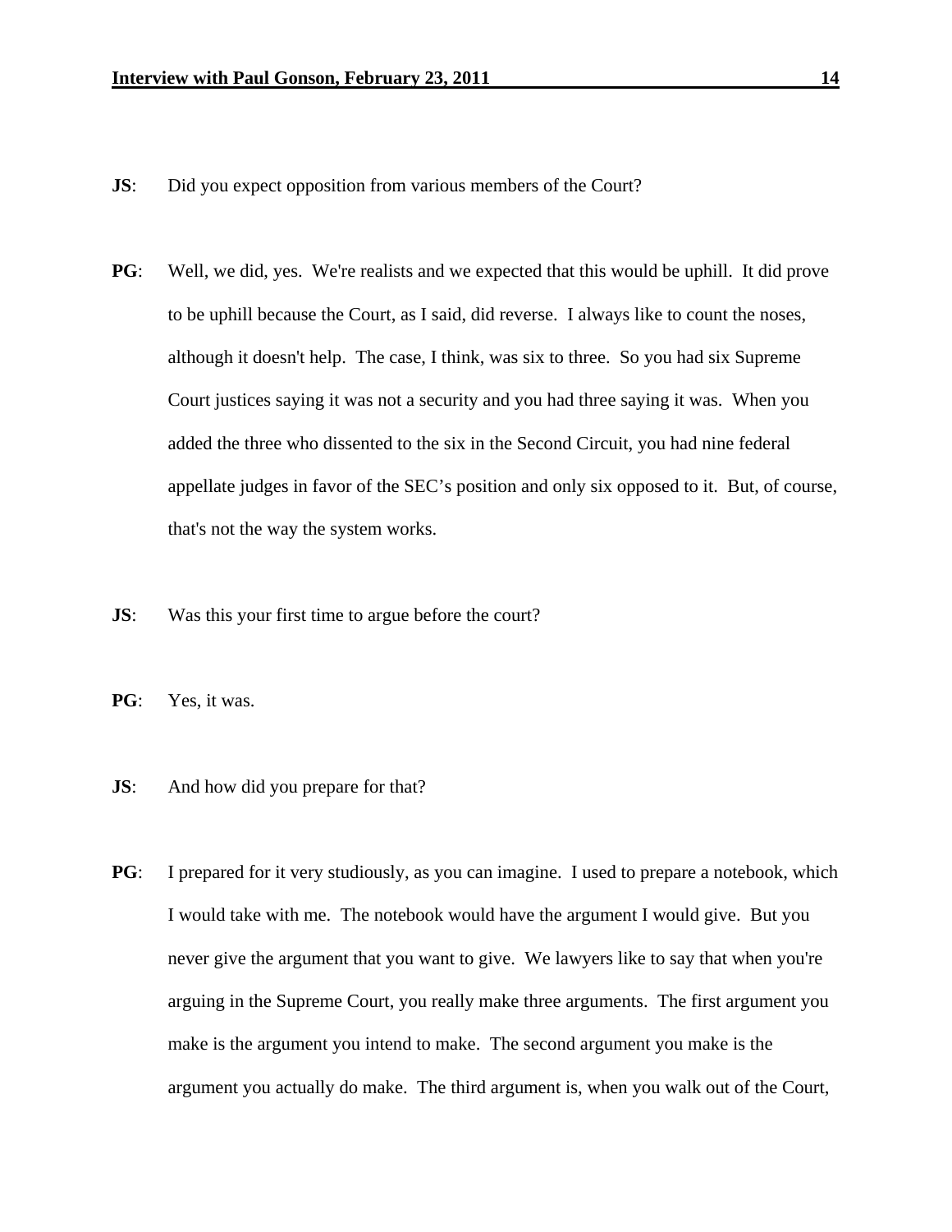**JS**: Did you expect opposition from various members of the Court?

**PG**: Well, we did, yes. We're realists and we expected that this would be uphill. It did prove to be uphill because the Court, as I said, did reverse. I always like to count the noses, although it doesn't help. The case, I think, was six to three. So you had six Supreme Court justices saying it was not a security and you had three saying it was. When you added the three who dissented to the six in the Second Circuit, you had nine federal appellate judges in favor of the SEC's position and only six opposed to it. But, of course, that's not the way the system works.

**JS**: Was this your first time to argue before the court?

**PG**: Yes, it was.

**JS**: And how did you prepare for that?

**PG**: I prepared for it very studiously, as you can imagine. I used to prepare a notebook, which I would take with me. The notebook would have the argument I would give. But you never give the argument that you want to give. We lawyers like to say that when you're arguing in the Supreme Court, you really make three arguments. The first argument you make is the argument you intend to make. The second argument you make is the argument you actually do make. The third argument is, when you walk out of the Court,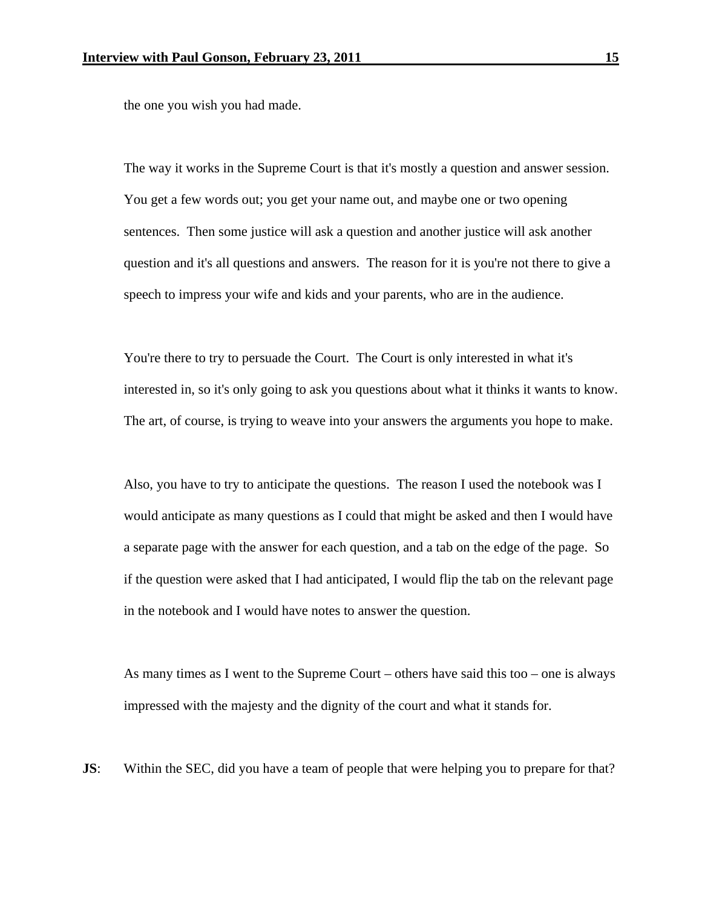the one you wish you had made.

The way it works in the Supreme Court is that it's mostly a question and answer session. You get a few words out; you get your name out, and maybe one or two opening sentences. Then some justice will ask a question and another justice will ask another question and it's all questions and answers. The reason for it is you're not there to give a speech to impress your wife and kids and your parents, who are in the audience.

You're there to try to persuade the Court. The Court is only interested in what it's interested in, so it's only going to ask you questions about what it thinks it wants to know. The art, of course, is trying to weave into your answers the arguments you hope to make.

Also, you have to try to anticipate the questions. The reason I used the notebook was I would anticipate as many questions as I could that might be asked and then I would have a separate page with the answer for each question, and a tab on the edge of the page. So if the question were asked that I had anticipated, I would flip the tab on the relevant page in the notebook and I would have notes to answer the question.

As many times as I went to the Supreme Court – others have said this too – one is always impressed with the majesty and the dignity of the court and what it stands for.

**JS**: Within the SEC, did you have a team of people that were helping you to prepare for that?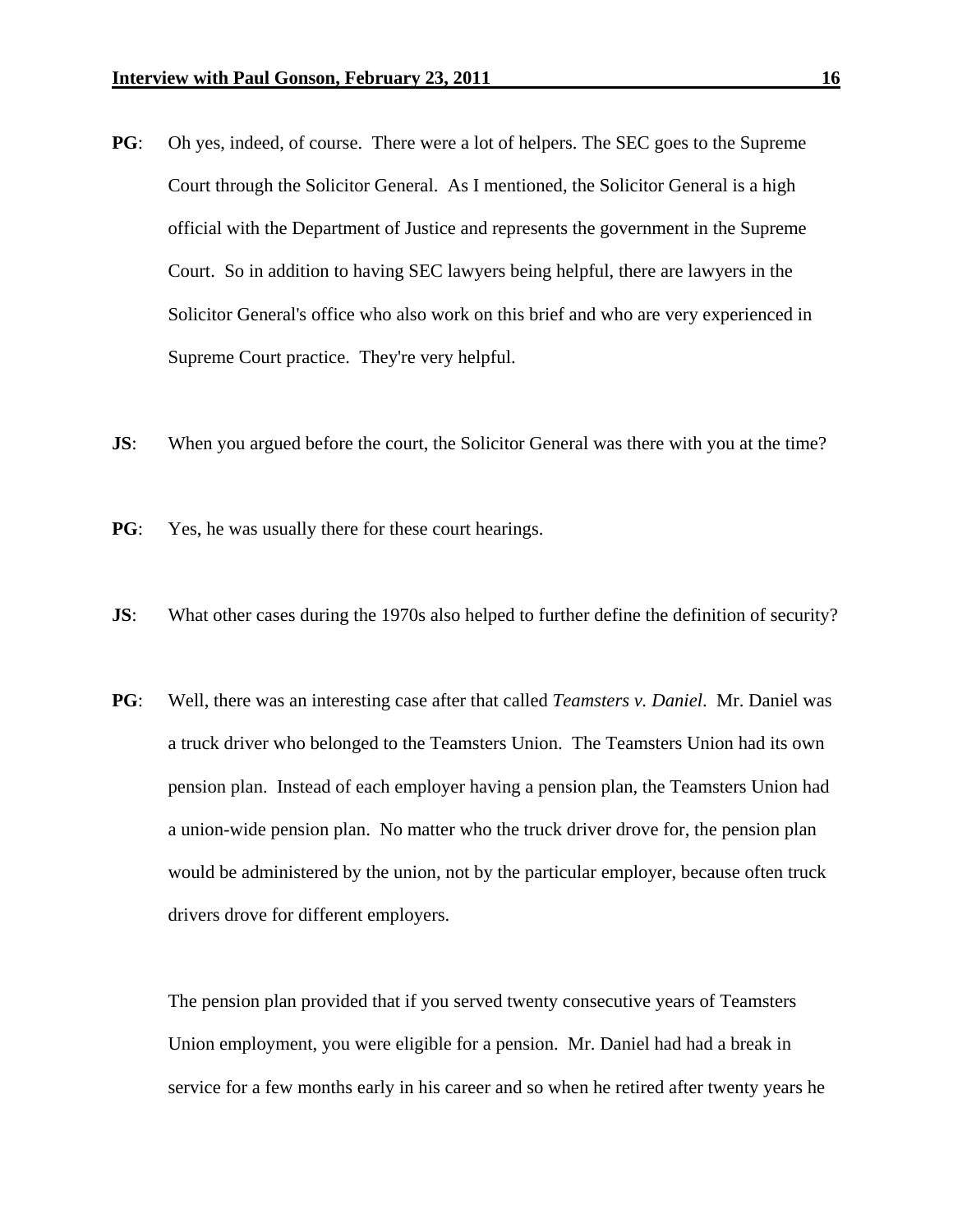**PG**: Oh yes, indeed, of course. There were a lot of helpers. The SEC goes to the Supreme Court through the Solicitor General. As I mentioned, the Solicitor General is a high official with the Department of Justice and represents the government in the Supreme Court. So in addition to having SEC lawyers being helpful, there are lawyers in the Solicitor General's office who also work on this brief and who are very experienced in Supreme Court practice. They're very helpful.

**JS**: When you argued before the court, the Solicitor General was there with you at the time?

**PG**: Yes, he was usually there for these court hearings.

**JS**: What other cases during the 1970s also helped to further define the definition of security?

**PG**: Well, there was an interesting case after that called *Teamsters v. Daniel*. Mr. Daniel was a truck driver who belonged to the Teamsters Union. The Teamsters Union had its own pension plan. Instead of each employer having a pension plan, the Teamsters Union had a union-wide pension plan. No matter who the truck driver drove for, the pension plan would be administered by the union, not by the particular employer, because often truck drivers drove for different employers.

The pension plan provided that if you served twenty consecutive years of Teamsters Union employment, you were eligible for a pension. Mr. Daniel had had a break in service for a few months early in his career and so when he retired after twenty years he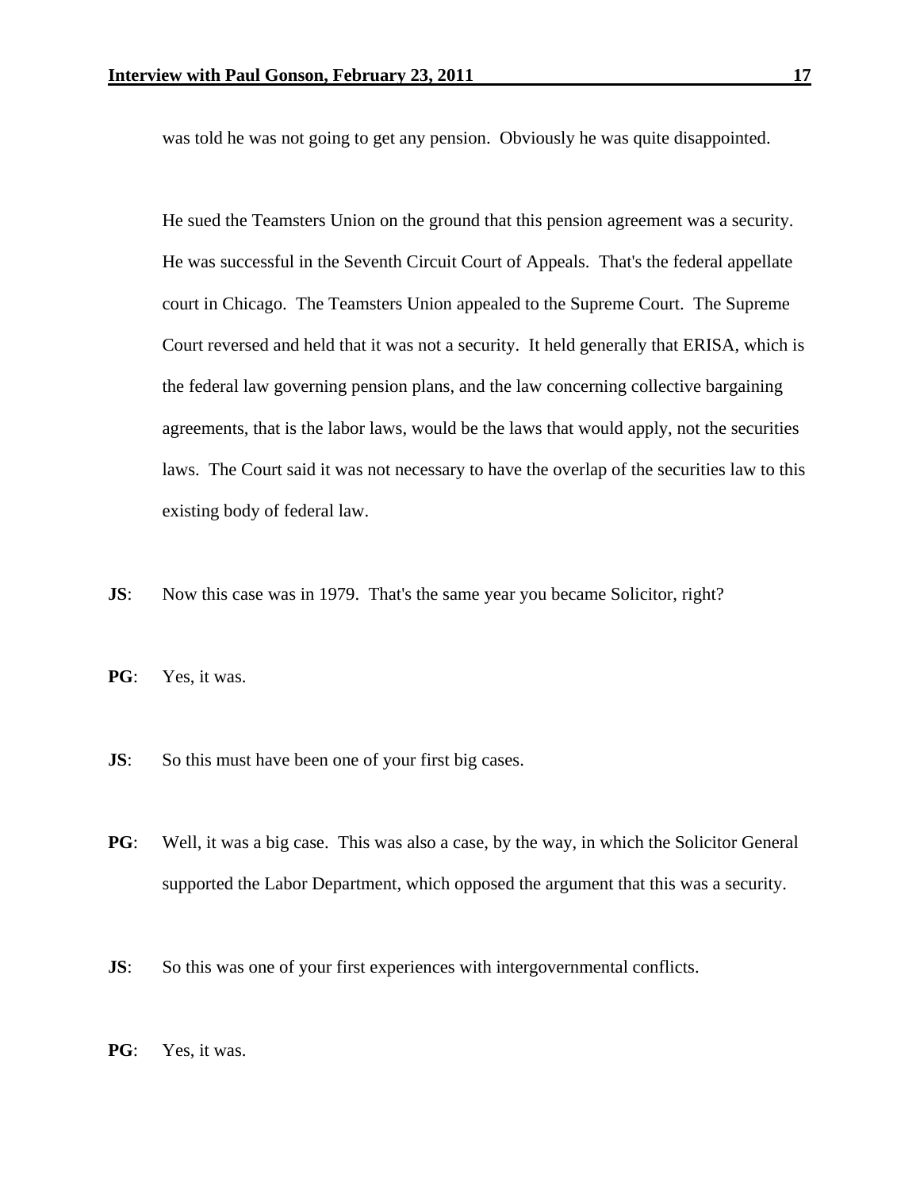was told he was not going to get any pension. Obviously he was quite disappointed.

He sued the Teamsters Union on the ground that this pension agreement was a security. He was successful in the Seventh Circuit Court of Appeals. That's the federal appellate court in Chicago. The Teamsters Union appealed to the Supreme Court. The Supreme Court reversed and held that it was not a security. It held generally that ERISA, which is the federal law governing pension plans, and the law concerning collective bargaining agreements, that is the labor laws, would be the laws that would apply, not the securities laws. The Court said it was not necessary to have the overlap of the securities law to this existing body of federal law.

**JS**: Now this case was in 1979. That's the same year you became Solicitor, right?

**PG**: Yes, it was.

**JS**: So this must have been one of your first big cases.

**PG**: Well, it was a big case. This was also a case, by the way, in which the Solicitor General supported the Labor Department, which opposed the argument that this was a security.

**JS**: So this was one of your first experiences with intergovernmental conflicts.

**PG**: Yes, it was.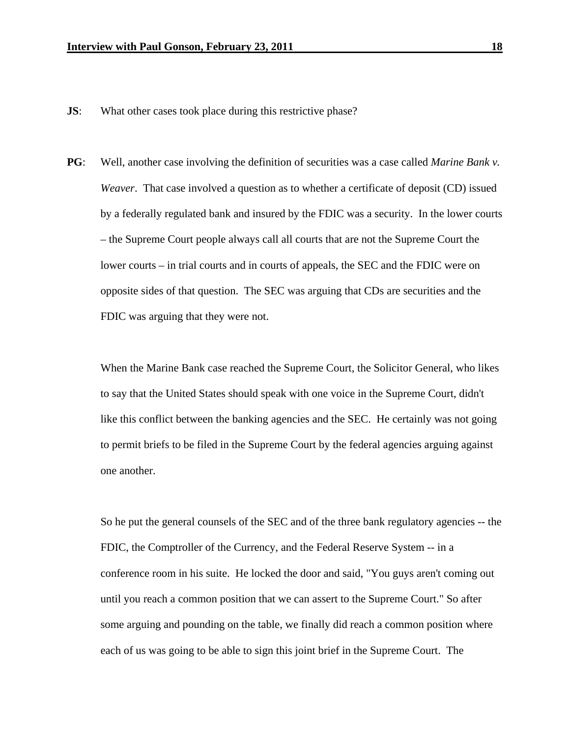**JS**: What other cases took place during this restrictive phase?

**PG**: Well, another case involving the definition of securities was a case called *Marine Bank v. Weaver*. That case involved a question as to whether a certificate of deposit (CD) issued by a federally regulated bank and insured by the FDIC was a security. In the lower courts – the Supreme Court people always call all courts that are not the Supreme Court the lower courts – in trial courts and in courts of appeals, the SEC and the FDIC were on opposite sides of that question. The SEC was arguing that CDs are securities and the FDIC was arguing that they were not.

When the Marine Bank case reached the Supreme Court, the Solicitor General, who likes to say that the United States should speak with one voice in the Supreme Court, didn't like this conflict between the banking agencies and the SEC. He certainly was not going to permit briefs to be filed in the Supreme Court by the federal agencies arguing against one another.

So he put the general counsels of the SEC and of the three bank regulatory agencies -- the FDIC, the Comptroller of the Currency, and the Federal Reserve System -- in a conference room in his suite. He locked the door and said, "You guys aren't coming out until you reach a common position that we can assert to the Supreme Court." So after some arguing and pounding on the table, we finally did reach a common position where each of us was going to be able to sign this joint brief in the Supreme Court. The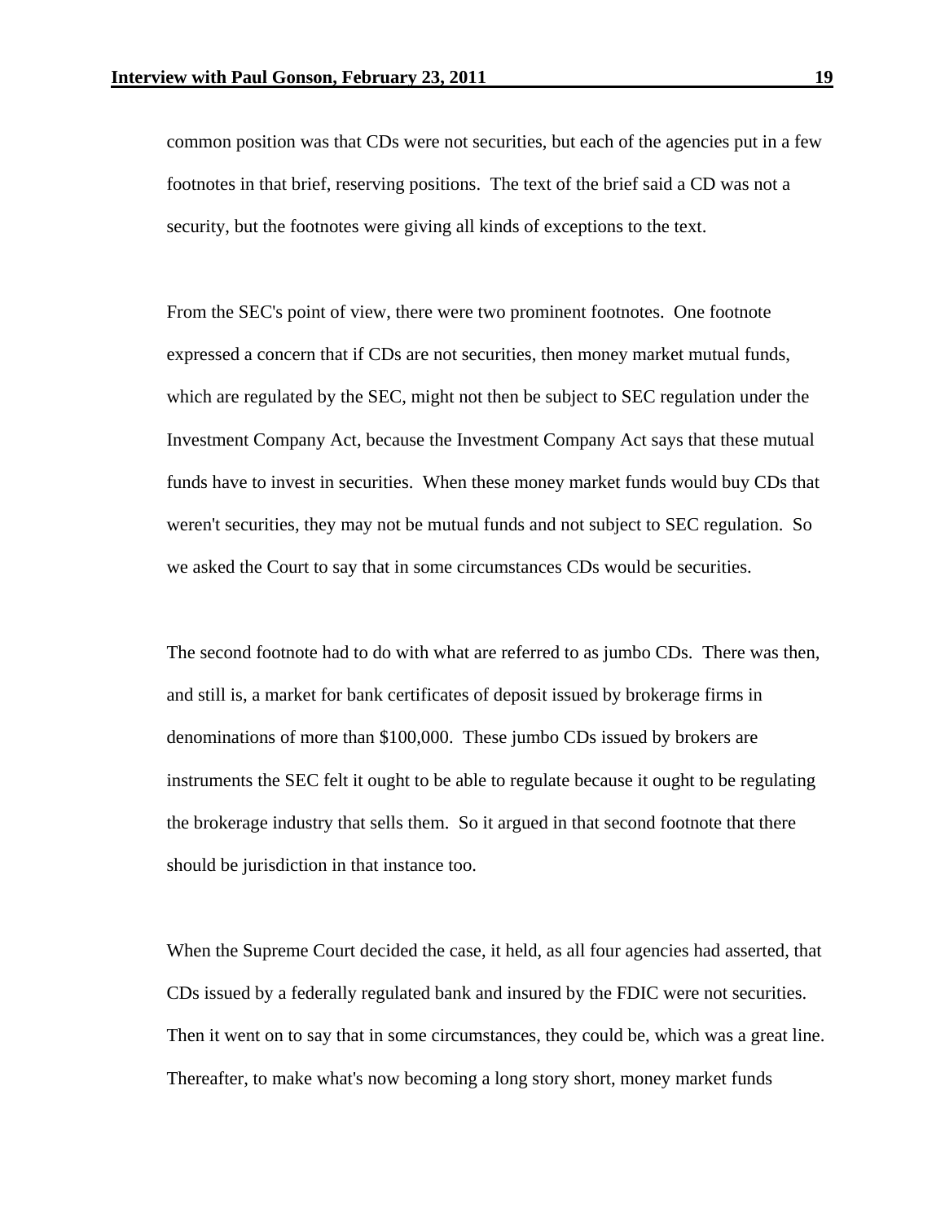common position was that CDs were not securities, but each of the agencies put in a few footnotes in that brief, reserving positions. The text of the brief said a CD was not a security, but the footnotes were giving all kinds of exceptions to the text.

From the SEC's point of view, there were two prominent footnotes. One footnote expressed a concern that if CDs are not securities, then money market mutual funds, which are regulated by the SEC, might not then be subject to SEC regulation under the Investment Company Act, because the Investment Company Act says that these mutual funds have to invest in securities. When these money market funds would buy CDs that weren't securities, they may not be mutual funds and not subject to SEC regulation. So we asked the Court to say that in some circumstances CDs would be securities.

The second footnote had to do with what are referred to as jumbo CDs. There was then, and still is, a market for bank certificates of deposit issued by brokerage firms in denominations of more than $100,000. These jumbo CDs issued by brokers are instruments the SEC felt it ought to be able to regulate because it ought to be regulating the brokerage industry that sells them. So it argued in that second footnote that there should be jurisdiction in that instance too.

When the Supreme Court decided the case, it held, as all four agencies had asserted, that CDs issued by a federally regulated bank and insured by the FDIC were not securities. Then it went on to say that in some circumstances, they could be, which was a great line. Thereafter, to make what's now becoming a long story short, money market funds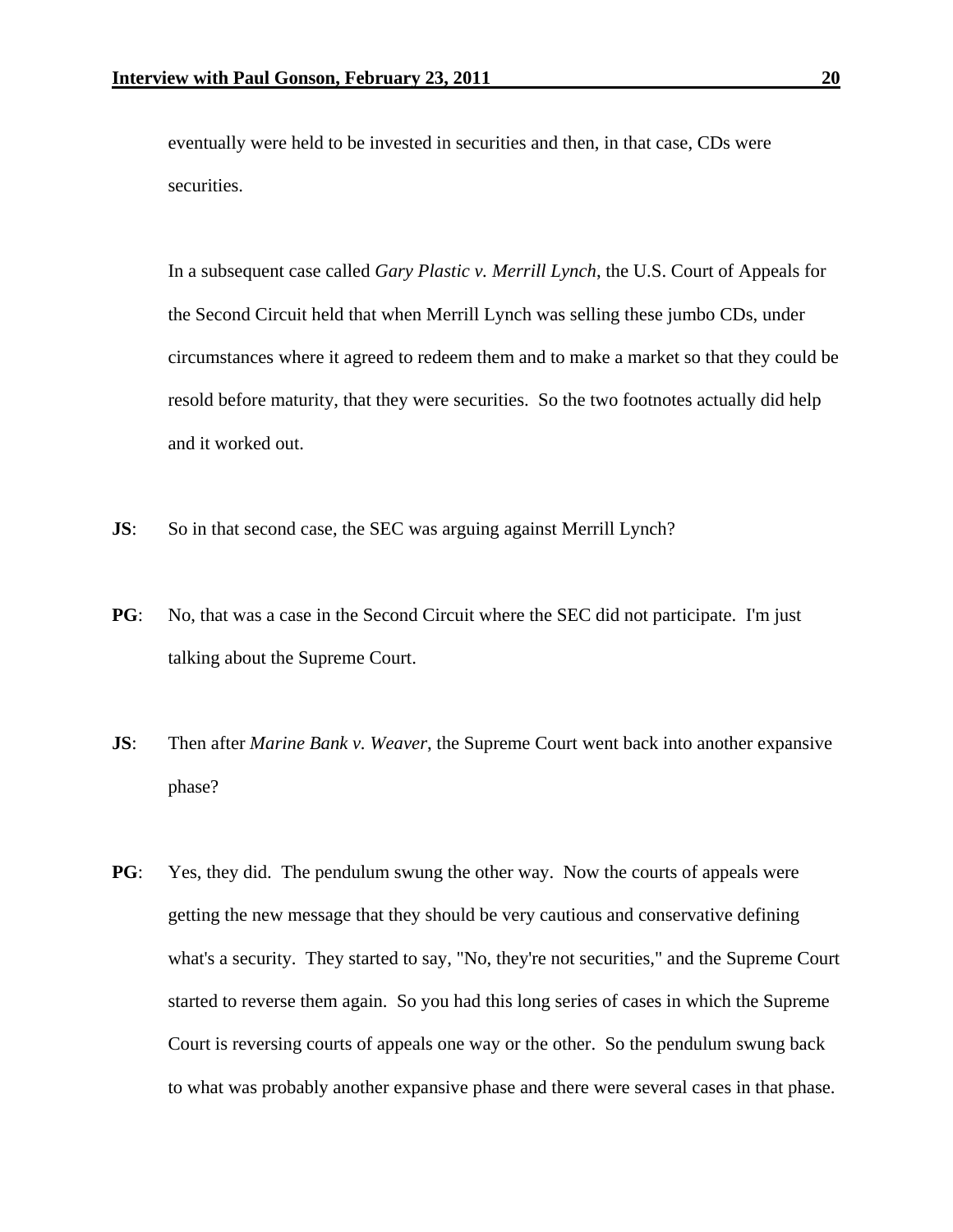eventually were held to be invested in securities and then, in that case, CDs were securities.

In a subsequent case called *Gary Plastic v. Merrill Lynch*, the U.S. Court of Appeals for the Second Circuit held that when Merrill Lynch was selling these jumbo CDs, under circumstances where it agreed to redeem them and to make a market so that they could be resold before maturity, that they were securities. So the two footnotes actually did help and it worked out.

**JS**: So in that second case, the SEC was arguing against Merrill Lynch?

**PG**: No, that was a case in the Second Circuit where the SEC did not participate. I'm just talking about the Supreme Court.

**JS**: Then after *Marine Bank v. Weaver*, the Supreme Court went back into another expansive phase?

**PG**: Yes, they did. The pendulum swung the other way. Now the courts of appeals were getting the new message that they should be very cautious and conservative defining what's a security. They started to say, "No, they're not securities," and the Supreme Court started to reverse them again. So you had this long series of cases in which the Supreme Court is reversing courts of appeals one way or the other. So the pendulum swung back to what was probably another expansive phase and there were several cases in that phase.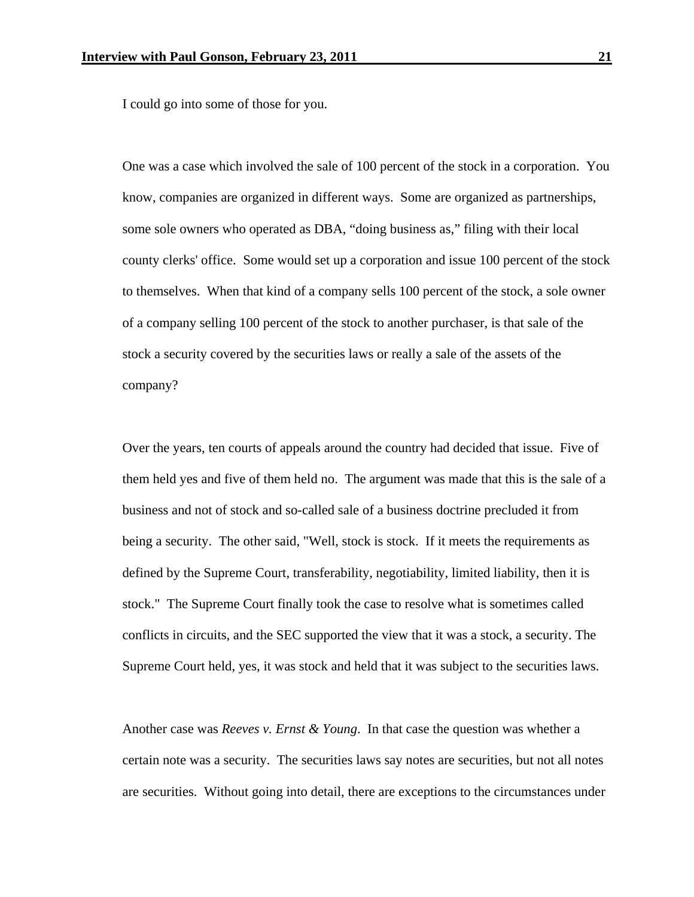I could go into some of those for you.

One was a case which involved the sale of 100 percent of the stock in a corporation. You know, companies are organized in different ways. Some are organized as partnerships, some sole owners who operated as DBA, "doing business as," filing with their local county clerks' office. Some would set up a corporation and issue 100 percent of the stock to themselves. When that kind of a company sells 100 percent of the stock, a sole owner of a company selling 100 percent of the stock to another purchaser, is that sale of the stock a security covered by the securities laws or really a sale of the assets of the company?

Over the years, ten courts of appeals around the country had decided that issue. Five of them held yes and five of them held no. The argument was made that this is the sale of a business and not of stock and so-called sale of a business doctrine precluded it from being a security. The other said, "Well, stock is stock. If it meets the requirements as defined by the Supreme Court, transferability, negotiability, limited liability, then it is stock." The Supreme Court finally took the case to resolve what is sometimes called conflicts in circuits, and the SEC supported the view that it was a stock, a security. The Supreme Court held, yes, it was stock and held that it was subject to the securities laws.

Another case was *Reeves v. Ernst & Young*. In that case the question was whether a certain note was a security. The securities laws say notes are securities, but not all notes are securities. Without going into detail, there are exceptions to the circumstances under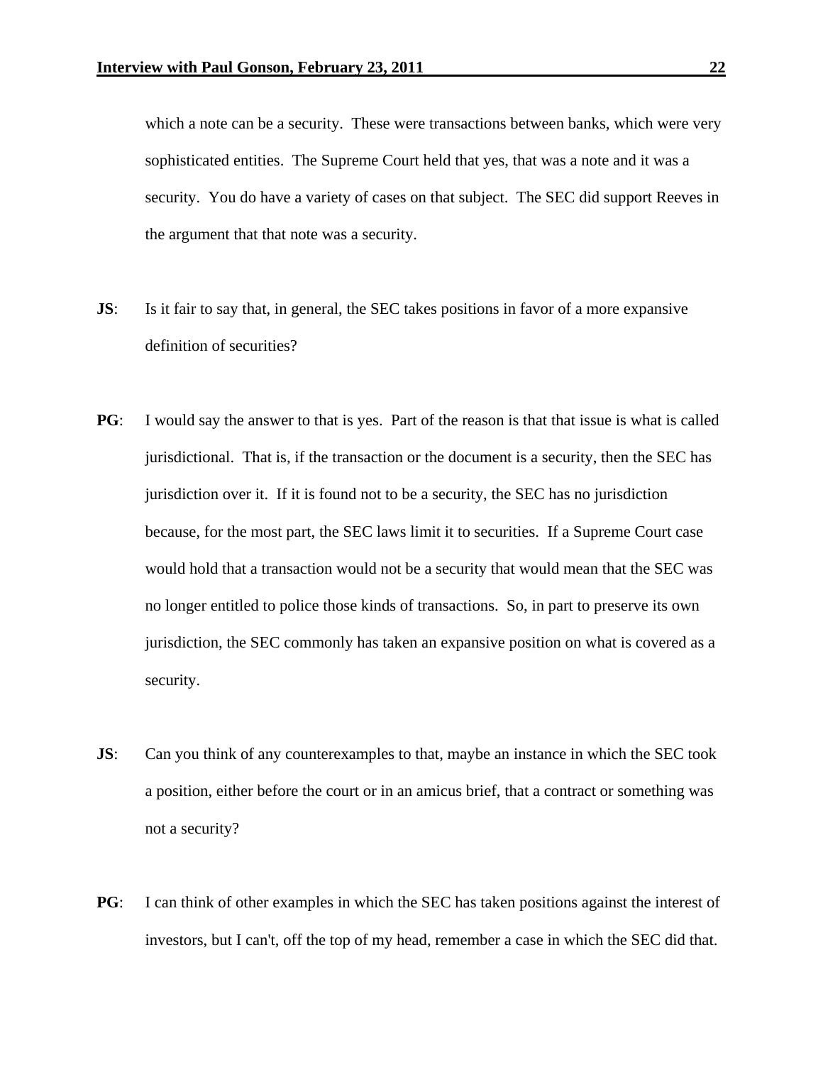which a note can be a security. These were transactions between banks, which were very sophisticated entities. The Supreme Court held that yes, that was a note and it was a security. You do have a variety of cases on that subject. The SEC did support Reeves in the argument that that note was a security.

**JS**: Is it fair to say that, in general, the SEC takes positions in favor of a more expansive definition of securities?

**PG**: I would say the answer to that is yes. Part of the reason is that that issue is what is called jurisdictional. That is, if the transaction or the document is a security, then the SEC has jurisdiction over it. If it is found not to be a security, the SEC has no jurisdiction because, for the most part, the SEC laws limit it to securities. If a Supreme Court case would hold that a transaction would not be a security that would mean that the SEC was no longer entitled to police those kinds of transactions. So, in part to preserve its own jurisdiction, the SEC commonly has taken an expansive position on what is covered as a security.

**JS**: Can you think of any counterexamples to that, maybe an instance in which the SEC took a position, either before the court or in an amicus brief, that a contract or something was not a security?

**PG**: I can think of other examples in which the SEC has taken positions against the interest of investors, but I can't, off the top of my head, remember a case in which the SEC did that.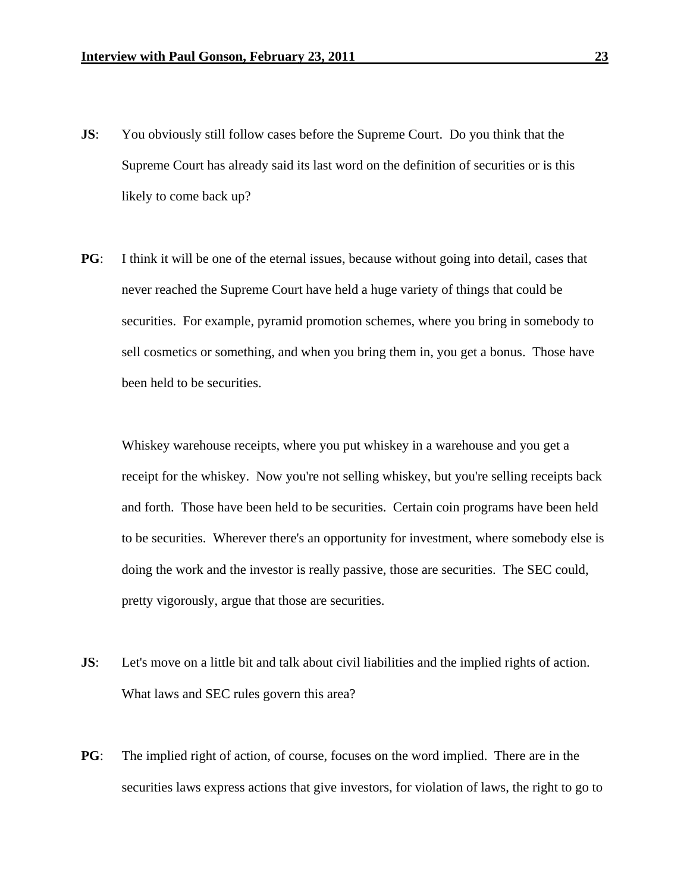**JS**: You obviously still follow cases before the Supreme Court. Do you think that the Supreme Court has already said its last word on the definition of securities or is this likely to come back up?

**PG**: I think it will be one of the eternal issues, because without going into detail, cases that never reached the Supreme Court have held a huge variety of things that could be securities. For example, pyramid promotion schemes, where you bring in somebody to sell cosmetics or something, and when you bring them in, you get a bonus. Those have been held to be securities.

Whiskey warehouse receipts, where you put whiskey in a warehouse and you get a receipt for the whiskey. Now you're not selling whiskey, but you're selling receipts back and forth. Those have been held to be securities. Certain coin programs have been held to be securities. Wherever there's an opportunity for investment, where somebody else is doing the work and the investor is really passive, those are securities. The SEC could, pretty vigorously, argue that those are securities.

**JS**: Let's move on a little bit and talk about civil liabilities and the implied rights of action. What laws and SEC rules govern this area?

**PG**: The implied right of action, of course, focuses on the word implied. There are in the securities laws express actions that give investors, for violation of laws, the right to go to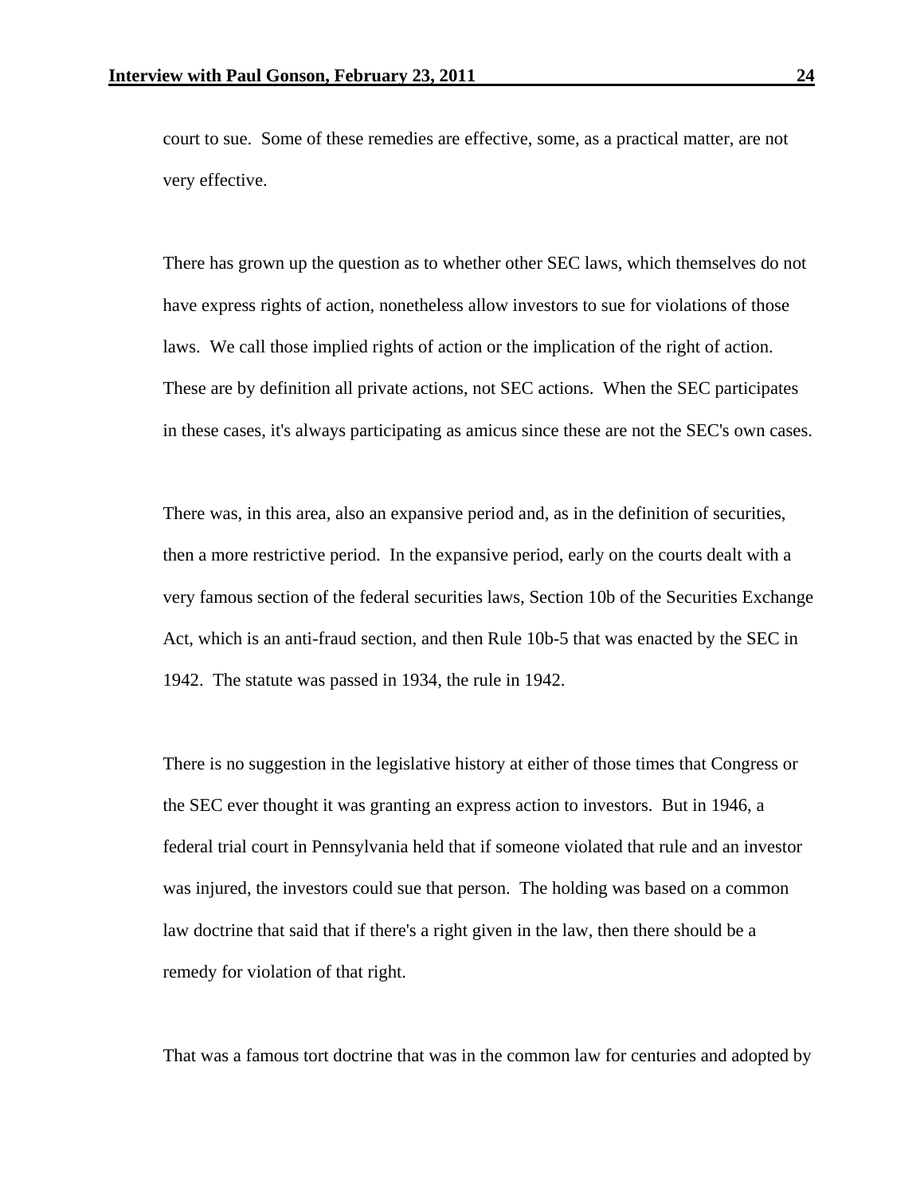court to sue. Some of these remedies are effective, some, as a practical matter, are not very effective.

There has grown up the question as to whether other SEC laws, which themselves do not have express rights of action, nonetheless allow investors to sue for violations of those laws. We call those implied rights of action or the implication of the right of action. These are by definition all private actions, not SEC actions. When the SEC participates in these cases, it's always participating as amicus since these are not the SEC's own cases.

There was, in this area, also an expansive period and, as in the definition of securities, then a more restrictive period. In the expansive period, early on the courts dealt with a very famous section of the federal securities laws, Section 10b of the Securities Exchange Act, which is an anti-fraud section, and then Rule 10b-5 that was enacted by the SEC in 1942. The statute was passed in 1934, the rule in 1942.

There is no suggestion in the legislative history at either of those times that Congress or the SEC ever thought it was granting an express action to investors. But in 1946, a federal trial court in Pennsylvania held that if someone violated that rule and an investor was injured, the investors could sue that person. The holding was based on a common law doctrine that said that if there's a right given in the law, then there should be a remedy for violation of that right.

That was a famous tort doctrine that was in the common law for centuries and adopted by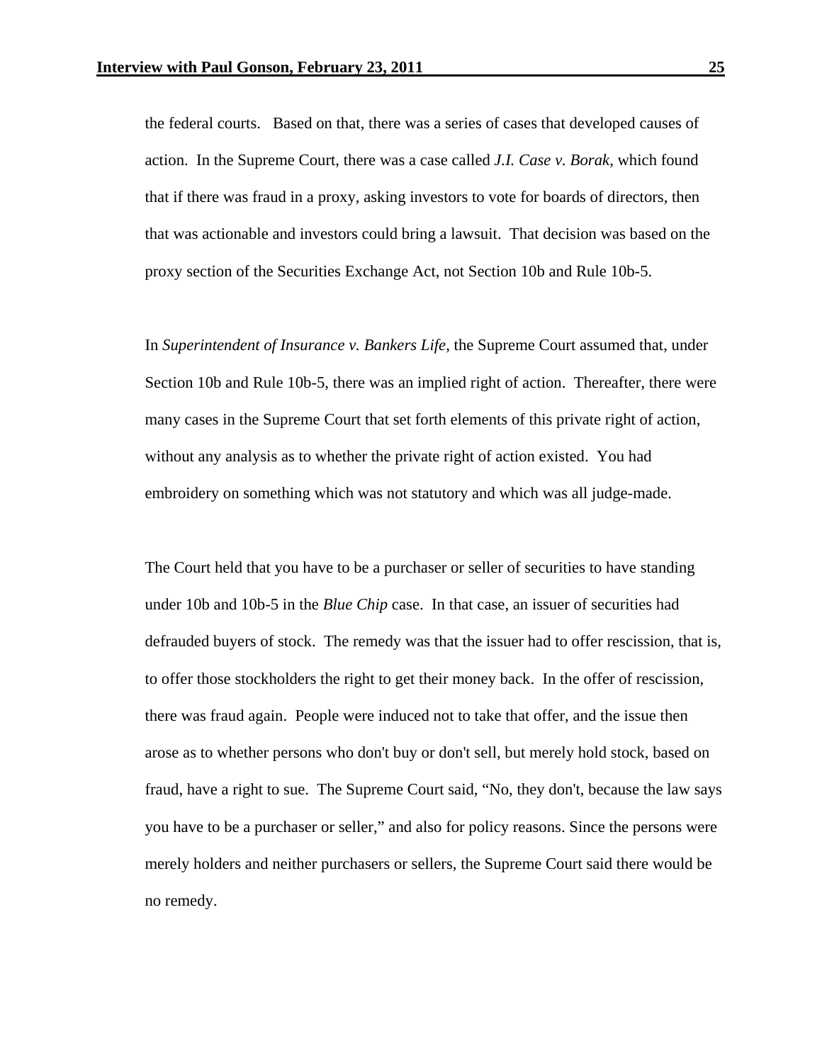the federal courts. Based on that, there was a series of cases that developed causes of action. In the Supreme Court, there was a case called *J.I. Case v. Borak*, which found that if there was fraud in a proxy, asking investors to vote for boards of directors, then that was actionable and investors could bring a lawsuit. That decision was based on the proxy section of the Securities Exchange Act, not Section 10b and Rule 10b-5.

In *Superintendent of Insurance v. Bankers Life*, the Supreme Court assumed that, under Section 10b and Rule 10b-5, there was an implied right of action. Thereafter, there were many cases in the Supreme Court that set forth elements of this private right of action, without any analysis as to whether the private right of action existed. You had embroidery on something which was not statutory and which was all judge-made.

The Court held that you have to be a purchaser or seller of securities to have standing under 10b and 10b-5 in the *Blue Chip* case. In that case, an issuer of securities had defrauded buyers of stock. The remedy was that the issuer had to offer rescission, that is, to offer those stockholders the right to get their money back. In the offer of rescission, there was fraud again. People were induced not to take that offer, and the issue then arose as to whether persons who don't buy or don't sell, but merely hold stock, based on fraud, have a right to sue. The Supreme Court said, "No, they don't, because the law says you have to be a purchaser or seller," and also for policy reasons. Since the persons were merely holders and neither purchasers or sellers, the Supreme Court said there would be no remedy.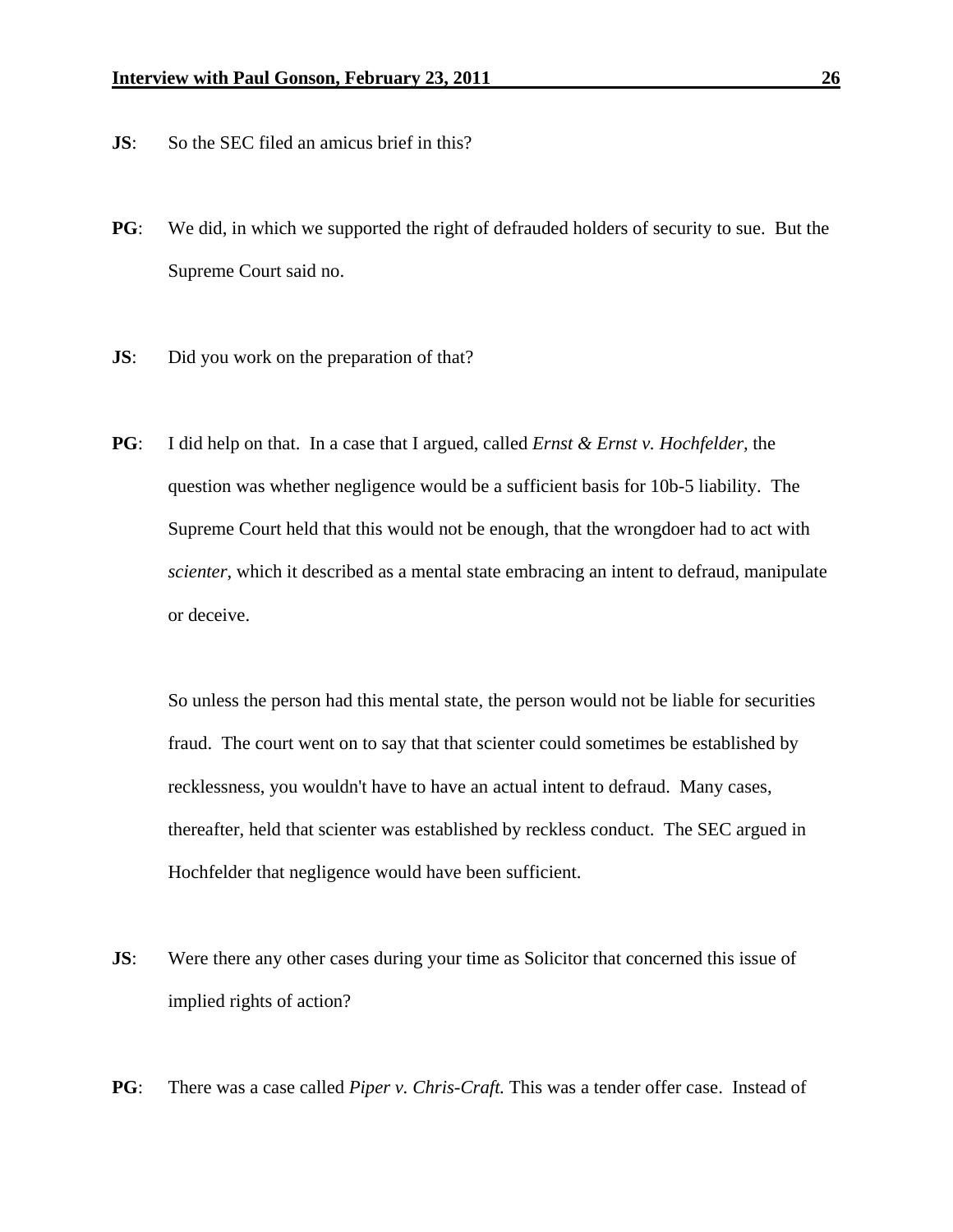**JS**: So the SEC filed an amicus brief in this?

**PG**: We did, in which we supported the right of defrauded holders of security to sue. But the Supreme Court said no.

**JS**: Did you work on the preparation of that?

**PG**: I did help on that. In a case that I argued, called *Ernst & Ernst v. Hochfelder*, the question was whether negligence would be a sufficient basis for 10b-5 liability. The Supreme Court held that this would not be enough, that the wrongdoer had to act with *scienter*, which it described as a mental state embracing an intent to defraud, manipulate or deceive.

So unless the person had this mental state, the person would not be liable for securities fraud. The court went on to say that that scienter could sometimes be established by recklessness, you wouldn't have to have an actual intent to defraud. Many cases, thereafter, held that scienter was established by reckless conduct. The SEC argued in Hochfelder that negligence would have been sufficient.

**JS**: Were there any other cases during your time as Solicitor that concerned this issue of implied rights of action?

**PG**: There was a case called *Piper v. Chris-Craft.* This was a tender offer case. Instead of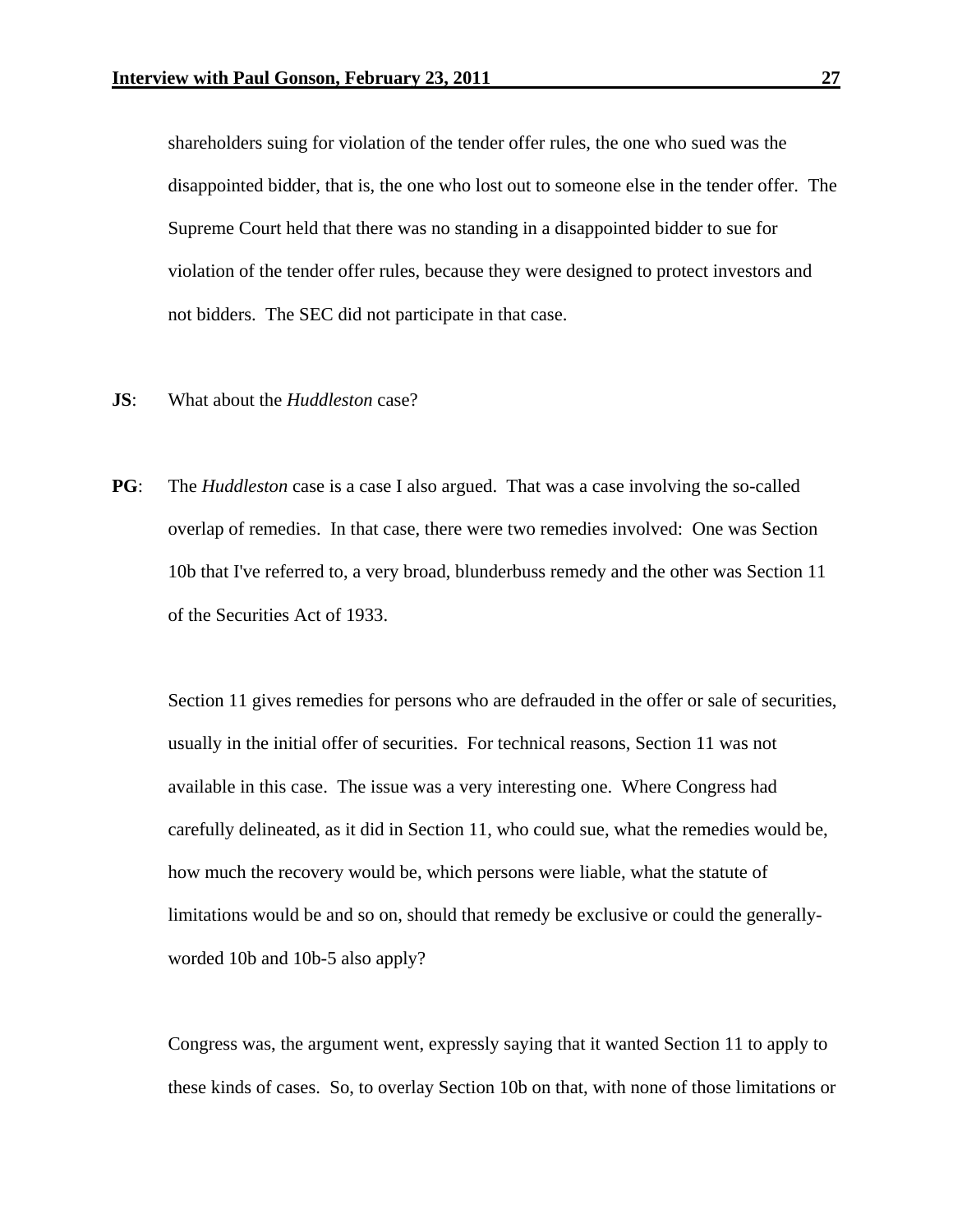shareholders suing for violation of the tender offer rules, the one who sued was the disappointed bidder, that is, the one who lost out to someone else in the tender offer. The Supreme Court held that there was no standing in a disappointed bidder to sue for violation of the tender offer rules, because they were designed to protect investors and not bidders. The SEC did not participate in that case.

**JS**: What about the *Huddleston* case?

**PG**: The *Huddleston* case is a case I also argued. That was a case involving the so-called overlap of remedies. In that case, there were two remedies involved: One was Section 10b that I've referred to, a very broad, blunderbuss remedy and the other was Section 11 of the Securities Act of 1933.

Section 11 gives remedies for persons who are defrauded in the offer or sale of securities, usually in the initial offer of securities. For technical reasons, Section 11 was not available in this case. The issue was a very interesting one. Where Congress had carefully delineated, as it did in Section 11, who could sue, what the remedies would be, how much the recovery would be, which persons were liable, what the statute of limitations would be and so on, should that remedy be exclusive or could the generally-worded 10b and 10b-5 also apply?

Congress was, the argument went, expressly saying that it wanted Section 11 to apply to these kinds of cases. So, to overlay Section 10b on that, with none of those limitations or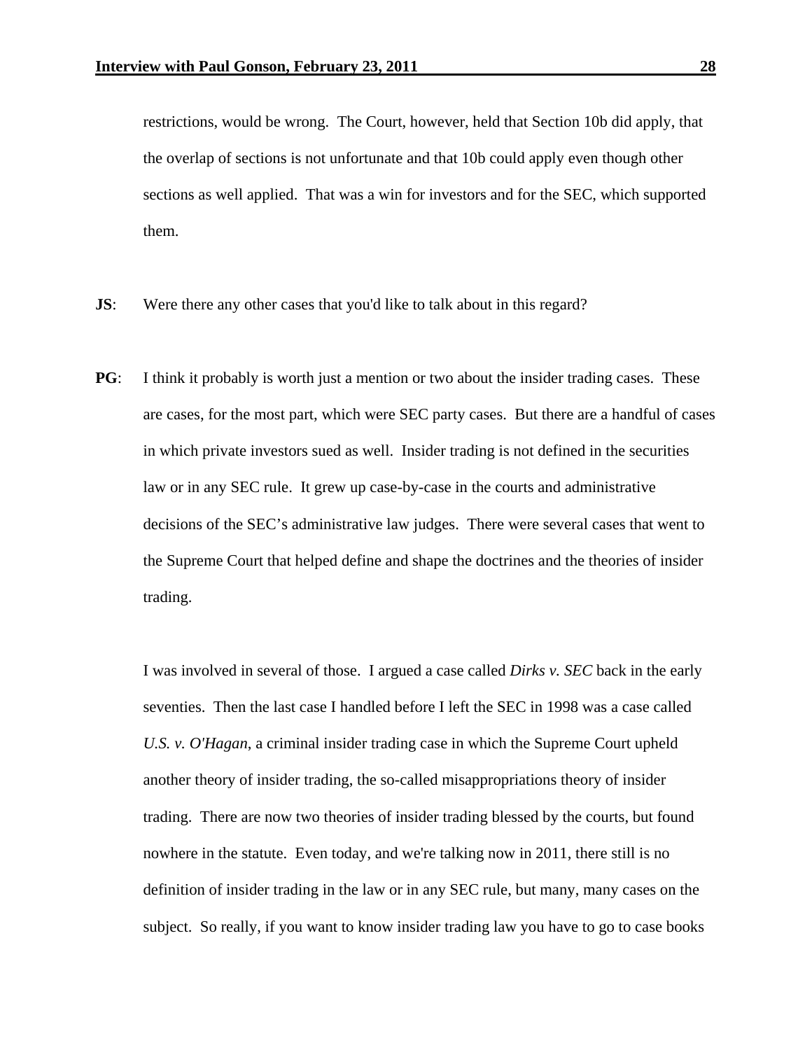restrictions, would be wrong. The Court, however, held that Section 10b did apply, that the overlap of sections is not unfortunate and that 10b could apply even though other sections as well applied. That was a win for investors and for the SEC, which supported them.

**JS**: Were there any other cases that you'd like to talk about in this regard?

**PG**: I think it probably is worth just a mention or two about the insider trading cases. These are cases, for the most part, which were SEC party cases. But there are a handful of cases in which private investors sued as well. Insider trading is not defined in the securities law or in any SEC rule. It grew up case-by-case in the courts and administrative decisions of the SEC's administrative law judges. There were several cases that went to the Supreme Court that helped define and shape the doctrines and the theories of insider trading.

I was involved in several of those. I argued a case called *Dirks v. SEC* back in the early seventies. Then the last case I handled before I left the SEC in 1998 was a case called *U.S. v. O'Hagan*, a criminal insider trading case in which the Supreme Court upheld another theory of insider trading, the so-called misappropriations theory of insider trading. There are now two theories of insider trading blessed by the courts, but found nowhere in the statute. Even today, and we're talking now in 2011, there still is no definition of insider trading in the law or in any SEC rule, but many, many cases on the subject. So really, if you want to know insider trading law you have to go to case books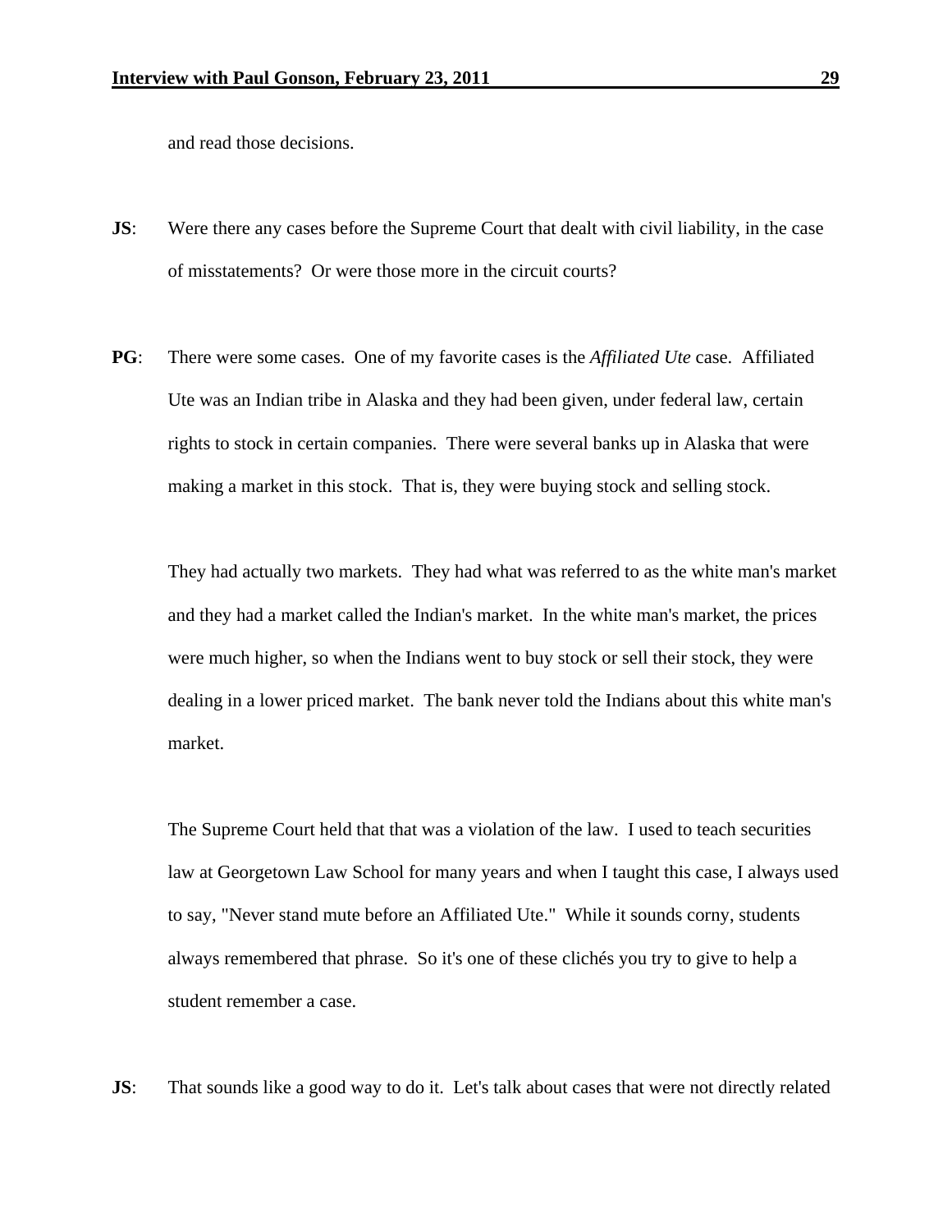and read those decisions.

**JS**: Were there any cases before the Supreme Court that dealt with civil liability, in the case of misstatements? Or were those more in the circuit courts?

**PG**: There were some cases. One of my favorite cases is the *Affiliated Ute* case. Affiliated Ute was an Indian tribe in Alaska and they had been given, under federal law, certain rights to stock in certain companies. There were several banks up in Alaska that were making a market in this stock. That is, they were buying stock and selling stock.

They had actually two markets. They had what was referred to as the white man's market and they had a market called the Indian's market. In the white man's market, the prices were much higher, so when the Indians went to buy stock or sell their stock, they were dealing in a lower priced market. The bank never told the Indians about this white man's market.

The Supreme Court held that that was a violation of the law. I used to teach securities law at Georgetown Law School for many years and when I taught this case, I always used to say, "Never stand mute before an Affiliated Ute." While it sounds corny, students always remembered that phrase. So it's one of these clichés you try to give to help a student remember a case.

**JS**: That sounds like a good way to do it. Let's talk about cases that were not directly related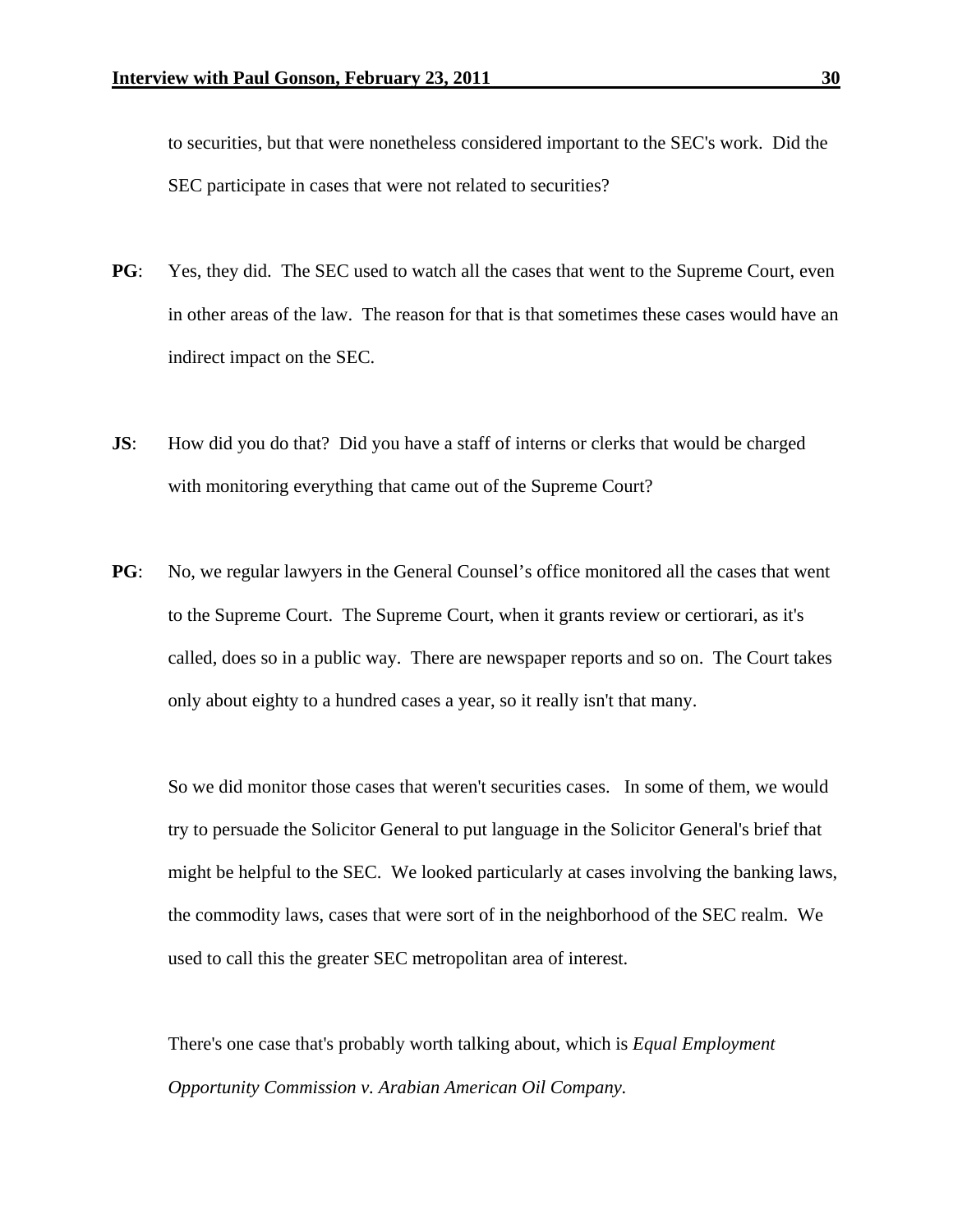to securities, but that were nonetheless considered important to the SEC's work. Did the SEC participate in cases that were not related to securities?

**PG**: Yes, they did. The SEC used to watch all the cases that went to the Supreme Court, even in other areas of the law. The reason for that is that sometimes these cases would have an indirect impact on the SEC.

**JS**: How did you do that? Did you have a staff of interns or clerks that would be charged with monitoring everything that came out of the Supreme Court?

**PG**: No, we regular lawyers in the General Counsel's office monitored all the cases that went to the Supreme Court. The Supreme Court, when it grants review or certiorari, as it's called, does so in a public way. There are newspaper reports and so on. The Court takes only about eighty to a hundred cases a year, so it really isn't that many.

So we did monitor those cases that weren't securities cases. In some of them, we would try to persuade the Solicitor General to put language in the Solicitor General's brief that might be helpful to the SEC. We looked particularly at cases involving the banking laws, the commodity laws, cases that were sort of in the neighborhood of the SEC realm. We used to call this the greater SEC metropolitan area of interest.

There's one case that's probably worth talking about, which is *Equal Employment Opportunity Commission v. Arabian American Oil Company*.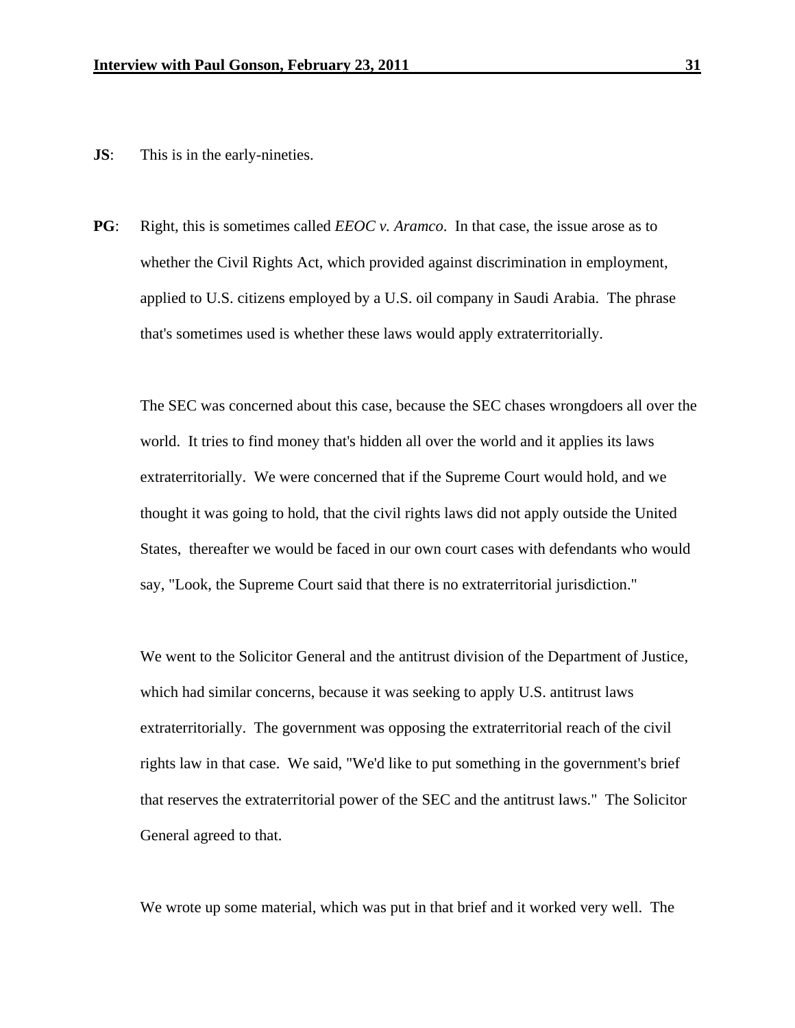**JS**: This is in the early-nineties.

**PG**: Right, this is sometimes called *EEOC v. Aramco*. In that case, the issue arose as to whether the Civil Rights Act, which provided against discrimination in employment, applied to U.S. citizens employed by a U.S. oil company in Saudi Arabia. The phrase that's sometimes used is whether these laws would apply extraterritorially.

The SEC was concerned about this case, because the SEC chases wrongdoers all over the world. It tries to find money that's hidden all over the world and it applies its laws extraterritorially. We were concerned that if the Supreme Court would hold, and we thought it was going to hold, that the civil rights laws did not apply outside the United States, thereafter we would be faced in our own court cases with defendants who would say, "Look, the Supreme Court said that there is no extraterritorial jurisdiction."

We went to the Solicitor General and the antitrust division of the Department of Justice, which had similar concerns, because it was seeking to apply U.S. antitrust laws extraterritorially. The government was opposing the extraterritorial reach of the civil rights law in that case. We said, "We'd like to put something in the government's brief that reserves the extraterritorial power of the SEC and the antitrust laws." The Solicitor General agreed to that.

We wrote up some material, which was put in that brief and it worked very well. The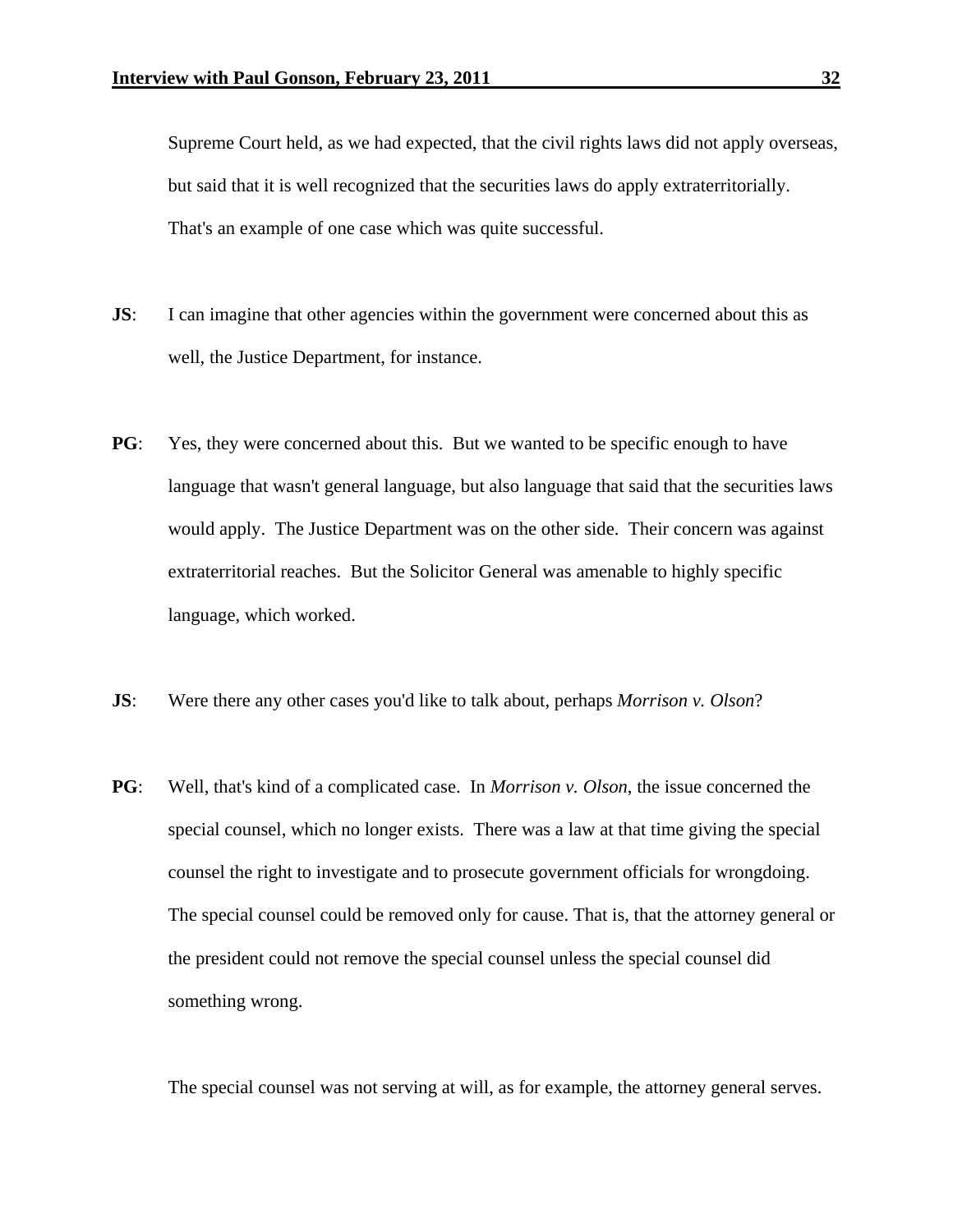Supreme Court held, as we had expected, that the civil rights laws did not apply overseas, but said that it is well recognized that the securities laws do apply extraterritorially. That's an example of one case which was quite successful.

**JS**: I can imagine that other agencies within the government were concerned about this as well, the Justice Department, for instance.

**PG**: Yes, they were concerned about this. But we wanted to be specific enough to have language that wasn't general language, but also language that said that the securities laws would apply. The Justice Department was on the other side. Their concern was against extraterritorial reaches. But the Solicitor General was amenable to highly specific language, which worked.

**JS**: Were there any other cases you'd like to talk about, perhaps *Morrison v. Olson*?

**PG**: Well, that's kind of a complicated case. In *Morrison v. Olson*, the issue concerned the special counsel, which no longer exists. There was a law at that time giving the special counsel the right to investigate and to prosecute government officials for wrongdoing. The special counsel could be removed only for cause. That is, that the attorney general or the president could not remove the special counsel unless the special counsel did something wrong.

The special counsel was not serving at will, as for example, the attorney general serves.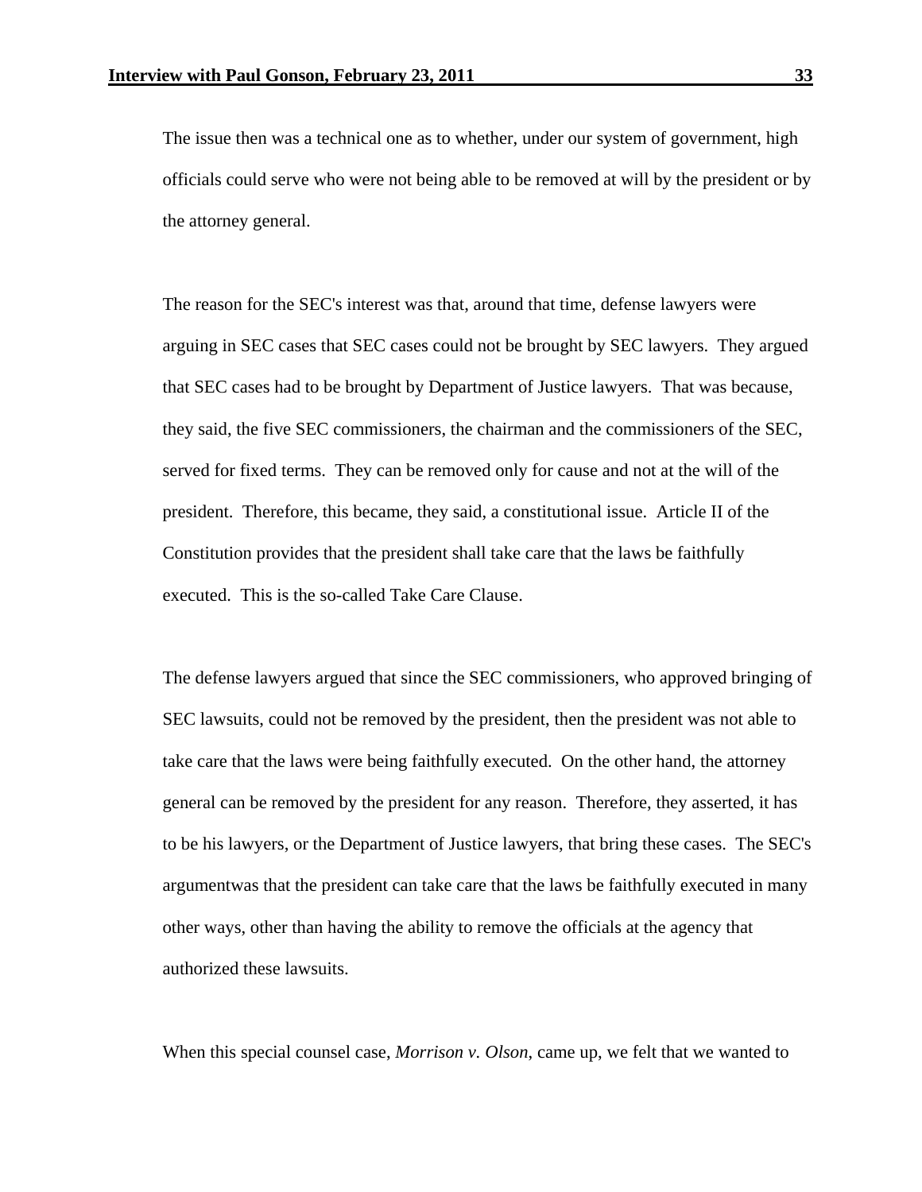The issue then was a technical one as to whether, under our system of government, high officials could serve who were not being able to be removed at will by the president or by the attorney general.

The reason for the SEC's interest was that, around that time, defense lawyers were arguing in SEC cases that SEC cases could not be brought by SEC lawyers. They argued that SEC cases had to be brought by Department of Justice lawyers. That was because, they said, the five SEC commissioners, the chairman and the commissioners of the SEC, served for fixed terms. They can be removed only for cause and not at the will of the president. Therefore, this became, they said, a constitutional issue. Article II of the Constitution provides that the president shall take care that the laws be faithfully executed. This is the so-called Take Care Clause.

The defense lawyers argued that since the SEC commissioners, who approved bringing of SEC lawsuits, could not be removed by the president, then the president was not able to take care that the laws were being faithfully executed. On the other hand, the attorney general can be removed by the president for any reason. Therefore, they asserted, it has to be his lawyers, or the Department of Justice lawyers, that bring these cases. The SEC's argumentwas that the president can take care that the laws be faithfully executed in many other ways, other than having the ability to remove the officials at the agency that authorized these lawsuits.

When this special counsel case, *Morrison v. Olson*, came up, we felt that we wanted to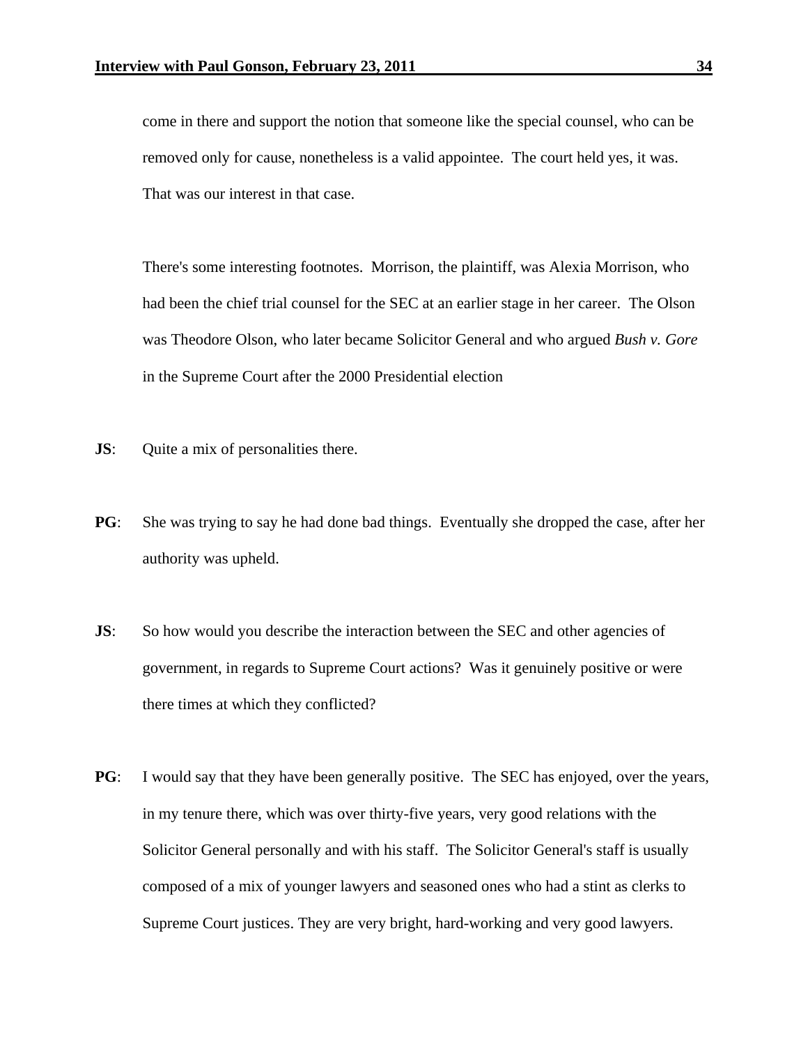come in there and support the notion that someone like the special counsel, who can be removed only for cause, nonetheless is a valid appointee. The court held yes, it was. That was our interest in that case.

There's some interesting footnotes. Morrison, the plaintiff, was Alexia Morrison, who had been the chief trial counsel for the SEC at an earlier stage in her career. The Olson was Theodore Olson, who later became Solicitor General and who argued *Bush v. Gore* in the Supreme Court after the 2000 Presidential election

**JS**: Quite a mix of personalities there.

**PG**: She was trying to say he had done bad things. Eventually she dropped the case, after her authority was upheld.

**JS**: So how would you describe the interaction between the SEC and other agencies of government, in regards to Supreme Court actions? Was it genuinely positive or were there times at which they conflicted?

**PG**: I would say that they have been generally positive. The SEC has enjoyed, over the years, in my tenure there, which was over thirty-five years, very good relations with the Solicitor General personally and with his staff. The Solicitor General's staff is usually composed of a mix of younger lawyers and seasoned ones who had a stint as clerks to Supreme Court justices. They are very bright, hard-working and very good lawyers.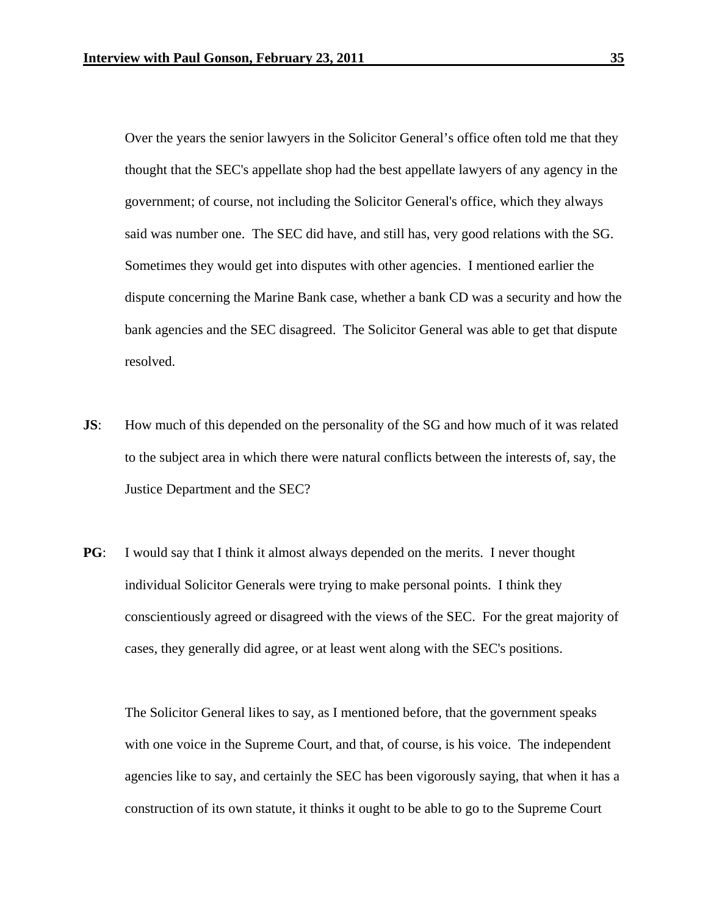Over the years the senior lawyers in the Solicitor General's office often told me that they thought that the SEC's appellate shop had the best appellate lawyers of any agency in the government; of course, not including the Solicitor General's office, which they always said was number one. The SEC did have, and still has, very good relations with the SG. Sometimes they would get into disputes with other agencies. I mentioned earlier the dispute concerning the Marine Bank case, whether a bank CD was a security and how the bank agencies and the SEC disagreed. The Solicitor General was able to get that dispute resolved.

**JS**: How much of this depended on the personality of the SG and how much of it was related to the subject area in which there were natural conflicts between the interests of, say, the Justice Department and the SEC?

**PG**: I would say that I think it almost always depended on the merits. I never thought individual Solicitor Generals were trying to make personal points. I think they conscientiously agreed or disagreed with the views of the SEC. For the great majority of cases, they generally did agree, or at least went along with the SEC's positions.

The Solicitor General likes to say, as I mentioned before, that the government speaks with one voice in the Supreme Court, and that, of course, is his voice. The independent agencies like to say, and certainly the SEC has been vigorously saying, that when it has a construction of its own statute, it thinks it ought to be able to go to the Supreme Court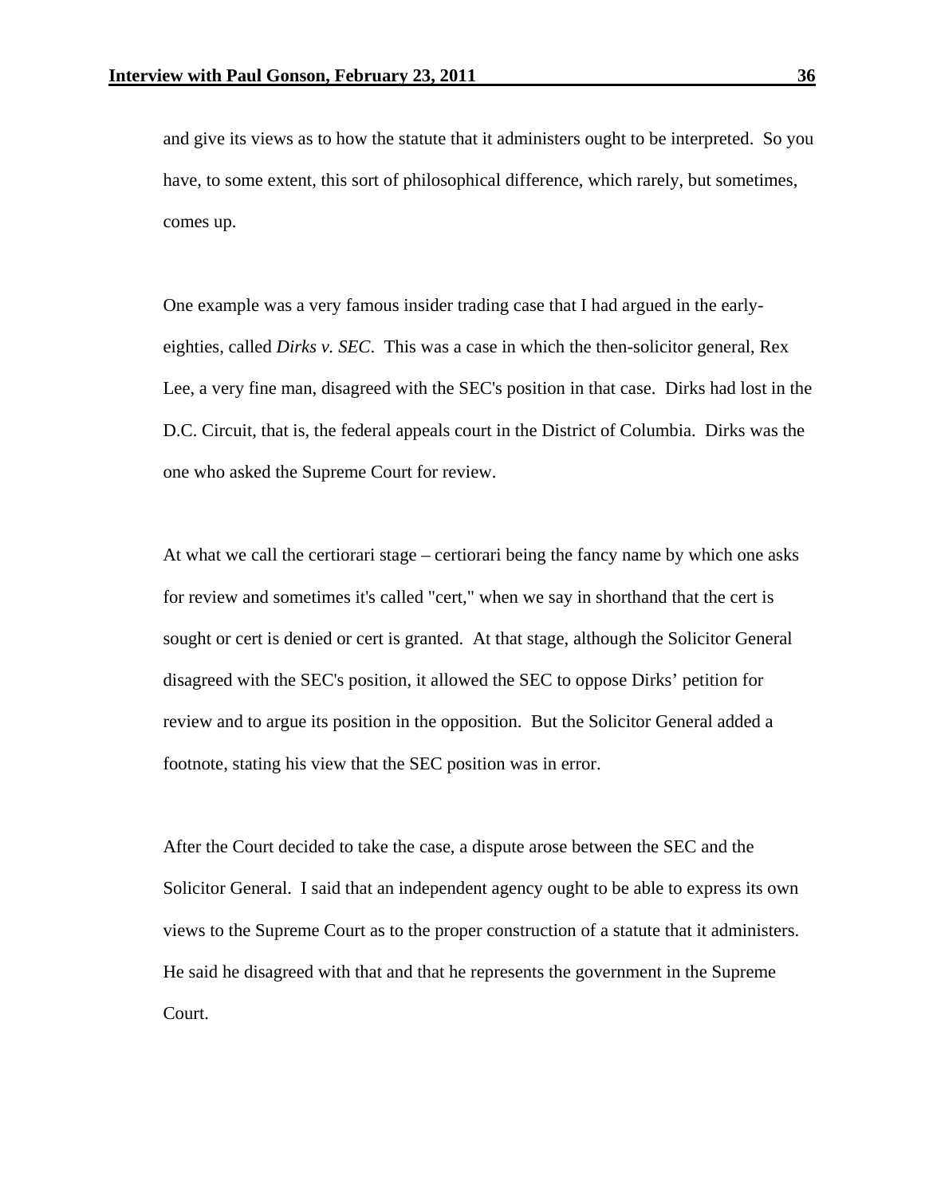and give its views as to how the statute that it administers ought to be interpreted. So you have, to some extent, this sort of philosophical difference, which rarely, but sometimes, comes up.

One example was a very famous insider trading case that I had argued in the early-eighties, called *Dirks v. SEC*. This was a case in which the then-solicitor general, Rex Lee, a very fine man, disagreed with the SEC's position in that case. Dirks had lost in the D.C. Circuit, that is, the federal appeals court in the District of Columbia. Dirks was the one who asked the Supreme Court for review.

At what we call the certiorari stage – certiorari being the fancy name by which one asks for review and sometimes it's called "cert," when we say in shorthand that the cert is sought or cert is denied or cert is granted. At that stage, although the Solicitor General disagreed with the SEC's position, it allowed the SEC to oppose Dirks' petition for review and to argue its position in the opposition. But the Solicitor General added a footnote, stating his view that the SEC position was in error.

After the Court decided to take the case, a dispute arose between the SEC and the Solicitor General. I said that an independent agency ought to be able to express its own views to the Supreme Court as to the proper construction of a statute that it administers. He said he disagreed with that and that he represents the government in the Supreme Court.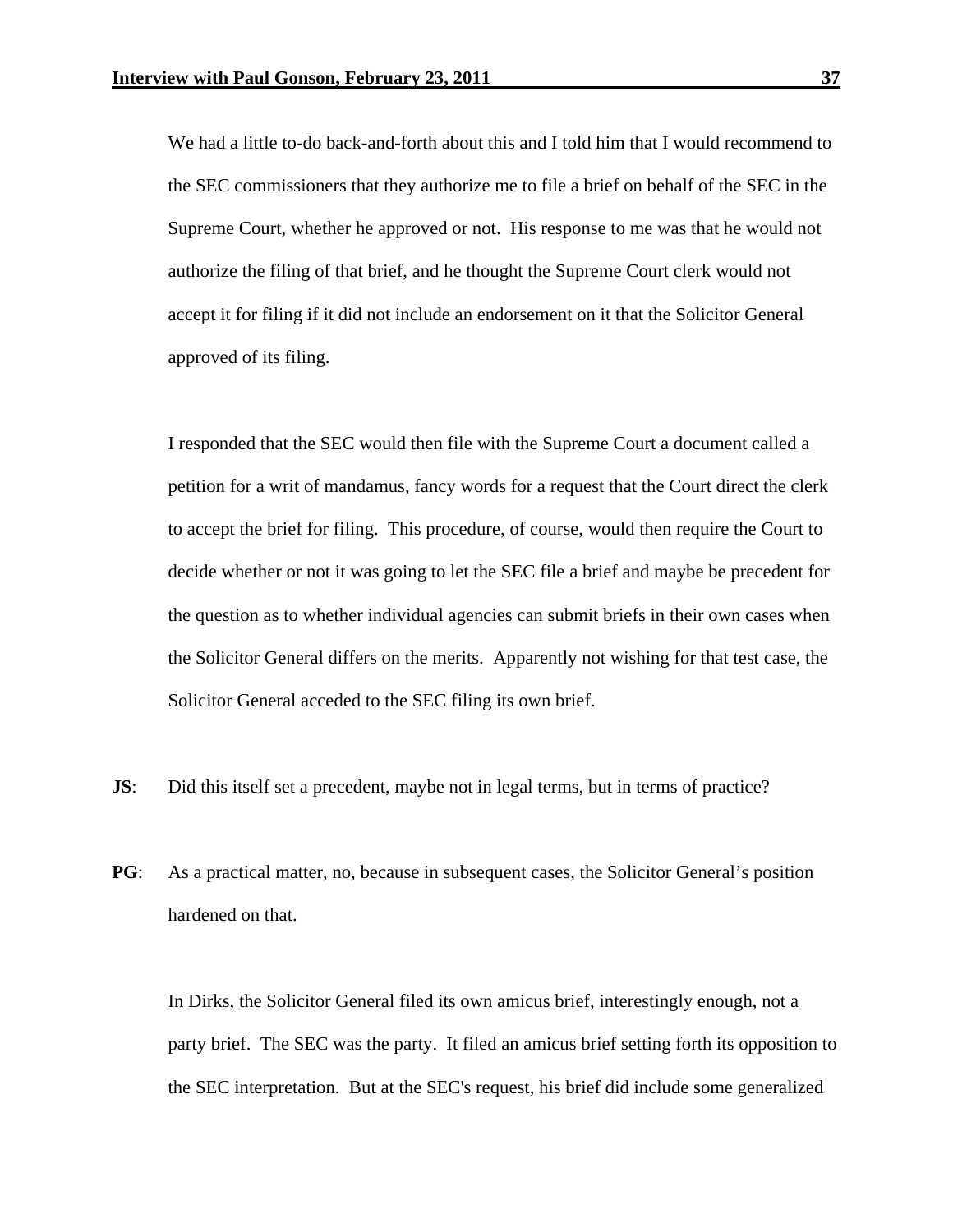We had a little to-do back-and-forth about this and I told him that I would recommend to the SEC commissioners that they authorize me to file a brief on behalf of the SEC in the Supreme Court, whether he approved or not. His response to me was that he would not authorize the filing of that brief, and he thought the Supreme Court clerk would not accept it for filing if it did not include an endorsement on it that the Solicitor General approved of its filing.

I responded that the SEC would then file with the Supreme Court a document called a petition for a writ of mandamus, fancy words for a request that the Court direct the clerk to accept the brief for filing. This procedure, of course, would then require the Court to decide whether or not it was going to let the SEC file a brief and maybe be precedent for the question as to whether individual agencies can submit briefs in their own cases when the Solicitor General differs on the merits. Apparently not wishing for that test case, the Solicitor General acceded to the SEC filing its own brief.

**JS**: Did this itself set a precedent, maybe not in legal terms, but in terms of practice?

**PG**: As a practical matter, no, because in subsequent cases, the Solicitor General's position hardened on that.

In Dirks, the Solicitor General filed its own amicus brief, interestingly enough, not a party brief. The SEC was the party. It filed an amicus brief setting forth its opposition to the SEC interpretation. But at the SEC's request, his brief did include some generalized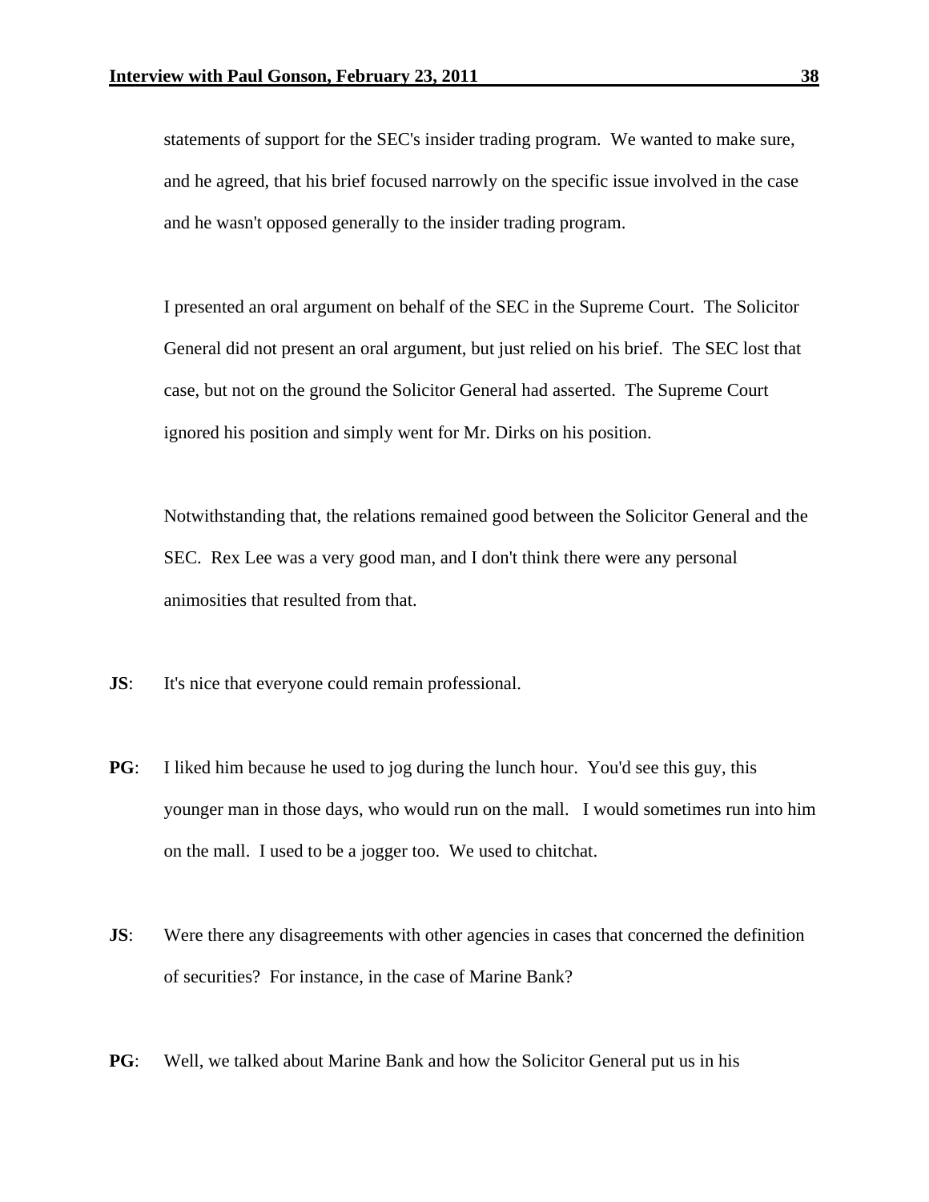statements of support for the SEC's insider trading program. We wanted to make sure, and he agreed, that his brief focused narrowly on the specific issue involved in the case and he wasn't opposed generally to the insider trading program.

I presented an oral argument on behalf of the SEC in the Supreme Court. The Solicitor General did not present an oral argument, but just relied on his brief. The SEC lost that case, but not on the ground the Solicitor General had asserted. The Supreme Court ignored his position and simply went for Mr. Dirks on his position.

Notwithstanding that, the relations remained good between the Solicitor General and the SEC. Rex Lee was a very good man, and I don't think there were any personal animosities that resulted from that.

**JS**: It's nice that everyone could remain professional.

**PG**: I liked him because he used to jog during the lunch hour. You'd see this guy, this younger man in those days, who would run on the mall. I would sometimes run into him on the mall. I used to be a jogger too. We used to chitchat.

**JS**: Were there any disagreements with other agencies in cases that concerned the definition of securities? For instance, in the case of Marine Bank?

**PG**: Well, we talked about Marine Bank and how the Solicitor General put us in his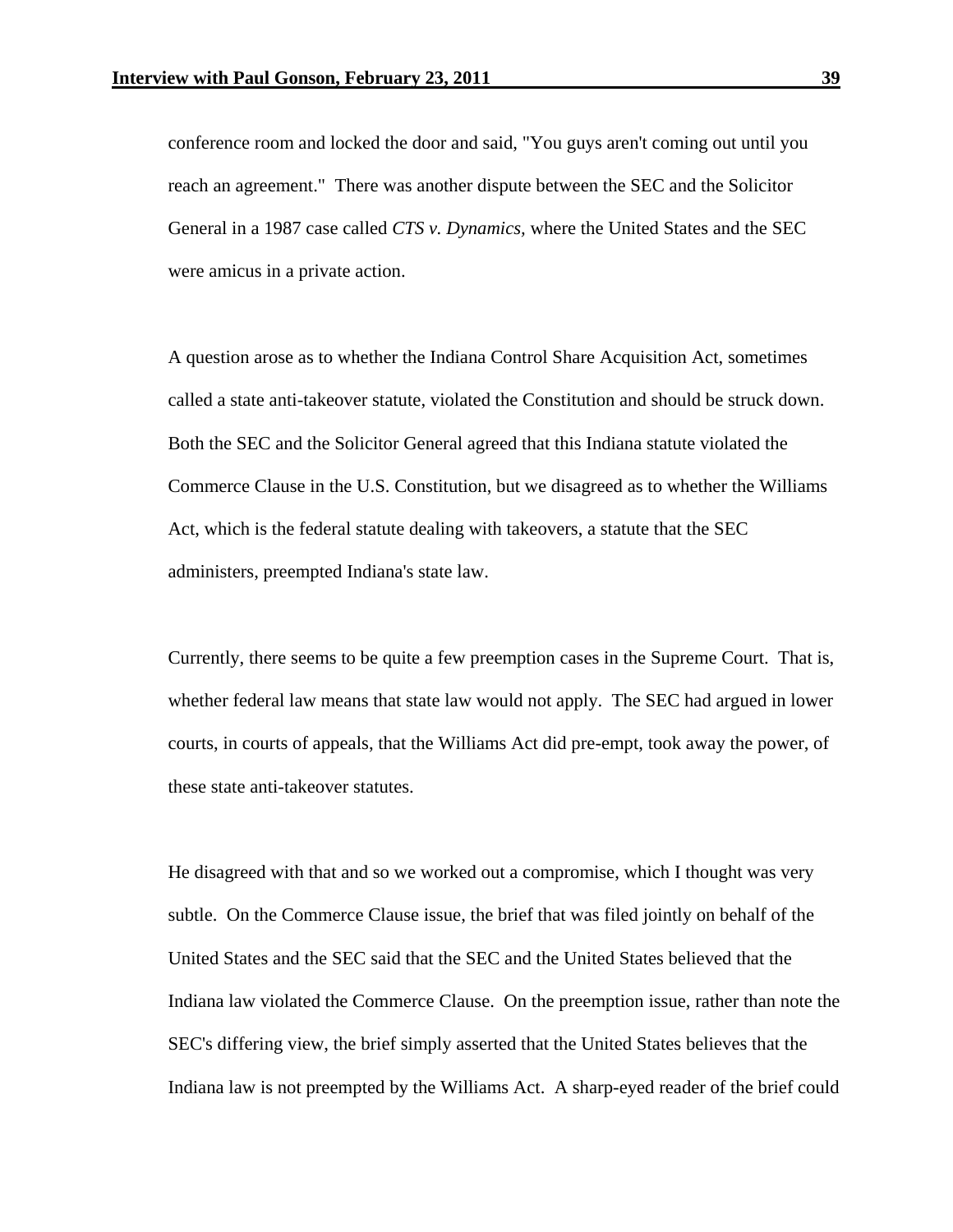conference room and locked the door and said, "You guys aren't coming out until you reach an agreement." There was another dispute between the SEC and the Solicitor General in a 1987 case called *CTS v. Dynamics,* where the United States and the SEC were amicus in a private action.

A question arose as to whether the Indiana Control Share Acquisition Act, sometimes called a state anti-takeover statute, violated the Constitution and should be struck down. Both the SEC and the Solicitor General agreed that this Indiana statute violated the Commerce Clause in the U.S. Constitution, but we disagreed as to whether the Williams Act, which is the federal statute dealing with takeovers, a statute that the SEC administers, preempted Indiana's state law.

Currently, there seems to be quite a few preemption cases in the Supreme Court. That is, whether federal law means that state law would not apply. The SEC had argued in lower courts, in courts of appeals, that the Williams Act did pre-empt, took away the power, of these state anti-takeover statutes.

He disagreed with that and so we worked out a compromise, which I thought was very subtle. On the Commerce Clause issue, the brief that was filed jointly on behalf of the United States and the SEC said that the SEC and the United States believed that the Indiana law violated the Commerce Clause. On the preemption issue, rather than note the SEC's differing view, the brief simply asserted that the United States believes that the Indiana law is not preempted by the Williams Act. A sharp-eyed reader of the brief could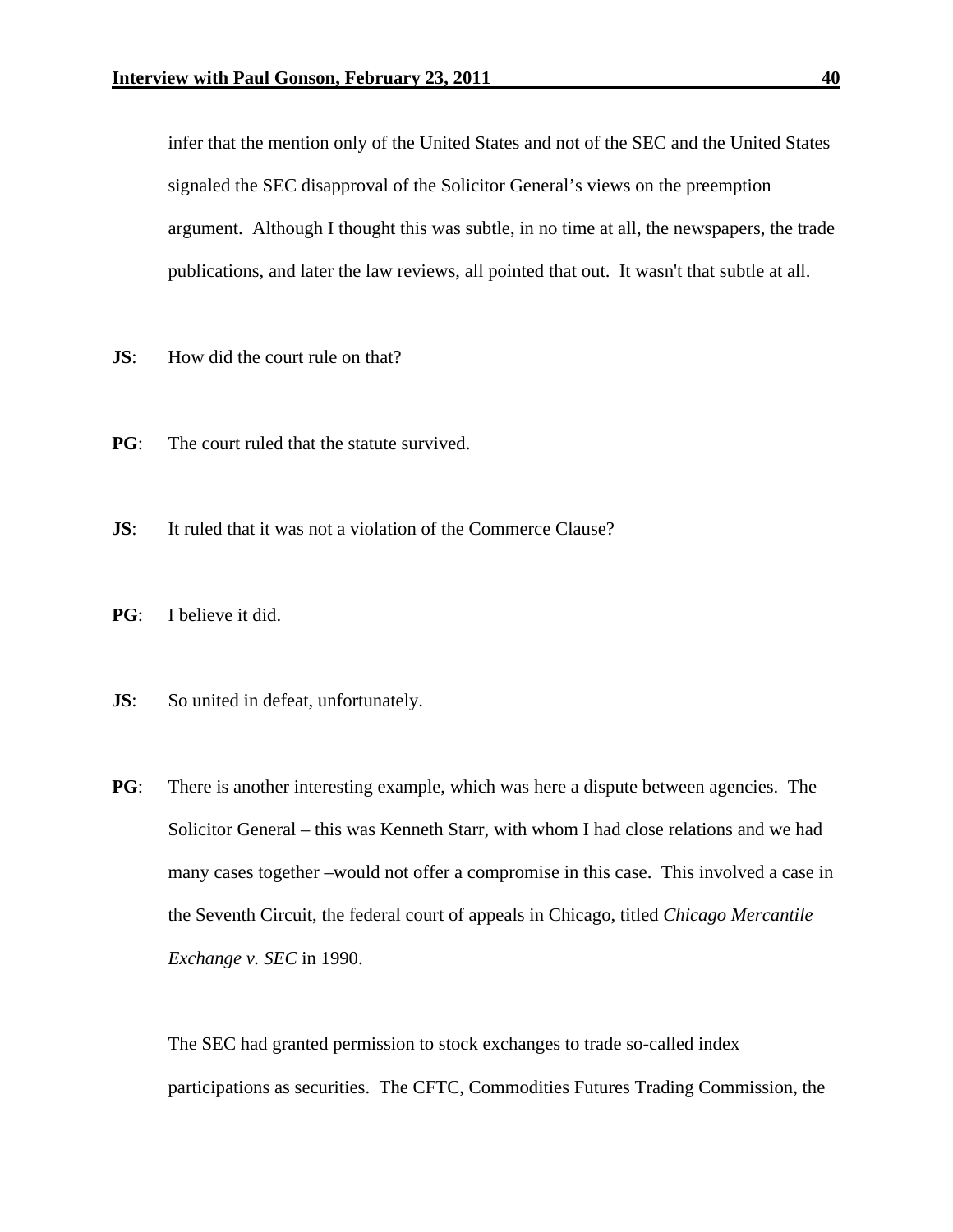infer that the mention only of the United States and not of the SEC and the United States signaled the SEC disapproval of the Solicitor General's views on the preemption argument. Although I thought this was subtle, in no time at all, the newspapers, the trade publications, and later the law reviews, all pointed that out. It wasn't that subtle at all.

**JS**: How did the court rule on that?

**PG**: The court ruled that the statute survived.

**JS**: It ruled that it was not a violation of the Commerce Clause?

**PG**: I believe it did.

**JS**: So united in defeat, unfortunately.

**PG**: There is another interesting example, which was here a dispute between agencies. The Solicitor General – this was Kenneth Starr, with whom I had close relations and we had many cases together –would not offer a compromise in this case. This involved a case in the Seventh Circuit, the federal court of appeals in Chicago, titled *Chicago Mercantile Exchange v. SEC* in 1990.

The SEC had granted permission to stock exchanges to trade so-called index participations as securities. The CFTC, Commodities Futures Trading Commission, the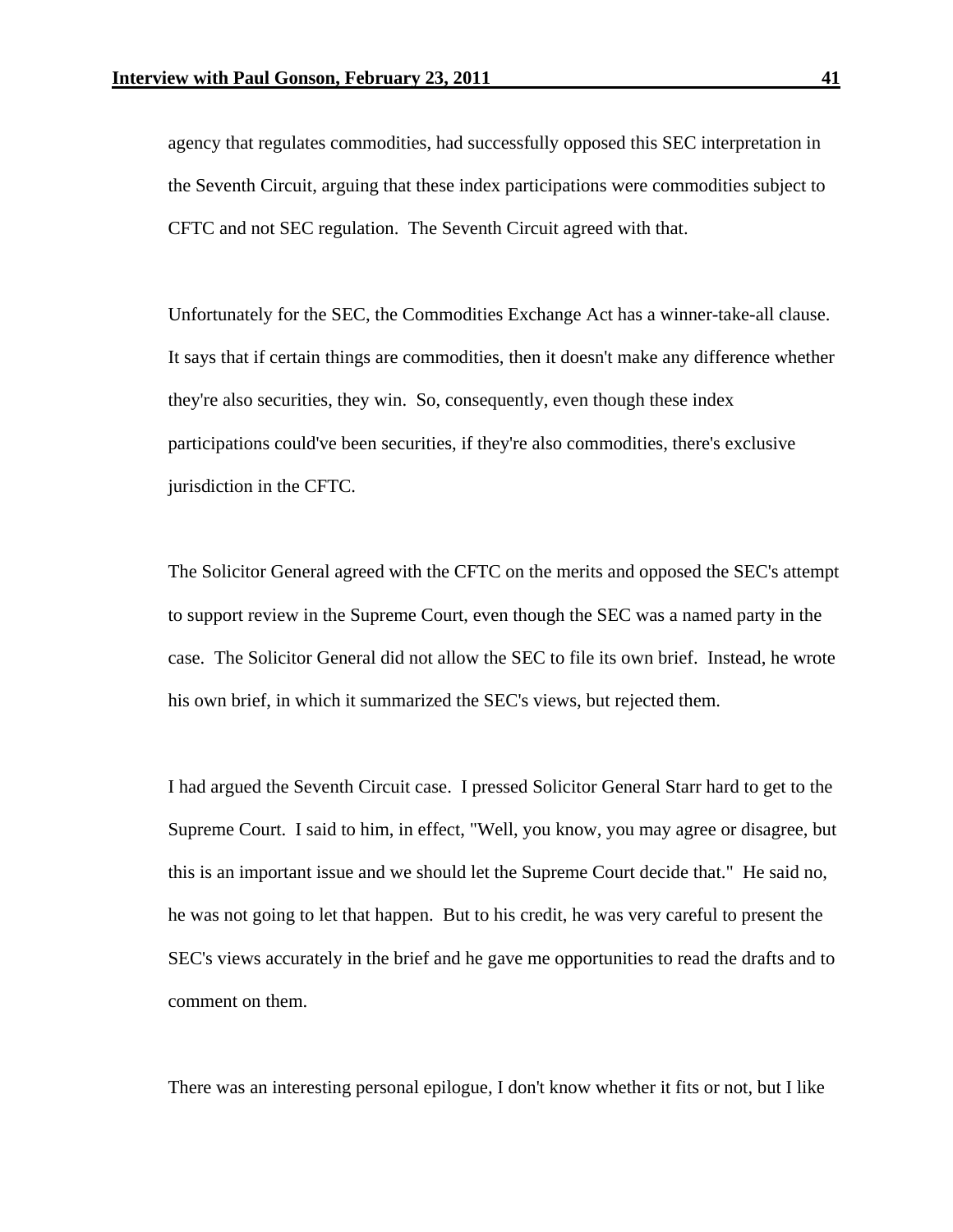agency that regulates commodities, had successfully opposed this SEC interpretation in the Seventh Circuit, arguing that these index participations were commodities subject to CFTC and not SEC regulation. The Seventh Circuit agreed with that.

Unfortunately for the SEC, the Commodities Exchange Act has a winner-take-all clause. It says that if certain things are commodities, then it doesn't make any difference whether they're also securities, they win. So, consequently, even though these index participations could've been securities, if they're also commodities, there's exclusive jurisdiction in the CFTC.

The Solicitor General agreed with the CFTC on the merits and opposed the SEC's attempt to support review in the Supreme Court, even though the SEC was a named party in the case. The Solicitor General did not allow the SEC to file its own brief. Instead, he wrote his own brief, in which it summarized the SEC's views, but rejected them.

I had argued the Seventh Circuit case. I pressed Solicitor General Starr hard to get to the Supreme Court. I said to him, in effect, "Well, you know, you may agree or disagree, but this is an important issue and we should let the Supreme Court decide that." He said no, he was not going to let that happen. But to his credit, he was very careful to present the SEC's views accurately in the brief and he gave me opportunities to read the drafts and to comment on them.

There was an interesting personal epilogue, I don't know whether it fits or not, but I like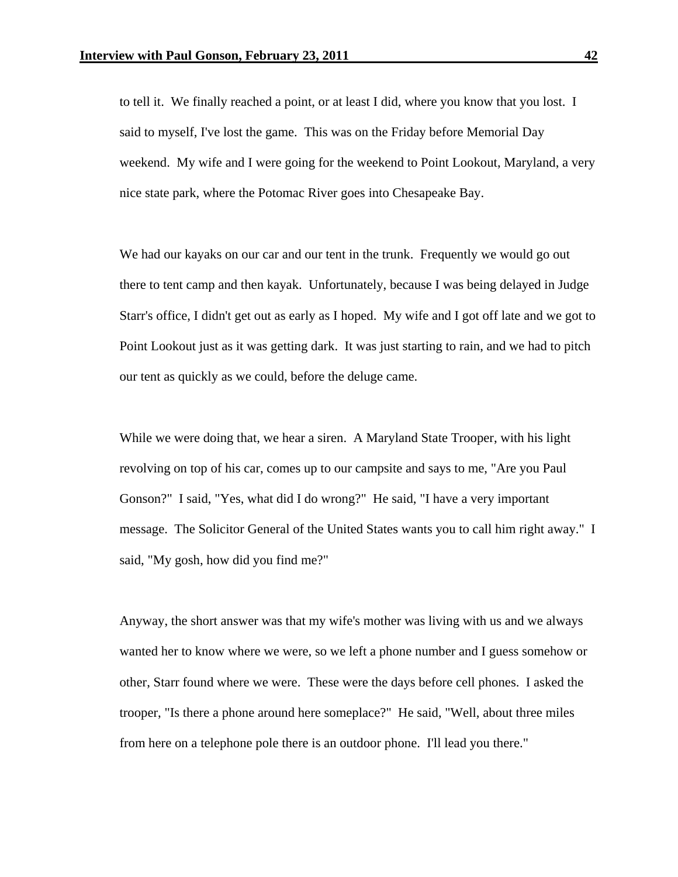to tell it. We finally reached a point, or at least I did, where you know that you lost. I said to myself, I've lost the game. This was on the Friday before Memorial Day weekend. My wife and I were going for the weekend to Point Lookout, Maryland, a very nice state park, where the Potomac River goes into Chesapeake Bay.

We had our kayaks on our car and our tent in the trunk. Frequently we would go out there to tent camp and then kayak. Unfortunately, because I was being delayed in Judge Starr's office, I didn't get out as early as I hoped. My wife and I got off late and we got to Point Lookout just as it was getting dark. It was just starting to rain, and we had to pitch our tent as quickly as we could, before the deluge came.

While we were doing that, we hear a siren. A Maryland State Trooper, with his light revolving on top of his car, comes up to our campsite and says to me, "Are you Paul Gonson?" I said, "Yes, what did I do wrong?" He said, "I have a very important message. The Solicitor General of the United States wants you to call him right away." I said, "My gosh, how did you find me?"

Anyway, the short answer was that my wife's mother was living with us and we always wanted her to know where we were, so we left a phone number and I guess somehow or other, Starr found where we were. These were the days before cell phones. I asked the trooper, "Is there a phone around here someplace?" He said, "Well, about three miles from here on a telephone pole there is an outdoor phone. I'll lead you there."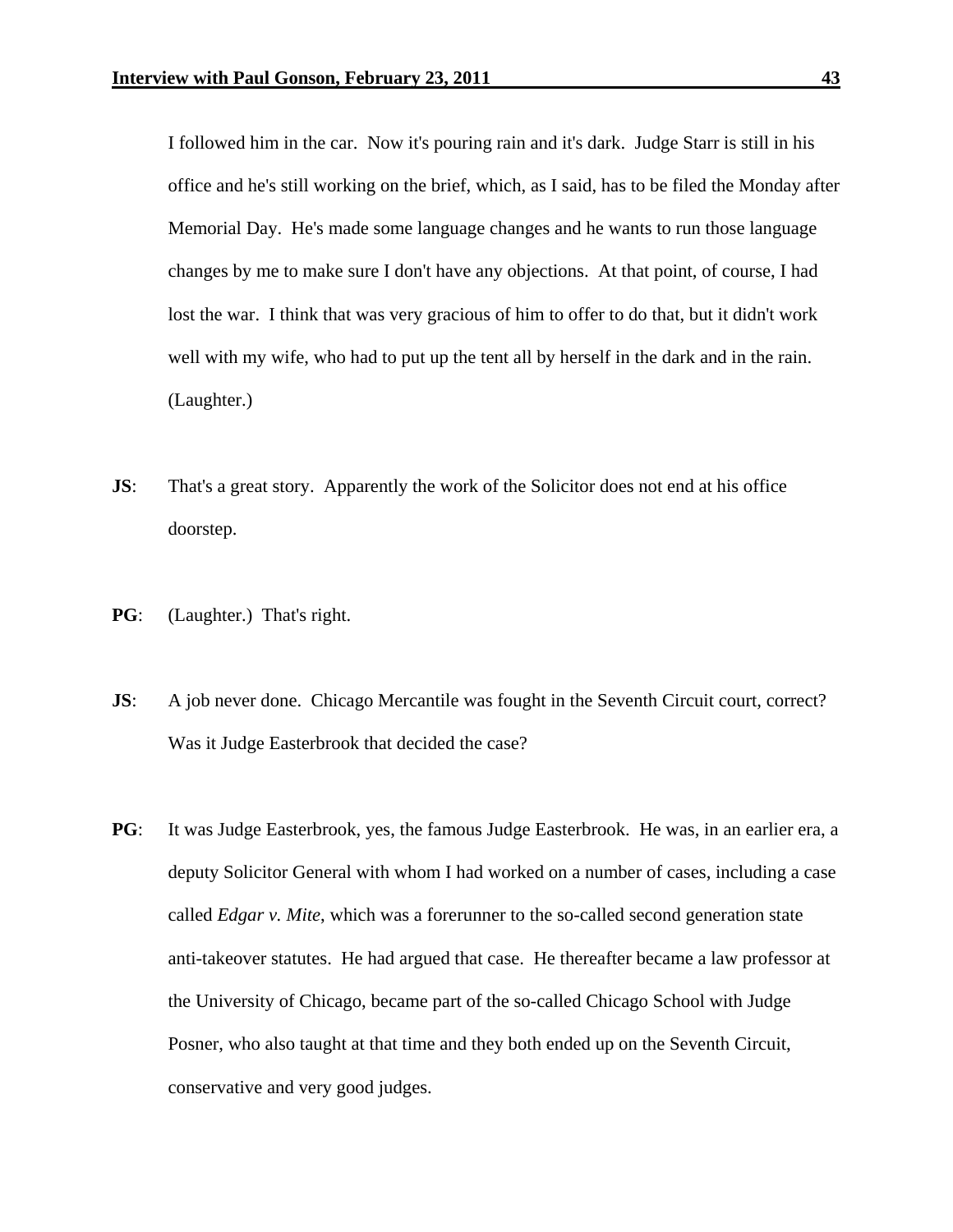I followed him in the car. Now it's pouring rain and it's dark. Judge Starr is still in his office and he's still working on the brief, which, as I said, has to be filed the Monday after Memorial Day. He's made some language changes and he wants to run those language changes by me to make sure I don't have any objections. At that point, of course, I had lost the war. I think that was very gracious of him to offer to do that, but it didn't work well with my wife, who had to put up the tent all by herself in the dark and in the rain. (Laughter.)

**JS**: That's a great story. Apparently the work of the Solicitor does not end at his office doorstep.

**PG**: (Laughter.) That's right.

**JS**: A job never done. Chicago Mercantile was fought in the Seventh Circuit court, correct? Was it Judge Easterbrook that decided the case?

**PG**: It was Judge Easterbrook, yes, the famous Judge Easterbrook. He was, in an earlier era, a deputy Solicitor General with whom I had worked on a number of cases, including a case called *Edgar v. Mite*, which was a forerunner to the so-called second generation state anti-takeover statutes. He had argued that case. He thereafter became a law professor at the University of Chicago, became part of the so-called Chicago School with Judge Posner, who also taught at that time and they both ended up on the Seventh Circuit, conservative and very good judges.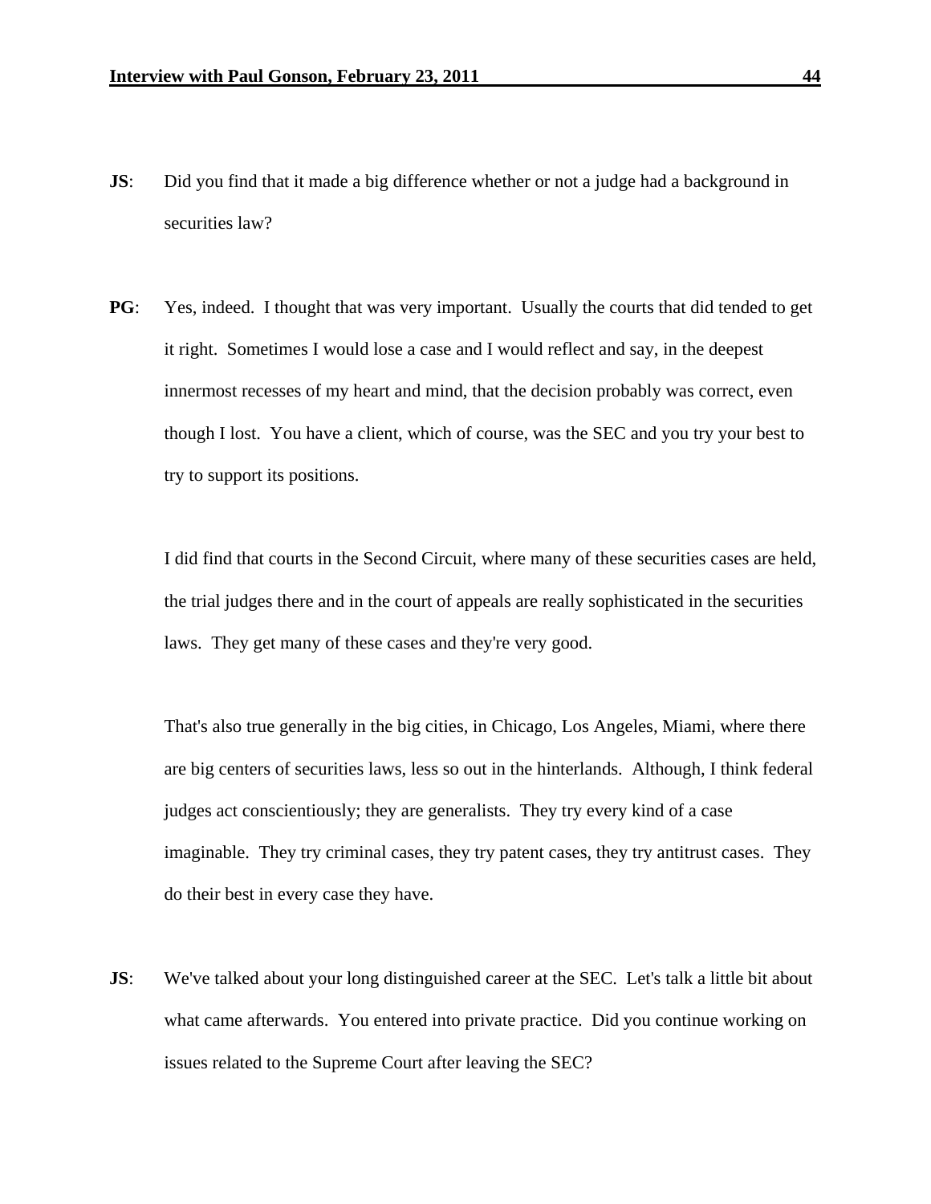**JS**: Did you find that it made a big difference whether or not a judge had a background in securities law?

**PG**: Yes, indeed. I thought that was very important. Usually the courts that did tended to get it right. Sometimes I would lose a case and I would reflect and say, in the deepest innermost recesses of my heart and mind, that the decision probably was correct, even though I lost. You have a client, which of course, was the SEC and you try your best to try to support its positions.

I did find that courts in the Second Circuit, where many of these securities cases are held, the trial judges there and in the court of appeals are really sophisticated in the securities laws. They get many of these cases and they're very good.

That's also true generally in the big cities, in Chicago, Los Angeles, Miami, where there are big centers of securities laws, less so out in the hinterlands. Although, I think federal judges act conscientiously; they are generalists. They try every kind of a case imaginable. They try criminal cases, they try patent cases, they try antitrust cases. They do their best in every case they have.

**JS**: We've talked about your long distinguished career at the SEC. Let's talk a little bit about what came afterwards. You entered into private practice. Did you continue working on issues related to the Supreme Court after leaving the SEC?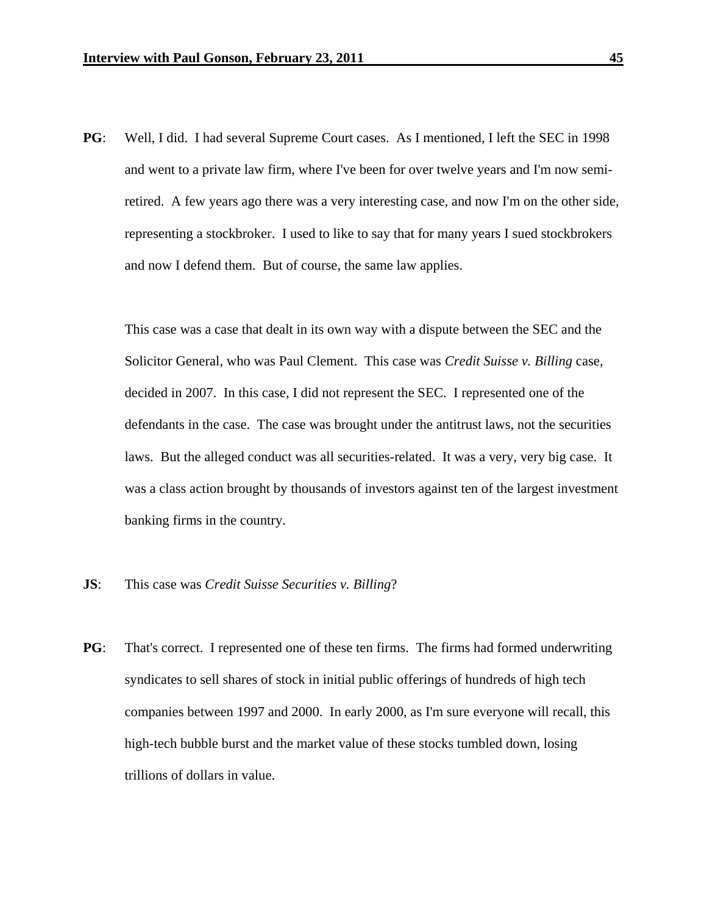**PG**: Well, I did. I had several Supreme Court cases. As I mentioned, I left the SEC in 1998 and went to a private law firm, where I've been for over twelve years and I'm now semi-retired. A few years ago there was a very interesting case, and now I'm on the other side, representing a stockbroker. I used to like to say that for many years I sued stockbrokers and now I defend them. But of course, the same law applies.

This case was a case that dealt in its own way with a dispute between the SEC and the Solicitor General, who was Paul Clement. This case was *Credit Suisse v. Billing* case, decided in 2007. In this case, I did not represent the SEC. I represented one of the defendants in the case. The case was brought under the antitrust laws, not the securities laws. But the alleged conduct was all securities-related. It was a very, very big case. It was a class action brought by thousands of investors against ten of the largest investment banking firms in the country.

**JS**: This case was *Credit Suisse Securities v. Billing*?

**PG**: That's correct. I represented one of these ten firms. The firms had formed underwriting syndicates to sell shares of stock in initial public offerings of hundreds of high tech companies between 1997 and 2000. In early 2000, as I'm sure everyone will recall, this high-tech bubble burst and the market value of these stocks tumbled down, losing trillions of dollars in value.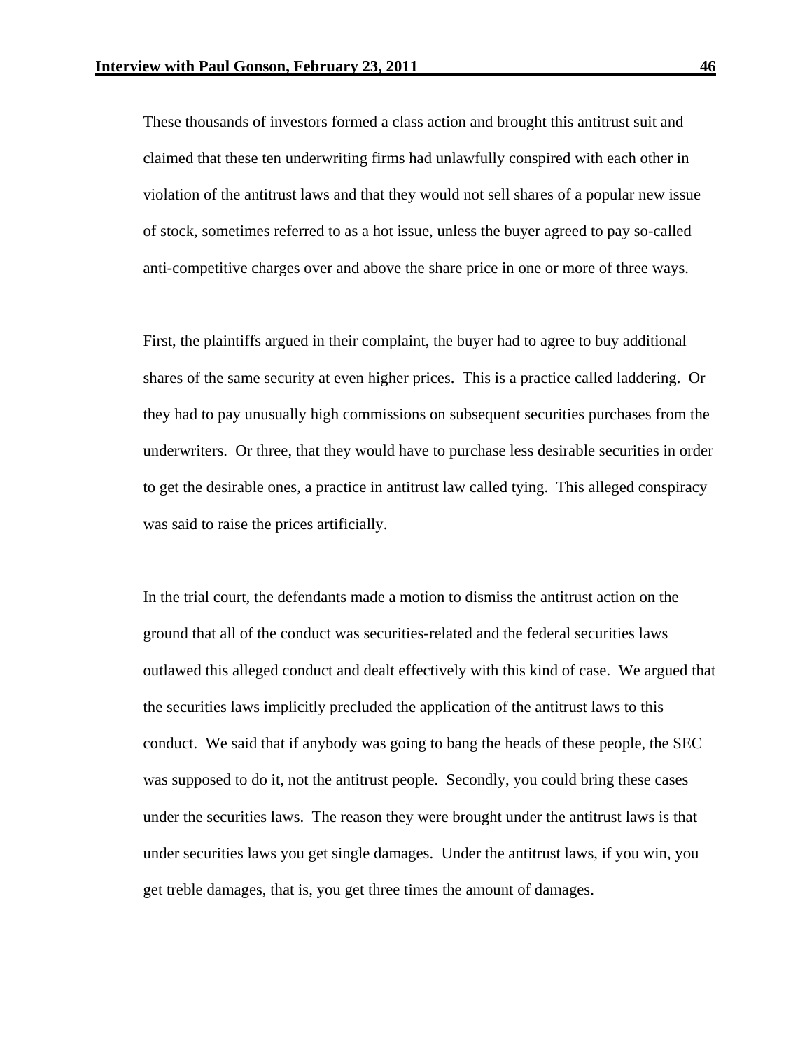These thousands of investors formed a class action and brought this antitrust suit and claimed that these ten underwriting firms had unlawfully conspired with each other in violation of the antitrust laws and that they would not sell shares of a popular new issue of stock, sometimes referred to as a hot issue, unless the buyer agreed to pay so-called anti-competitive charges over and above the share price in one or more of three ways.

First, the plaintiffs argued in their complaint, the buyer had to agree to buy additional shares of the same security at even higher prices. This is a practice called laddering. Or they had to pay unusually high commissions on subsequent securities purchases from the underwriters. Or three, that they would have to purchase less desirable securities in order to get the desirable ones, a practice in antitrust law called tying. This alleged conspiracy was said to raise the prices artificially.

In the trial court, the defendants made a motion to dismiss the antitrust action on the ground that all of the conduct was securities-related and the federal securities laws outlawed this alleged conduct and dealt effectively with this kind of case. We argued that the securities laws implicitly precluded the application of the antitrust laws to this conduct. We said that if anybody was going to bang the heads of these people, the SEC was supposed to do it, not the antitrust people. Secondly, you could bring these cases under the securities laws. The reason they were brought under the antitrust laws is that under securities laws you get single damages. Under the antitrust laws, if you win, you get treble damages, that is, you get three times the amount of damages.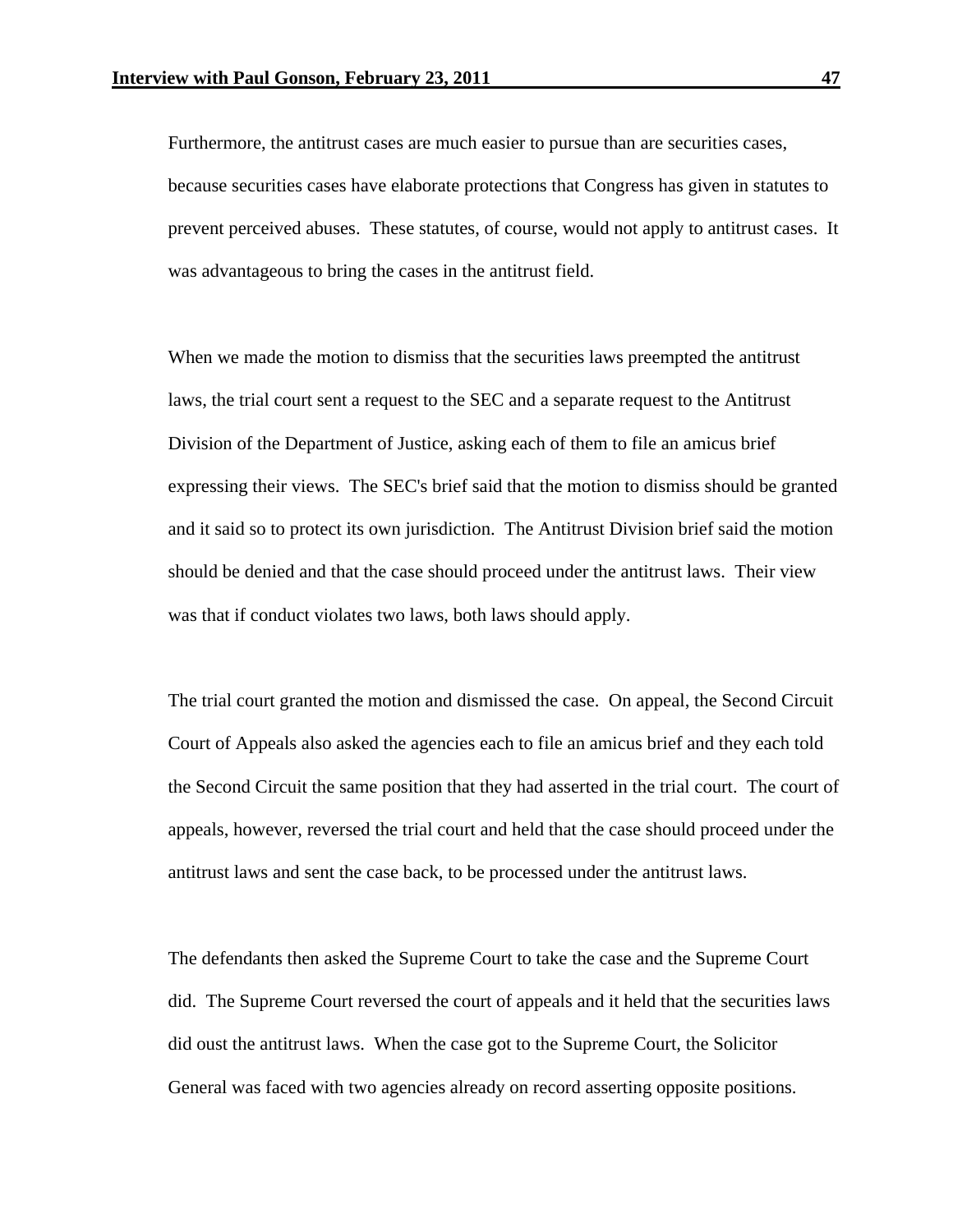Furthermore, the antitrust cases are much easier to pursue than are securities cases, because securities cases have elaborate protections that Congress has given in statutes to prevent perceived abuses. These statutes, of course, would not apply to antitrust cases. It was advantageous to bring the cases in the antitrust field.

When we made the motion to dismiss that the securities laws preempted the antitrust laws, the trial court sent a request to the SEC and a separate request to the Antitrust Division of the Department of Justice, asking each of them to file an amicus brief expressing their views. The SEC's brief said that the motion to dismiss should be granted and it said so to protect its own jurisdiction. The Antitrust Division brief said the motion should be denied and that the case should proceed under the antitrust laws. Their view was that if conduct violates two laws, both laws should apply.

The trial court granted the motion and dismissed the case. On appeal, the Second Circuit Court of Appeals also asked the agencies each to file an amicus brief and they each told the Second Circuit the same position that they had asserted in the trial court. The court of appeals, however, reversed the trial court and held that the case should proceed under the antitrust laws and sent the case back, to be processed under the antitrust laws.

The defendants then asked the Supreme Court to take the case and the Supreme Court did. The Supreme Court reversed the court of appeals and it held that the securities laws did oust the antitrust laws. When the case got to the Supreme Court, the Solicitor General was faced with two agencies already on record asserting opposite positions.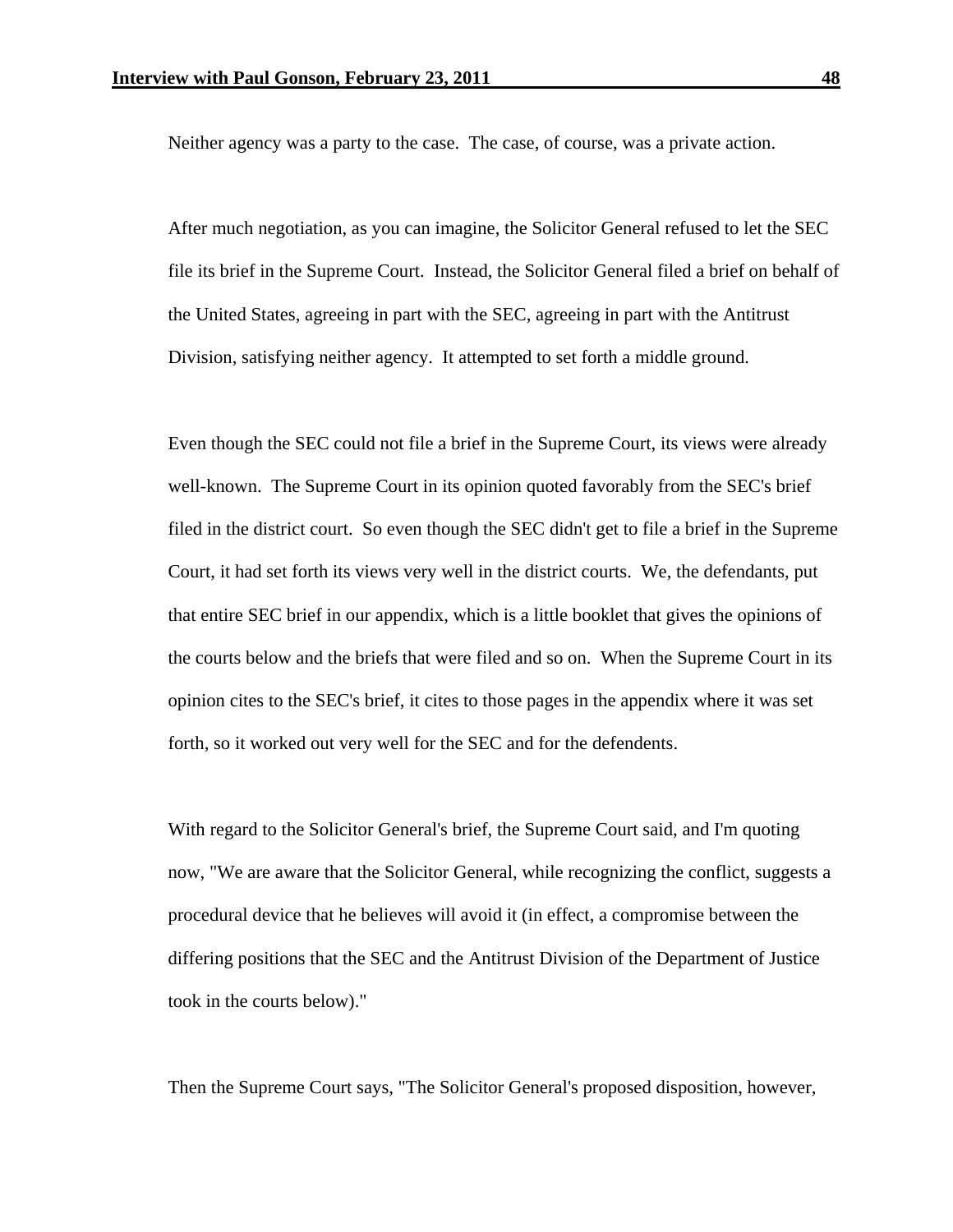Neither agency was a party to the case. The case, of course, was a private action.

After much negotiation, as you can imagine, the Solicitor General refused to let the SEC file its brief in the Supreme Court. Instead, the Solicitor General filed a brief on behalf of the United States, agreeing in part with the SEC, agreeing in part with the Antitrust Division, satisfying neither agency. It attempted to set forth a middle ground.

Even though the SEC could not file a brief in the Supreme Court, its views were already well-known. The Supreme Court in its opinion quoted favorably from the SEC's brief filed in the district court. So even though the SEC didn't get to file a brief in the Supreme Court, it had set forth its views very well in the district courts. We, the defendants, put that entire SEC brief in our appendix, which is a little booklet that gives the opinions of the courts below and the briefs that were filed and so on. When the Supreme Court in its opinion cites to the SEC's brief, it cites to those pages in the appendix where it was set forth, so it worked out very well for the SEC and for the defendents.

With regard to the Solicitor General's brief, the Supreme Court said, and I'm quoting now, "We are aware that the Solicitor General, while recognizing the conflict, suggests a procedural device that he believes will avoid it (in effect, a compromise between the differing positions that the SEC and the Antitrust Division of the Department of Justice took in the courts below)."

Then the Supreme Court says, "The Solicitor General's proposed disposition, however,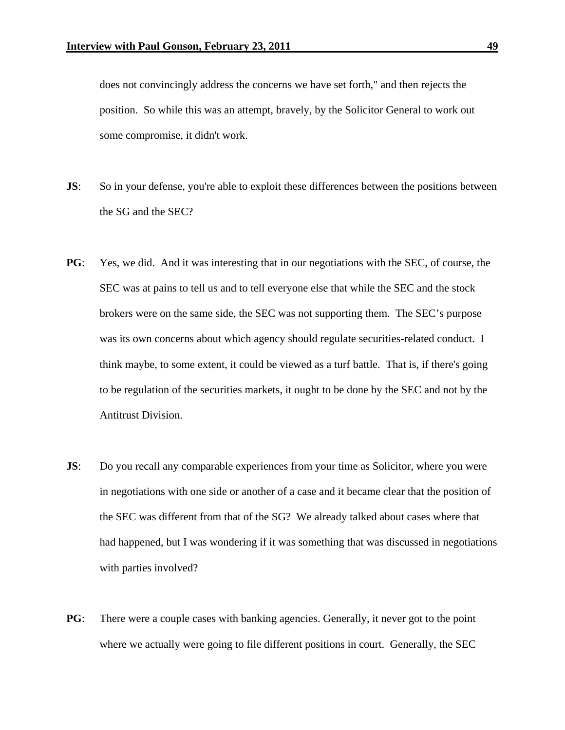does not convincingly address the concerns we have set forth," and then rejects the position. So while this was an attempt, bravely, by the Solicitor General to work out some compromise, it didn't work.

**JS**: So in your defense, you're able to exploit these differences between the positions between the SG and the SEC?

**PG**: Yes, we did. And it was interesting that in our negotiations with the SEC, of course, the SEC was at pains to tell us and to tell everyone else that while the SEC and the stock brokers were on the same side, the SEC was not supporting them. The SEC's purpose was its own concerns about which agency should regulate securities-related conduct. I think maybe, to some extent, it could be viewed as a turf battle. That is, if there's going to be regulation of the securities markets, it ought to be done by the SEC and not by the Antitrust Division.

**JS**: Do you recall any comparable experiences from your time as Solicitor, where you were in negotiations with one side or another of a case and it became clear that the position of the SEC was different from that of the SG? We already talked about cases where that had happened, but I was wondering if it was something that was discussed in negotiations with parties involved?

**PG**: There were a couple cases with banking agencies. Generally, it never got to the point where we actually were going to file different positions in court. Generally, the SEC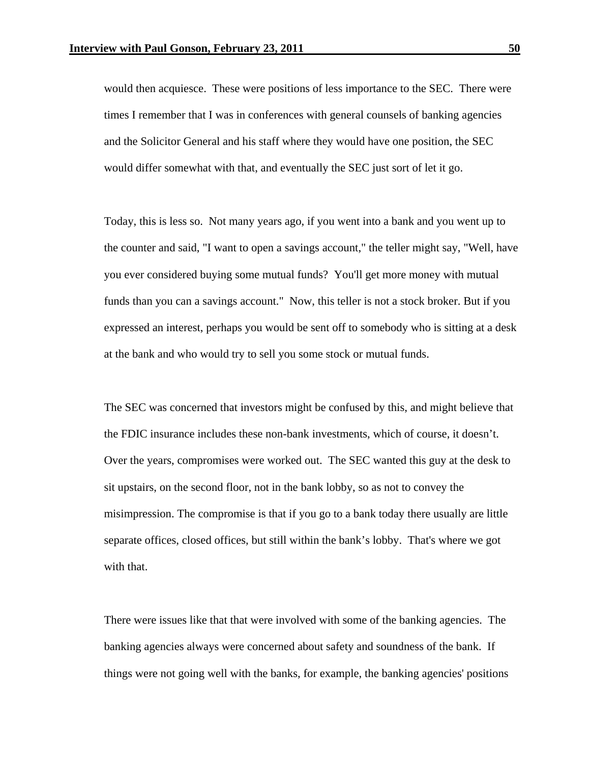would then acquiesce. These were positions of less importance to the SEC. There were times I remember that I was in conferences with general counsels of banking agencies and the Solicitor General and his staff where they would have one position, the SEC would differ somewhat with that, and eventually the SEC just sort of let it go.

Today, this is less so. Not many years ago, if you went into a bank and you went up to the counter and said, "I want to open a savings account," the teller might say, "Well, have you ever considered buying some mutual funds? You'll get more money with mutual funds than you can a savings account." Now, this teller is not a stock broker. But if you expressed an interest, perhaps you would be sent off to somebody who is sitting at a desk at the bank and who would try to sell you some stock or mutual funds.

The SEC was concerned that investors might be confused by this, and might believe that the FDIC insurance includes these non-bank investments, which of course, it doesn't. Over the years, compromises were worked out. The SEC wanted this guy at the desk to sit upstairs, on the second floor, not in the bank lobby, so as not to convey the misimpression. The compromise is that if you go to a bank today there usually are little separate offices, closed offices, but still within the bank's lobby. That's where we got with that.

There were issues like that that were involved with some of the banking agencies. The banking agencies always were concerned about safety and soundness of the bank. If things were not going well with the banks, for example, the banking agencies' positions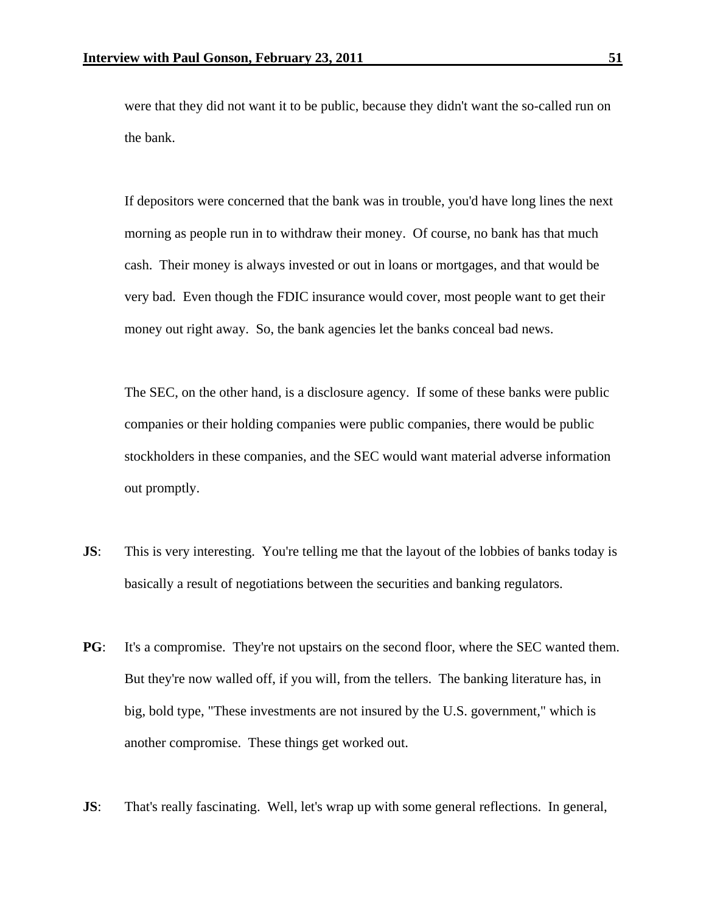were that they did not want it to be public, because they didn't want the so-called run on the bank.

If depositors were concerned that the bank was in trouble, you'd have long lines the next morning as people run in to withdraw their money. Of course, no bank has that much cash. Their money is always invested or out in loans or mortgages, and that would be very bad. Even though the FDIC insurance would cover, most people want to get their money out right away. So, the bank agencies let the banks conceal bad news.

The SEC, on the other hand, is a disclosure agency. If some of these banks were public companies or their holding companies were public companies, there would be public stockholders in these companies, and the SEC would want material adverse information out promptly.

**JS**: This is very interesting. You're telling me that the layout of the lobbies of banks today is basically a result of negotiations between the securities and banking regulators.

**PG**: It's a compromise. They're not upstairs on the second floor, where the SEC wanted them. But they're now walled off, if you will, from the tellers. The banking literature has, in big, bold type, "These investments are not insured by the U.S. government," which is another compromise. These things get worked out.

**JS**: That's really fascinating. Well, let's wrap up with some general reflections. In general,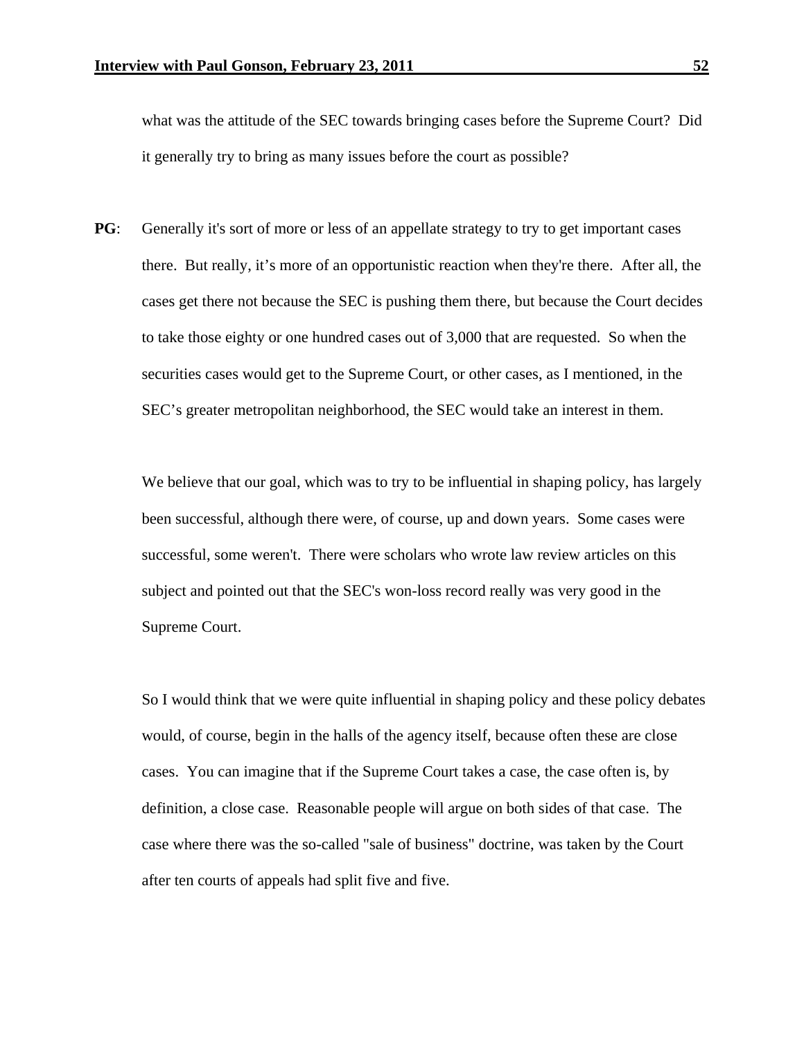what was the attitude of the SEC towards bringing cases before the Supreme Court? Did it generally try to bring as many issues before the court as possible?

**PG**: Generally it's sort of more or less of an appellate strategy to try to get important cases there. But really, it's more of an opportunistic reaction when they're there. After all, the cases get there not because the SEC is pushing them there, but because the Court decides to take those eighty or one hundred cases out of 3,000 that are requested. So when the securities cases would get to the Supreme Court, or other cases, as I mentioned, in the SEC's greater metropolitan neighborhood, the SEC would take an interest in them.

We believe that our goal, which was to try to be influential in shaping policy, has largely been successful, although there were, of course, up and down years. Some cases were successful, some weren't. There were scholars who wrote law review articles on this subject and pointed out that the SEC's won-loss record really was very good in the Supreme Court.

So I would think that we were quite influential in shaping policy and these policy debates would, of course, begin in the halls of the agency itself, because often these are close cases. You can imagine that if the Supreme Court takes a case, the case often is, by definition, a close case. Reasonable people will argue on both sides of that case. The case where there was the so-called "sale of business" doctrine, was taken by the Court after ten courts of appeals had split five and five.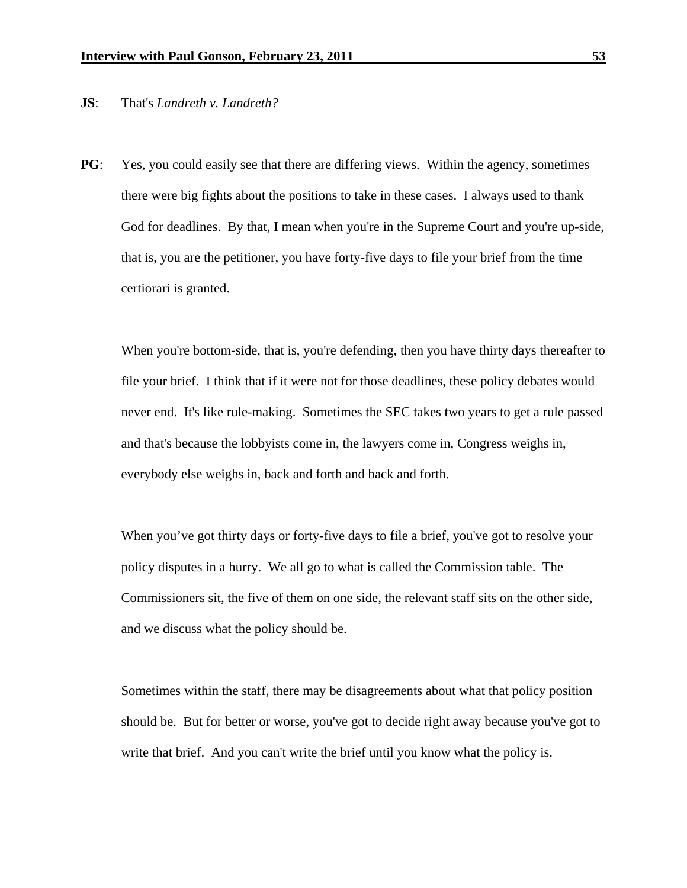**JS**: That's *Landreth v. Landreth?*

**PG**: Yes, you could easily see that there are differing views. Within the agency, sometimes there were big fights about the positions to take in these cases. I always used to thank God for deadlines. By that, I mean when you're in the Supreme Court and you're up-side, that is, you are the petitioner, you have forty-five days to file your brief from the time certiorari is granted.

When you're bottom-side, that is, you're defending, then you have thirty days thereafter to file your brief. I think that if it were not for those deadlines, these policy debates would never end. It's like rule-making. Sometimes the SEC takes two years to get a rule passed and that's because the lobbyists come in, the lawyers come in, Congress weighs in, everybody else weighs in, back and forth and back and forth.

When you've got thirty days or forty-five days to file a brief, you've got to resolve your policy disputes in a hurry. We all go to what is called the Commission table. The Commissioners sit, the five of them on one side, the relevant staff sits on the other side, and we discuss what the policy should be.

Sometimes within the staff, there may be disagreements about what that policy position should be. But for better or worse, you've got to decide right away because you've got to write that brief. And you can't write the brief until you know what the policy is.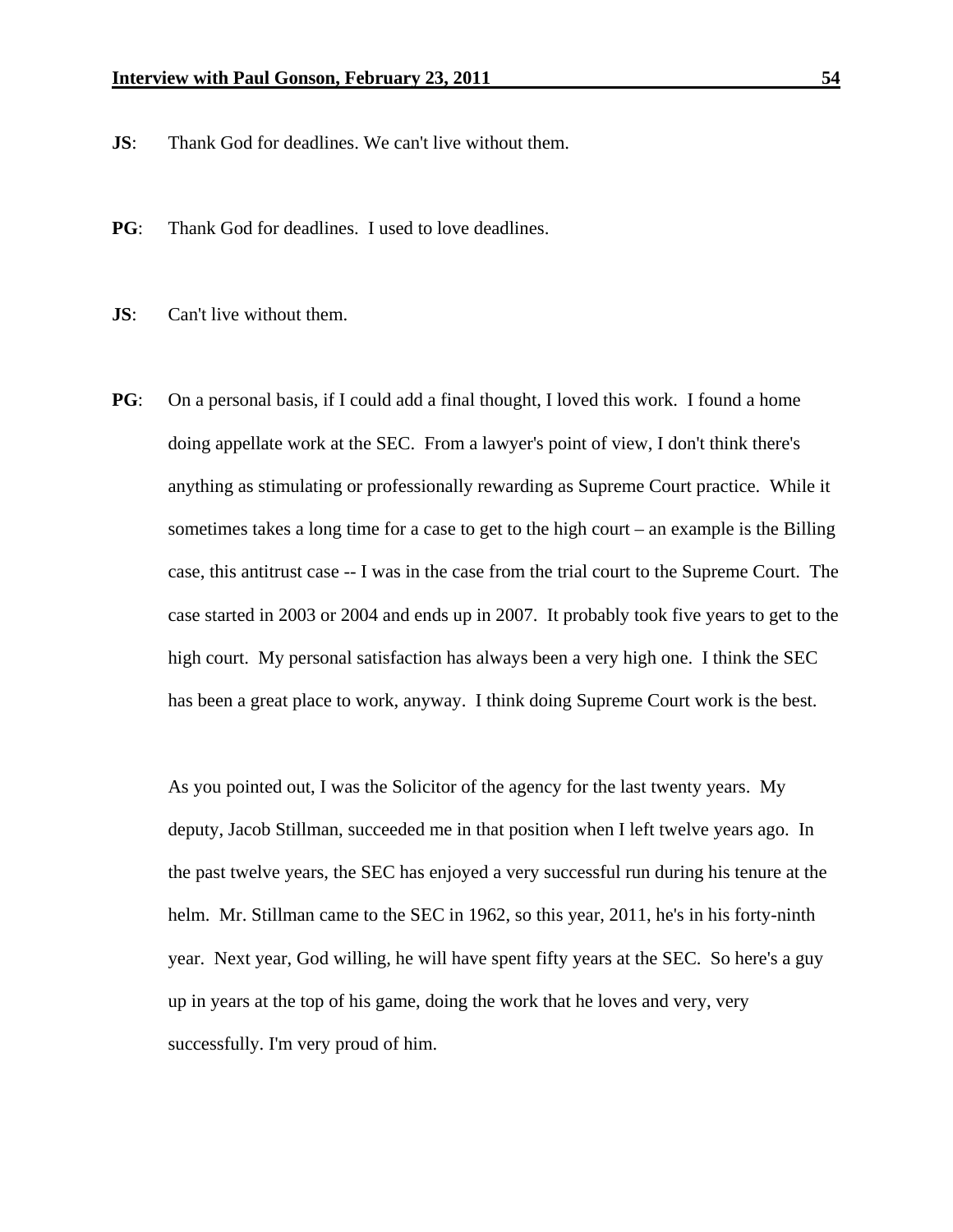**JS**: Thank God for deadlines. We can't live without them.

**PG**: Thank God for deadlines. I used to love deadlines.

**JS**: Can't live without them.

**PG**: On a personal basis, if I could add a final thought, I loved this work. I found a home doing appellate work at the SEC. From a lawyer's point of view, I don't think there's anything as stimulating or professionally rewarding as Supreme Court practice. While it sometimes takes a long time for a case to get to the high court – an example is the Billing case, this antitrust case -- I was in the case from the trial court to the Supreme Court. The case started in 2003 or 2004 and ends up in 2007. It probably took five years to get to the high court. My personal satisfaction has always been a very high one. I think the SEC has been a great place to work, anyway. I think doing Supreme Court work is the best.

As you pointed out, I was the Solicitor of the agency for the last twenty years. My deputy, Jacob Stillman, succeeded me in that position when I left twelve years ago. In the past twelve years, the SEC has enjoyed a very successful run during his tenure at the helm. Mr. Stillman came to the SEC in 1962, so this year, 2011, he's in his forty-ninth year. Next year, God willing, he will have spent fifty years at the SEC. So here's a guy up in years at the top of his game, doing the work that he loves and very, very successfully. I'm very proud of him.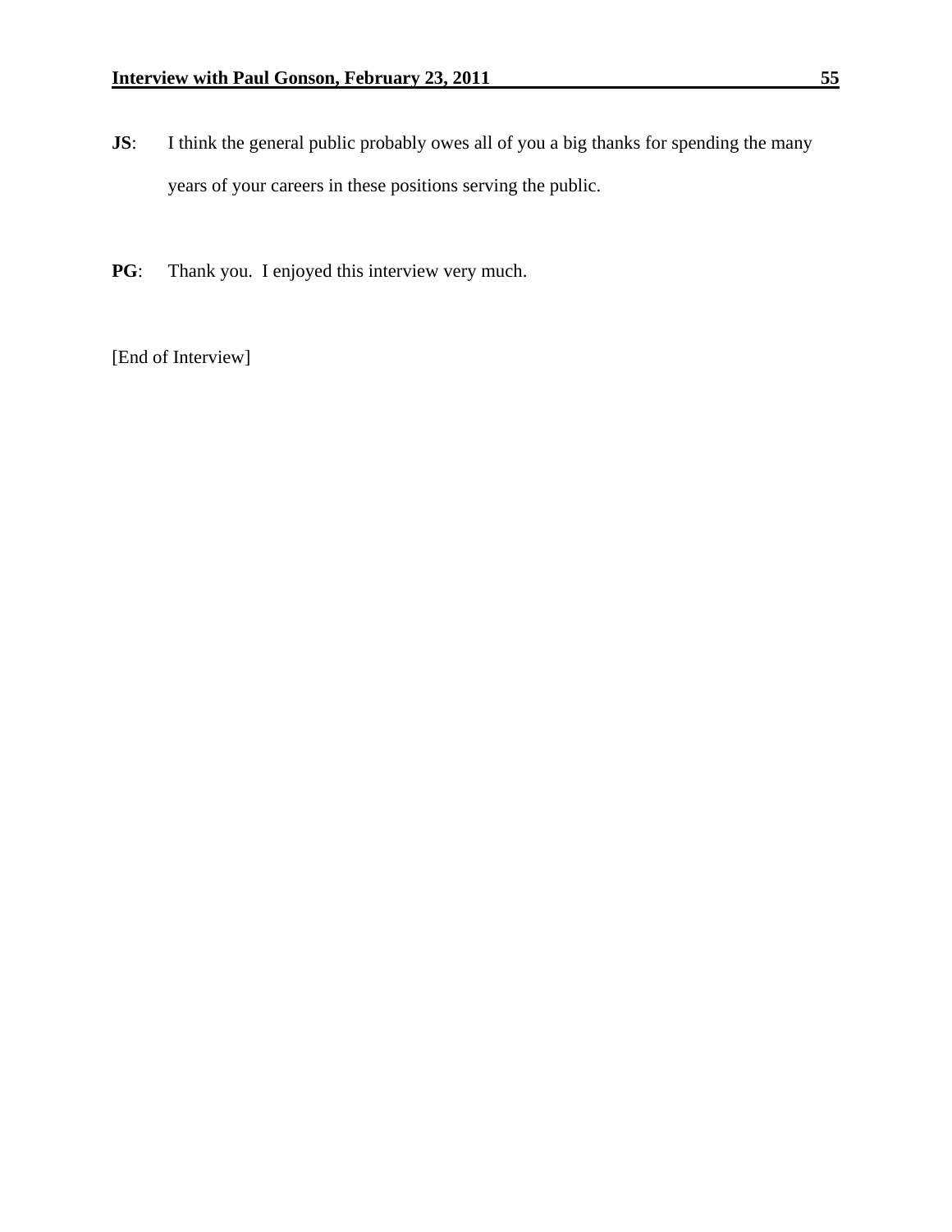**JS**: I think the general public probably owes all of you a big thanks for spending the many years of your careers in these positions serving the public.

**PG**: Thank you. I enjoyed this interview very much.

[End of Interview]